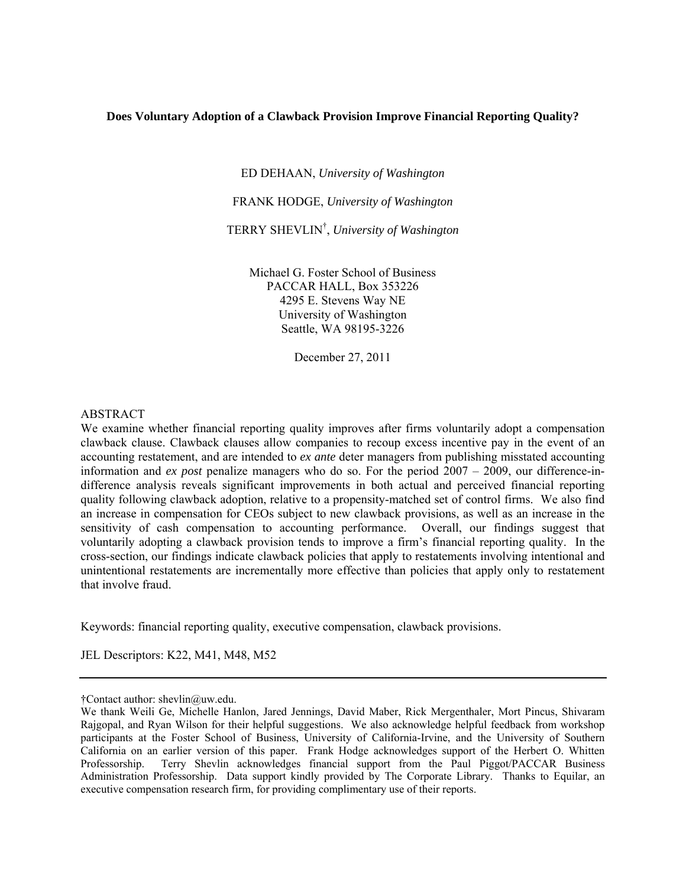# Does Voluntary Adoption of a Clawback Provision Improve Financial Reporting Quality?

ED DEHAAN, *University of Washington*

FRANK HODGE, *University of Washington*

TERRY SHEVLIN[†], *University of Washington*

Michael G. Foster School of Business
PACCAR HALL, Box 353226
4295 E. Stevens Way NE
University of Washington
Seattle, WA 98195-3226

December 27, 2011

ABSTRACT

We examine whether financial reporting quality improves after firms voluntarily adopt a compensation clawback clause. Clawback clauses allow companies to recoup excess incentive pay in the event of an accounting restatement, and are intended to *ex ante* deter managers from publishing misstated accounting information and *ex post* penalize managers who do so. For the period 2007 – 2009, our difference-in-difference analysis reveals significant improvements in both actual and perceived financial reporting quality following clawback adoption, relative to a propensity-matched set of control firms. We also find an increase in compensation for CEOs subject to new clawback provisions, as well as an increase in the sensitivity of cash compensation to accounting performance. Overall, our findings suggest that voluntarily adopting a clawback provision tends to improve a firm's financial reporting quality. In the cross-section, our findings indicate clawback policies that apply to restatements involving intentional and unintentional restatements are incrementally more effective than policies that apply only to restatement that involve fraud.

Keywords: financial reporting quality, executive compensation, clawback provisions.

JEL Descriptors: K22, M41, M48, M52

---

†Contact author: shevlin@uw.edu.

We thank Weili Ge, Michelle Hanlon, Jared Jennings, David Maber, Rick Mergenthaler, Mort Pincus, Shivaram Rajgopal, and Ryan Wilson for their helpful suggestions. We also acknowledge helpful feedback from workshop participants at the Foster School of Business, University of California-Irvine, and the University of Southern California on an earlier version of this paper. Frank Hodge acknowledges support of the Herbert O. Whitten Professorship. Terry Shevlin acknowledges financial support from the Paul Piggot/PACCAR Business Administration Professorship. Data support kindly provided by The Corporate Library. Thanks to Equilar, an executive compensation research firm, for providing complimentary use of their reports.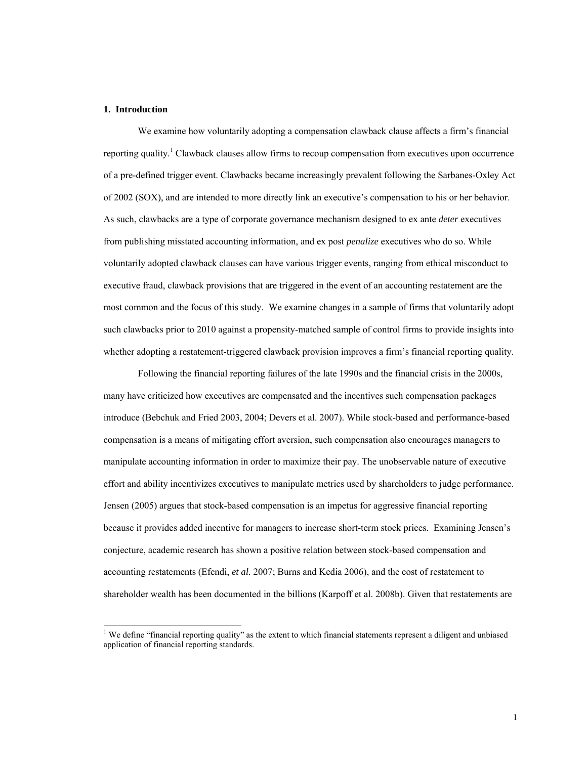## 1. Introduction

We examine how voluntarily adopting a compensation clawback clause affects a firm's financial reporting quality.[1] Clawback clauses allow firms to recoup compensation from executives upon occurrence of a pre-defined trigger event. Clawbacks became increasingly prevalent following the Sarbanes-Oxley Act of 2002 (SOX), and are intended to more directly link an executive's compensation to his or her behavior. As such, clawbacks are a type of corporate governance mechanism designed to ex ante *deter* executives from publishing misstated accounting information, and ex post *penalize* executives who do so. While voluntarily adopted clawback clauses can have various trigger events, ranging from ethical misconduct to executive fraud, clawback provisions that are triggered in the event of an accounting restatement are the most common and the focus of this study. We examine changes in a sample of firms that voluntarily adopt such clawbacks prior to 2010 against a propensity-matched sample of control firms to provide insights into whether adopting a restatement-triggered clawback provision improves a firm's financial reporting quality.

Following the financial reporting failures of the late 1990s and the financial crisis in the 2000s, many have criticized how executives are compensated and the incentives such compensation packages introduce (Bebchuk and Fried 2003, 2004; Devers et al. 2007). While stock-based and performance-based compensation is a means of mitigating effort aversion, such compensation also encourages managers to manipulate accounting information in order to maximize their pay. The unobservable nature of executive effort and ability incentivizes executives to manipulate metrics used by shareholders to judge performance. Jensen (2005) argues that stock-based compensation is an impetus for aggressive financial reporting because it provides added incentive for managers to increase short-term stock prices. Examining Jensen's conjecture, academic research has shown a positive relation between stock-based compensation and accounting restatements (Efendi, *et al.* 2007; Burns and Kedia 2006), and the cost of restatement to shareholder wealth has been documented in the billions (Karpoff et al. 2008b). Given that restatements are

[1] We define "financial reporting quality" as the extent to which financial statements represent a diligent and unbiased application of financial reporting standards.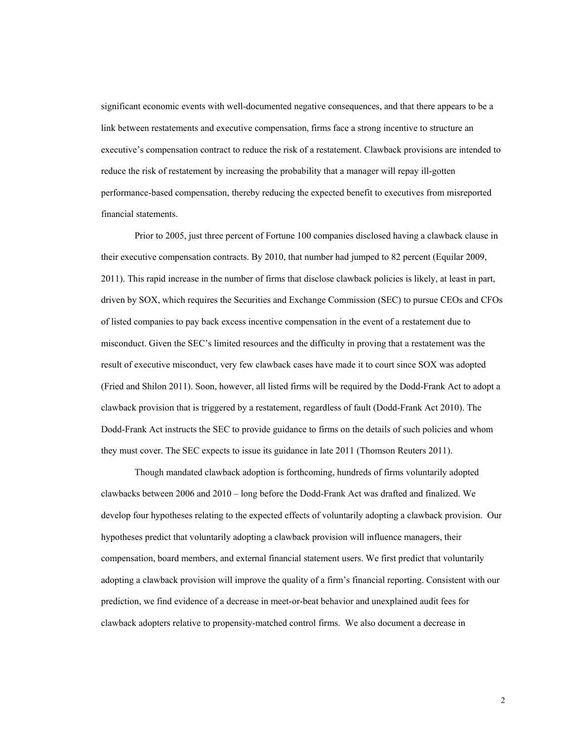significant economic events with well-documented negative consequences, and that there appears to be a link between restatements and executive compensation, firms face a strong incentive to structure an executive's compensation contract to reduce the risk of a restatement. Clawback provisions are intended to reduce the risk of restatement by increasing the probability that a manager will repay ill-gotten performance-based compensation, thereby reducing the expected benefit to executives from misreported financial statements.

Prior to 2005, just three percent of Fortune 100 companies disclosed having a clawback clause in their executive compensation contracts. By 2010, that number had jumped to 82 percent (Equilar 2009, 2011). This rapid increase in the number of firms that disclose clawback policies is likely, at least in part, driven by SOX, which requires the Securities and Exchange Commission (SEC) to pursue CEOs and CFOs of listed companies to pay back excess incentive compensation in the event of a restatement due to misconduct. Given the SEC's limited resources and the difficulty in proving that a restatement was the result of executive misconduct, very few clawback cases have made it to court since SOX was adopted (Fried and Shilon 2011). Soon, however, all listed firms will be required by the Dodd-Frank Act to adopt a clawback provision that is triggered by a restatement, regardless of fault (Dodd-Frank Act 2010). The Dodd-Frank Act instructs the SEC to provide guidance to firms on the details of such policies and whom they must cover. The SEC expects to issue its guidance in late 2011 (Thomson Reuters 2011).

Though mandated clawback adoption is forthcoming, hundreds of firms voluntarily adopted clawbacks between 2006 and 2010 – long before the Dodd-Frank Act was drafted and finalized. We develop four hypotheses relating to the expected effects of voluntarily adopting a clawback provision. Our hypotheses predict that voluntarily adopting a clawback provision will influence managers, their compensation, board members, and external financial statement users. We first predict that voluntarily adopting a clawback provision will improve the quality of a firm's financial reporting. Consistent with our prediction, we find evidence of a decrease in meet-or-beat behavior and unexplained audit fees for clawback adopters relative to propensity-matched control firms. We also document a decrease in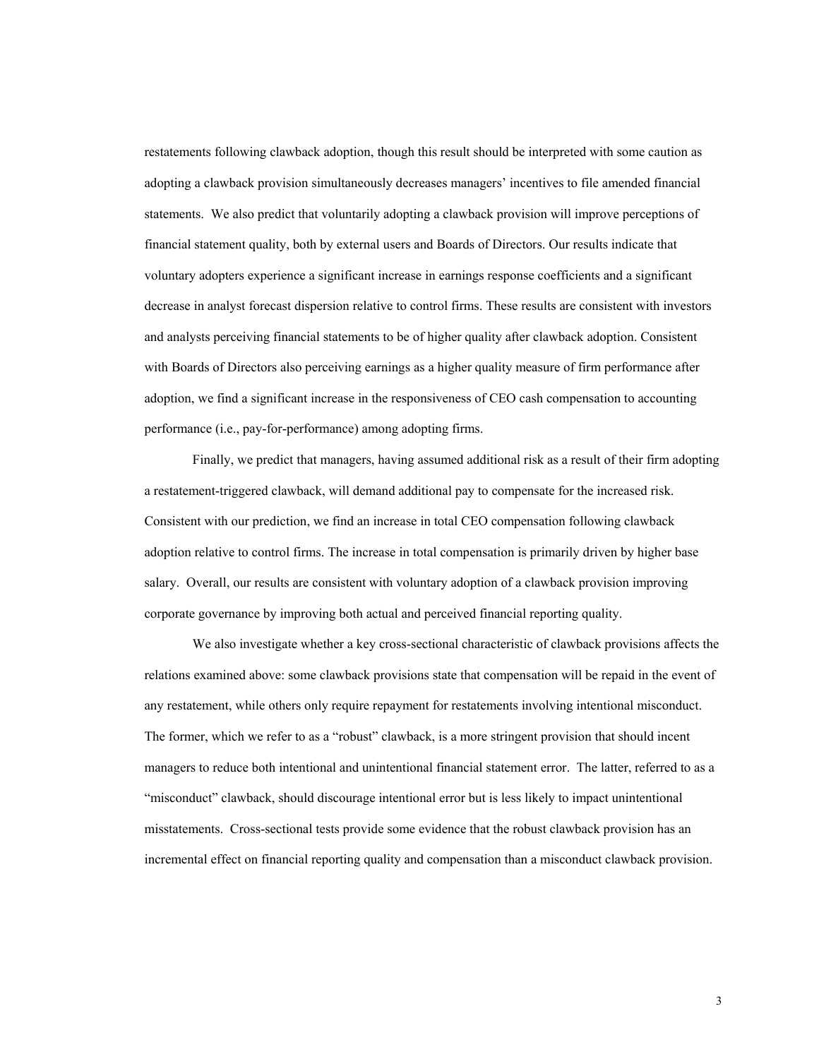restatements following clawback adoption, though this result should be interpreted with some caution as adopting a clawback provision simultaneously decreases managers' incentives to file amended financial statements. We also predict that voluntarily adopting a clawback provision will improve perceptions of financial statement quality, both by external users and Boards of Directors. Our results indicate that voluntary adopters experience a significant increase in earnings response coefficients and a significant decrease in analyst forecast dispersion relative to control firms. These results are consistent with investors and analysts perceiving financial statements to be of higher quality after clawback adoption. Consistent with Boards of Directors also perceiving earnings as a higher quality measure of firm performance after adoption, we find a significant increase in the responsiveness of CEO cash compensation to accounting performance (i.e., pay-for-performance) among adopting firms.

Finally, we predict that managers, having assumed additional risk as a result of their firm adopting a restatement-triggered clawback, will demand additional pay to compensate for the increased risk. Consistent with our prediction, we find an increase in total CEO compensation following clawback adoption relative to control firms. The increase in total compensation is primarily driven by higher base salary. Overall, our results are consistent with voluntary adoption of a clawback provision improving corporate governance by improving both actual and perceived financial reporting quality.

We also investigate whether a key cross-sectional characteristic of clawback provisions affects the relations examined above: some clawback provisions state that compensation will be repaid in the event of any restatement, while others only require repayment for restatements involving intentional misconduct. The former, which we refer to as a "robust" clawback, is a more stringent provision that should incent managers to reduce both intentional and unintentional financial statement error. The latter, referred to as a "misconduct" clawback, should discourage intentional error but is less likely to impact unintentional misstatements. Cross-sectional tests provide some evidence that the robust clawback provision has an incremental effect on financial reporting quality and compensation than a misconduct clawback provision.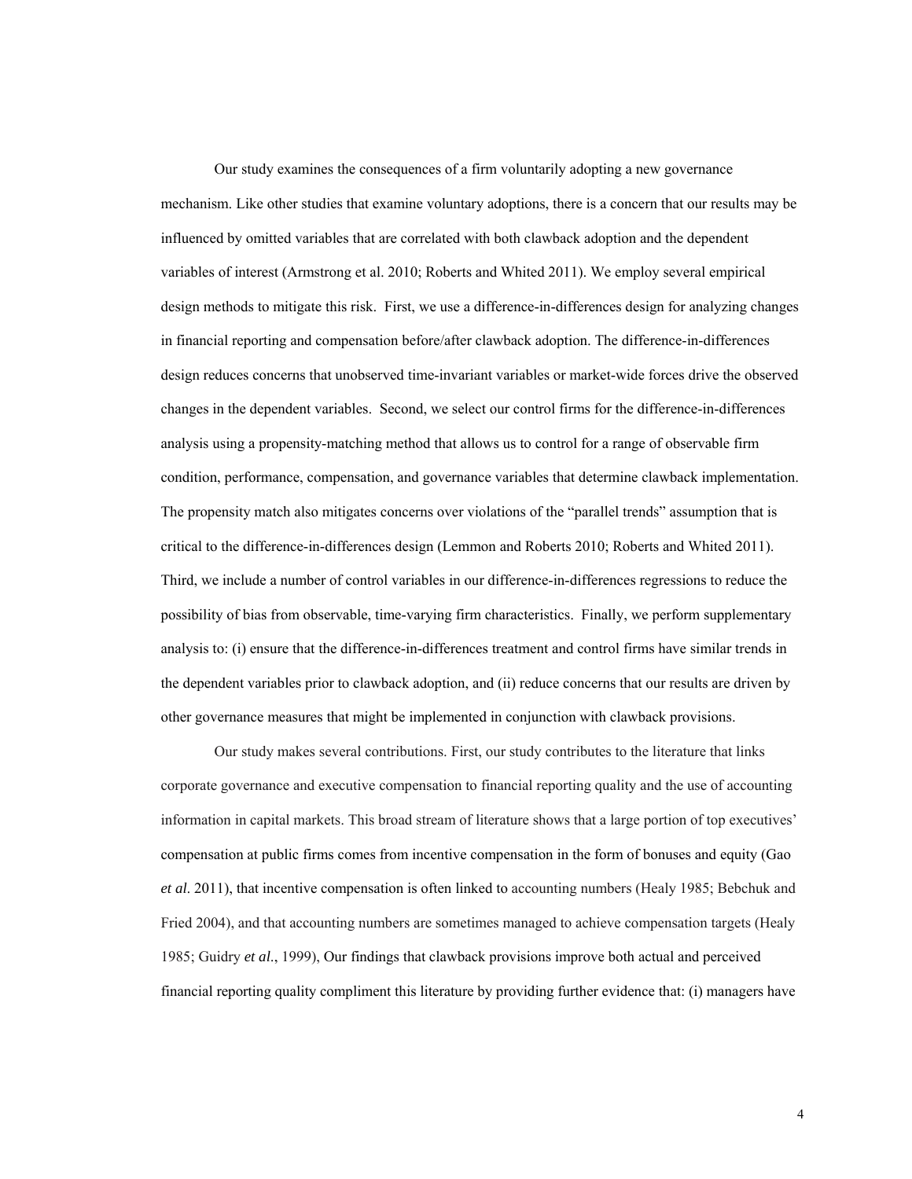Our study examines the consequences of a firm voluntarily adopting a new governance mechanism. Like other studies that examine voluntary adoptions, there is a concern that our results may be influenced by omitted variables that are correlated with both clawback adoption and the dependent variables of interest (Armstrong et al. 2010; Roberts and Whited 2011). We employ several empirical design methods to mitigate this risk. First, we use a difference-in-differences design for analyzing changes in financial reporting and compensation before/after clawback adoption. The difference-in-differences design reduces concerns that unobserved time-invariant variables or market-wide forces drive the observed changes in the dependent variables. Second, we select our control firms for the difference-in-differences analysis using a propensity-matching method that allows us to control for a range of observable firm condition, performance, compensation, and governance variables that determine clawback implementation. The propensity match also mitigates concerns over violations of the "parallel trends" assumption that is critical to the difference-in-differences design (Lemmon and Roberts 2010; Roberts and Whited 2011). Third, we include a number of control variables in our difference-in-differences regressions to reduce the possibility of bias from observable, time-varying firm characteristics. Finally, we perform supplementary analysis to: (i) ensure that the difference-in-differences treatment and control firms have similar trends in the dependent variables prior to clawback adoption, and (ii) reduce concerns that our results are driven by other governance measures that might be implemented in conjunction with clawback provisions.

Our study makes several contributions. First, our study contributes to the literature that links corporate governance and executive compensation to financial reporting quality and the use of accounting information in capital markets. This broad stream of literature shows that a large portion of top executives' compensation at public firms comes from incentive compensation in the form of bonuses and equity (Gao *et al.* 2011), that incentive compensation is often linked to accounting numbers (Healy 1985; Bebchuk and Fried 2004), and that accounting numbers are sometimes managed to achieve compensation targets (Healy 1985; Guidry *et al.*, 1999), Our findings that clawback provisions improve both actual and perceived financial reporting quality compliment this literature by providing further evidence that: (i) managers have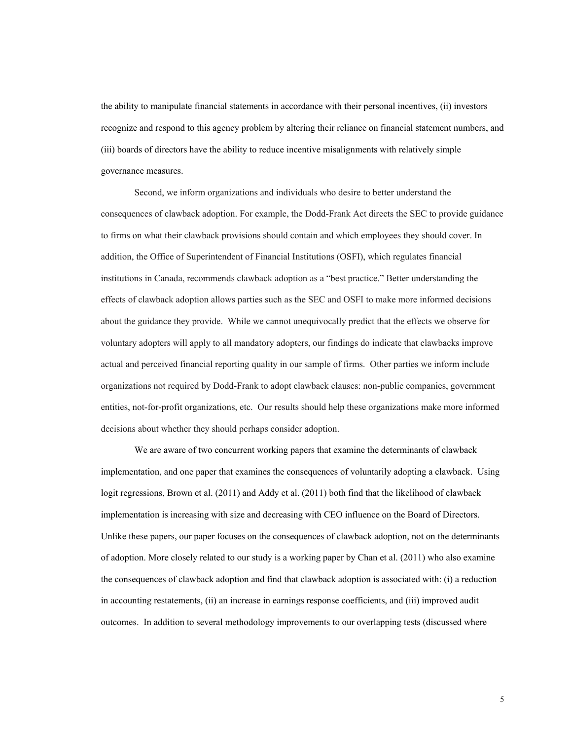the ability to manipulate financial statements in accordance with their personal incentives, (ii) investors recognize and respond to this agency problem by altering their reliance on financial statement numbers, and (iii) boards of directors have the ability to reduce incentive misalignments with relatively simple governance measures.

Second, we inform organizations and individuals who desire to better understand the consequences of clawback adoption. For example, the Dodd-Frank Act directs the SEC to provide guidance to firms on what their clawback provisions should contain and which employees they should cover. In addition, the Office of Superintendent of Financial Institutions (OSFI), which regulates financial institutions in Canada, recommends clawback adoption as a "best practice." Better understanding the effects of clawback adoption allows parties such as the SEC and OSFI to make more informed decisions about the guidance they provide. While we cannot unequivocally predict that the effects we observe for voluntary adopters will apply to all mandatory adopters, our findings do indicate that clawbacks improve actual and perceived financial reporting quality in our sample of firms. Other parties we inform include organizations not required by Dodd-Frank to adopt clawback clauses: non-public companies, government entities, not-for-profit organizations, etc. Our results should help these organizations make more informed decisions about whether they should perhaps consider adoption.

We are aware of two concurrent working papers that examine the determinants of clawback implementation, and one paper that examines the consequences of voluntarily adopting a clawback. Using logit regressions, Brown et al. (2011) and Addy et al. (2011) both find that the likelihood of clawback implementation is increasing with size and decreasing with CEO influence on the Board of Directors. Unlike these papers, our paper focuses on the consequences of clawback adoption, not on the determinants of adoption. More closely related to our study is a working paper by Chan et al. (2011) who also examine the consequences of clawback adoption and find that clawback adoption is associated with: (i) a reduction in accounting restatements, (ii) an increase in earnings response coefficients, and (iii) improved audit outcomes. In addition to several methodology improvements to our overlapping tests (discussed where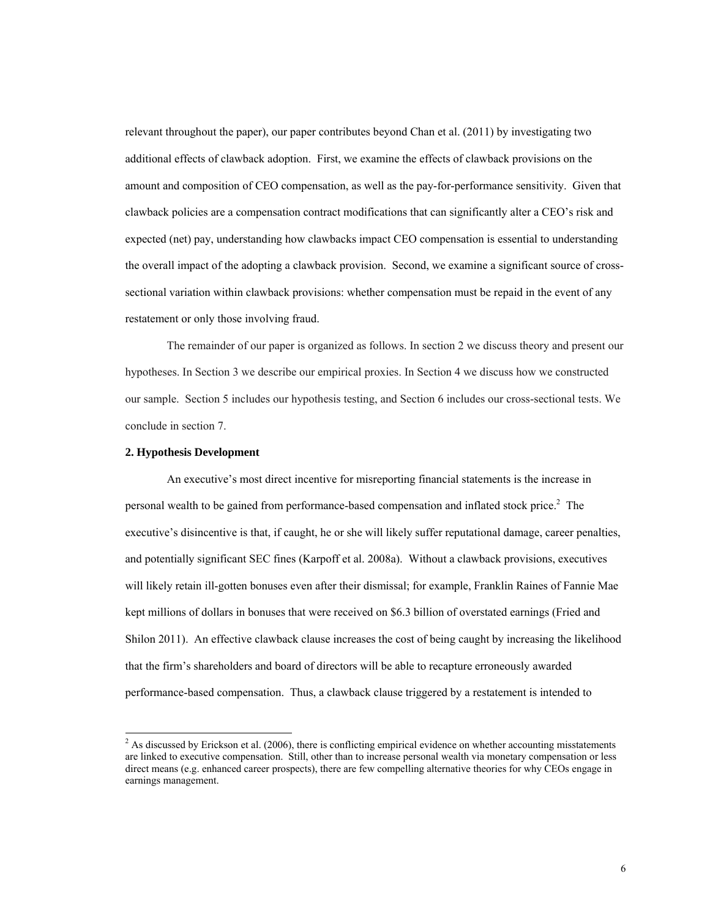relevant throughout the paper), our paper contributes beyond Chan et al. (2011) by investigating two additional effects of clawback adoption. First, we examine the effects of clawback provisions on the amount and composition of CEO compensation, as well as the pay-for-performance sensitivity. Given that clawback policies are a compensation contract modifications that can significantly alter a CEO's risk and expected (net) pay, understanding how clawbacks impact CEO compensation is essential to understanding the overall impact of the adopting a clawback provision. Second, we examine a significant source of cross-sectional variation within clawback provisions: whether compensation must be repaid in the event of any restatement or only those involving fraud.

The remainder of our paper is organized as follows. In section 2 we discuss theory and present our hypotheses. In Section 3 we describe our empirical proxies. In Section 4 we discuss how we constructed our sample. Section 5 includes our hypothesis testing, and Section 6 includes our cross-sectional tests. We conclude in section 7.

## 2. Hypothesis Development

An executive's most direct incentive for misreporting financial statements is the increase in personal wealth to be gained from performance-based compensation and inflated stock price.[2] The executive's disincentive is that, if caught, he or she will likely suffer reputational damage, career penalties, and potentially significant SEC fines (Karpoff et al. 2008a). Without a clawback provisions, executives will likely retain ill-gotten bonuses even after their dismissal; for example, Franklin Raines of Fannie Mae kept millions of dollars in bonuses that were received on $6.3 billion of overstated earnings (Fried and Shilon 2011). An effective clawback clause increases the cost of being caught by increasing the likelihood that the firm's shareholders and board of directors will be able to recapture erroneously awarded performance-based compensation. Thus, a clawback clause triggered by a restatement is intended to

[2] As discussed by Erickson et al. (2006), there is conflicting empirical evidence on whether accounting misstatements are linked to executive compensation. Still, other than to increase personal wealth via monetary compensation or less direct means (e.g. enhanced career prospects), there are few compelling alternative theories for why CEOs engage in earnings management.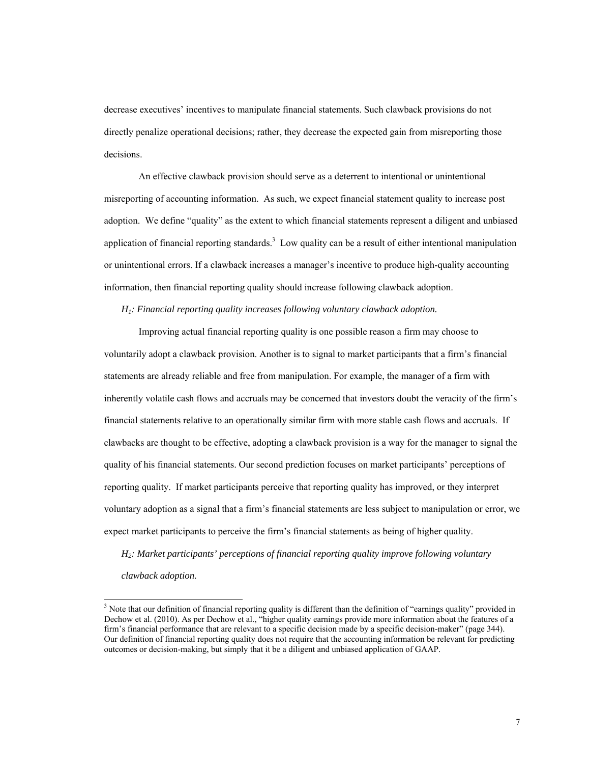decrease executives' incentives to manipulate financial statements. Such clawback provisions do not directly penalize operational decisions; rather, they decrease the expected gain from misreporting those decisions.

An effective clawback provision should serve as a deterrent to intentional or unintentional misreporting of accounting information. As such, we expect financial statement quality to increase post adoption. We define "quality" as the extent to which financial statements represent a diligent and unbiased application of financial reporting standards.[3] Low quality can be a result of either intentional manipulation or unintentional errors. If a clawback increases a manager's incentive to produce high-quality accounting information, then financial reporting quality should increase following clawback adoption.

*$H_1$: Financial reporting quality increases following voluntary clawback adoption.*

Improving actual financial reporting quality is one possible reason a firm may choose to voluntarily adopt a clawback provision. Another is to signal to market participants that a firm's financial statements are already reliable and free from manipulation. For example, the manager of a firm with inherently volatile cash flows and accruals may be concerned that investors doubt the veracity of the firm's financial statements relative to an operationally similar firm with more stable cash flows and accruals. If clawbacks are thought to be effective, adopting a clawback provision is a way for the manager to signal the quality of his financial statements. Our second prediction focuses on market participants' perceptions of reporting quality. If market participants perceive that reporting quality has improved, or they interpret voluntary adoption as a signal that a firm's financial statements are less subject to manipulation or error, we expect market participants to perceive the firm's financial statements as being of higher quality.

*$H_2$: Market participants' perceptions of financial reporting quality improve following voluntary clawback adoption.*

---

[3] Note that our definition of financial reporting quality is different than the definition of "earnings quality" provided in Dechow et al. (2010). As per Dechow et al., "higher quality earnings provide more information about the features of a firm's financial performance that are relevant to a specific decision made by a specific decision-maker" (page 344). Our definition of financial reporting quality does not require that the accounting information be relevant for predicting outcomes or decision-making, but simply that it be a diligent and unbiased application of GAAP.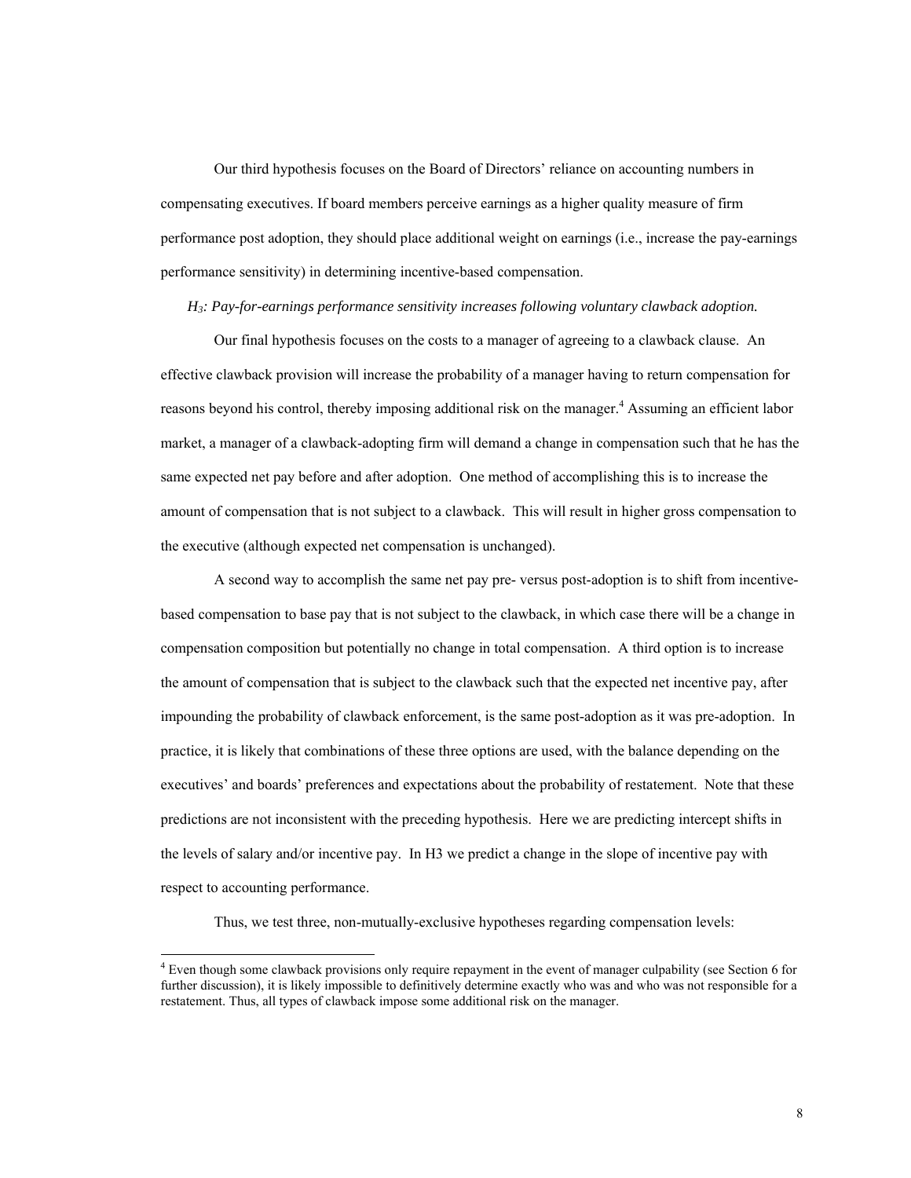Our third hypothesis focuses on the Board of Directors' reliance on accounting numbers in compensating executives. If board members perceive earnings as a higher quality measure of firm performance post adoption, they should place additional weight on earnings (i.e., increase the pay-earnings performance sensitivity) in determining incentive-based compensation.

*$H_3$: Pay-for-earnings performance sensitivity increases following voluntary clawback adoption.*

Our final hypothesis focuses on the costs to a manager of agreeing to a clawback clause. An effective clawback provision will increase the probability of a manager having to return compensation for reasons beyond his control, thereby imposing additional risk on the manager.[4] Assuming an efficient labor market, a manager of a clawback-adopting firm will demand a change in compensation such that he has the same expected net pay before and after adoption. One method of accomplishing this is to increase the amount of compensation that is not subject to a clawback. This will result in higher gross compensation to the executive (although expected net compensation is unchanged).

A second way to accomplish the same net pay pre- versus post-adoption is to shift from incentive-based compensation to base pay that is not subject to the clawback, in which case there will be a change in compensation composition but potentially no change in total compensation. A third option is to increase the amount of compensation that is subject to the clawback such that the expected net incentive pay, after impounding the probability of clawback enforcement, is the same post-adoption as it was pre-adoption. In practice, it is likely that combinations of these three options are used, with the balance depending on the executives' and boards' preferences and expectations about the probability of restatement. Note that these predictions are not inconsistent with the preceding hypothesis. Here we are predicting intercept shifts in the levels of salary and/or incentive pay. In H3 we predict a change in the slope of incentive pay with respect to accounting performance.

Thus, we test three, non-mutually-exclusive hypotheses regarding compensation levels:

[4] Even though some clawback provisions only require repayment in the event of manager culpability (see Section 6 for further discussion), it is likely impossible to definitively determine exactly who was and who was not responsible for a restatement. Thus, all types of clawback impose some additional risk on the manager.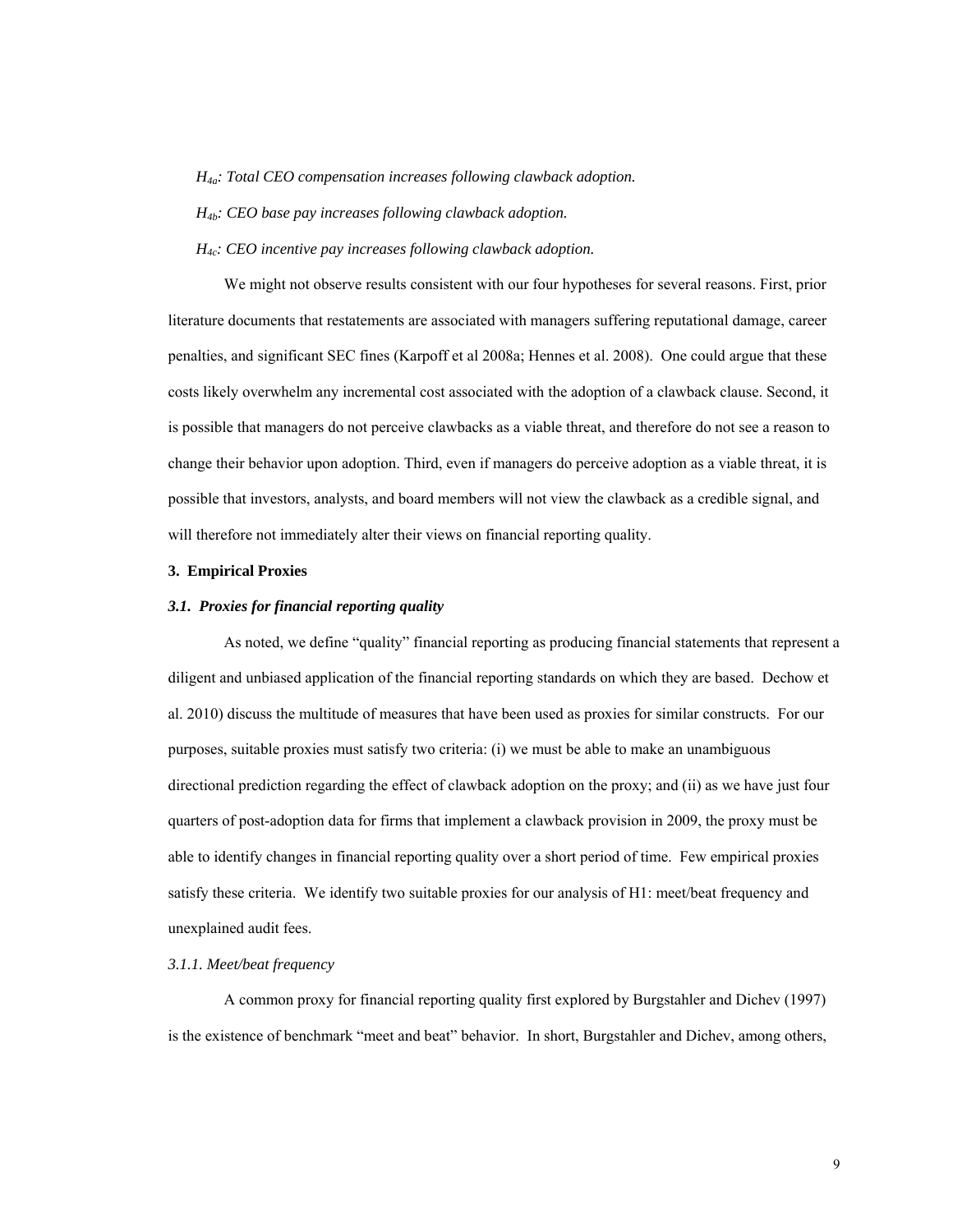*$H_{4a}$: Total CEO compensation increases following clawback adoption.*

*$H_{4b}$: CEO base pay increases following clawback adoption.*

*$H_{4c}$: CEO incentive pay increases following clawback adoption.*

We might not observe results consistent with our four hypotheses for several reasons. First, prior literature documents that restatements are associated with managers suffering reputational damage, career penalties, and significant SEC fines (Karpoff et al 2008a; Hennes et al. 2008). One could argue that these costs likely overwhelm any incremental cost associated with the adoption of a clawback clause. Second, it is possible that managers do not perceive clawbacks as a viable threat, and therefore do not see a reason to change their behavior upon adoption. Third, even if managers do perceive adoption as a viable threat, it is possible that investors, analysts, and board members will not view the clawback as a credible signal, and will therefore not immediately alter their views on financial reporting quality.

## 3. Empirical Proxies

### *3.1. Proxies for financial reporting quality*

As noted, we define "quality" financial reporting as producing financial statements that represent a diligent and unbiased application of the financial reporting standards on which they are based. Dechow et al. 2010) discuss the multitude of measures that have been used as proxies for similar constructs. For our purposes, suitable proxies must satisfy two criteria: (i) we must be able to make an unambiguous directional prediction regarding the effect of clawback adoption on the proxy; and (ii) as we have just four quarters of post-adoption data for firms that implement a clawback provision in 2009, the proxy must be able to identify changes in financial reporting quality over a short period of time. Few empirical proxies satisfy these criteria. We identify two suitable proxies for our analysis of H1: meet/beat frequency and unexplained audit fees.

#### *3.1.1. Meet/beat frequency*

A common proxy for financial reporting quality first explored by Burgstahler and Dichev (1997) is the existence of benchmark "meet and beat" behavior. In short, Burgstahler and Dichev, among others,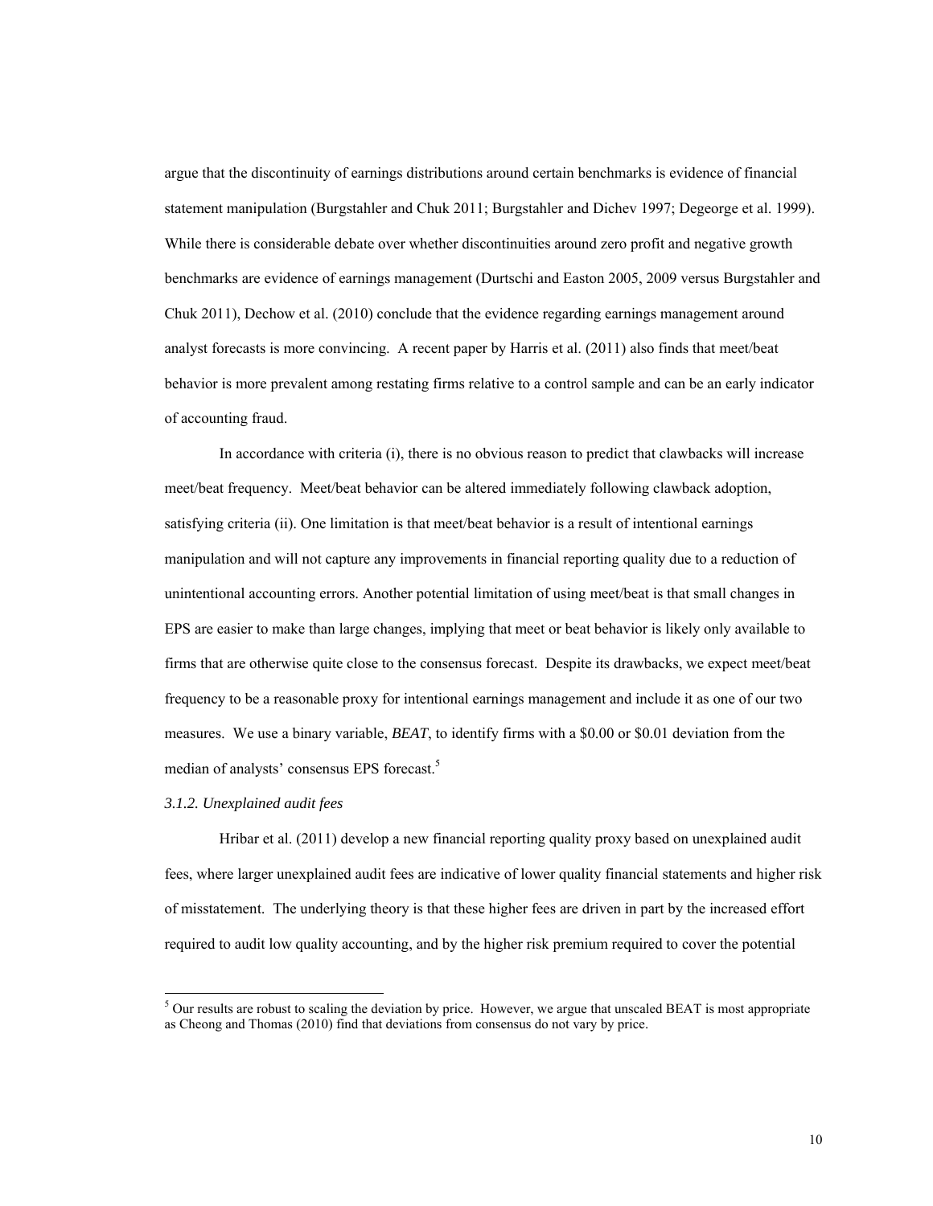argue that the discontinuity of earnings distributions around certain benchmarks is evidence of financial statement manipulation (Burgstahler and Chuk 2011; Burgstahler and Dichev 1997; Degeorge et al. 1999). While there is considerable debate over whether discontinuities around zero profit and negative growth benchmarks are evidence of earnings management (Durtschi and Easton 2005, 2009 versus Burgstahler and Chuk 2011), Dechow et al. (2010) conclude that the evidence regarding earnings management around analyst forecasts is more convincing. A recent paper by Harris et al. (2011) also finds that meet/beat behavior is more prevalent among restating firms relative to a control sample and can be an early indicator of accounting fraud.

In accordance with criteria (i), there is no obvious reason to predict that clawbacks will increase meet/beat frequency. Meet/beat behavior can be altered immediately following clawback adoption, satisfying criteria (ii). One limitation is that meet/beat behavior is a result of intentional earnings manipulation and will not capture any improvements in financial reporting quality due to a reduction of unintentional accounting errors. Another potential limitation of using meet/beat is that small changes in EPS are easier to make than large changes, implying that meet or beat behavior is likely only available to firms that are otherwise quite close to the consensus forecast. Despite its drawbacks, we expect meet/beat frequency to be a reasonable proxy for intentional earnings management and include it as one of our two measures. We use a binary variable, *BEAT*, to identify firms with a \$0.00 or \$0.01 deviation from the median of analysts' consensus EPS forecast.[5]

### *3.1.2. Unexplained audit fees*

Hribar et al. (2011) develop a new financial reporting quality proxy based on unexplained audit fees, where larger unexplained audit fees are indicative of lower quality financial statements and higher risk of misstatement. The underlying theory is that these higher fees are driven in part by the increased effort required to audit low quality accounting, and by the higher risk premium required to cover the potential

[5] Our results are robust to scaling the deviation by price. However, we argue that unscaled BEAT is most appropriate as Cheong and Thomas (2010) find that deviations from consensus do not vary by price.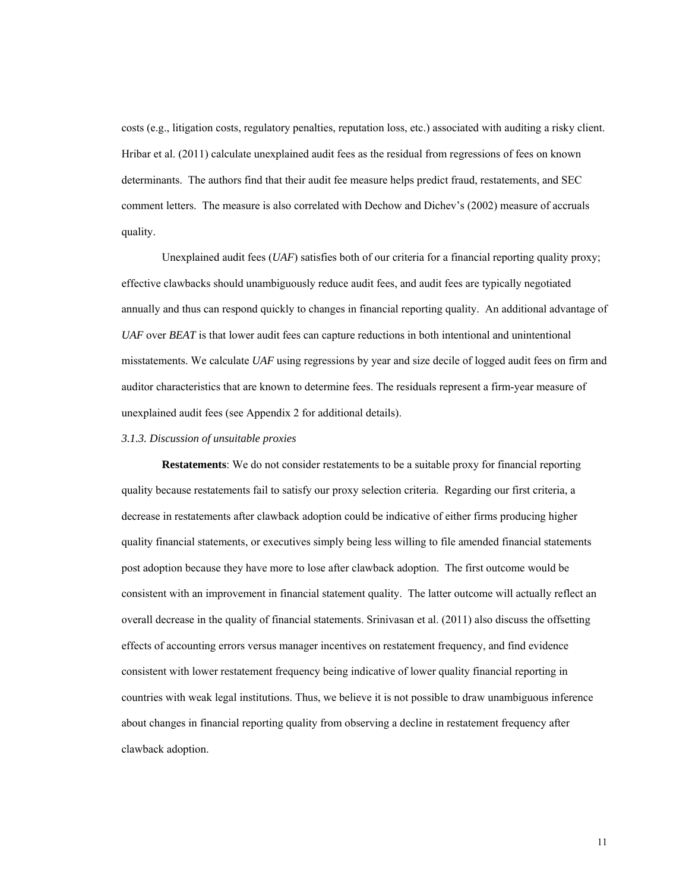costs (e.g., litigation costs, regulatory penalties, reputation loss, etc.) associated with auditing a risky client. Hribar et al. (2011) calculate unexplained audit fees as the residual from regressions of fees on known determinants. The authors find that their audit fee measure helps predict fraud, restatements, and SEC comment letters. The measure is also correlated with Dechow and Dichev's (2002) measure of accruals quality.

Unexplained audit fees (*UAF*) satisfies both of our criteria for a financial reporting quality proxy; effective clawbacks should unambiguously reduce audit fees, and audit fees are typically negotiated annually and thus can respond quickly to changes in financial reporting quality. An additional advantage of *UAF* over *BEAT* is that lower audit fees can capture reductions in both intentional and unintentional misstatements. We calculate *UAF* using regressions by year and size decile of logged audit fees on firm and auditor characteristics that are known to determine fees. The residuals represent a firm-year measure of unexplained audit fees (see Appendix 2 for additional details).

*3.1.3. Discussion of unsuitable proxies*

**Restatements**: We do not consider restatements to be a suitable proxy for financial reporting quality because restatements fail to satisfy our proxy selection criteria. Regarding our first criteria, a decrease in restatements after clawback adoption could be indicative of either firms producing higher quality financial statements, or executives simply being less willing to file amended financial statements post adoption because they have more to lose after clawback adoption. The first outcome would be consistent with an improvement in financial statement quality. The latter outcome will actually reflect an overall decrease in the quality of financial statements. Srinivasan et al. (2011) also discuss the offsetting effects of accounting errors versus manager incentives on restatement frequency, and find evidence consistent with lower restatement frequency being indicative of lower quality financial reporting in countries with weak legal institutions. Thus, we believe it is not possible to draw unambiguous inference about changes in financial reporting quality from observing a decline in restatement frequency after clawback adoption.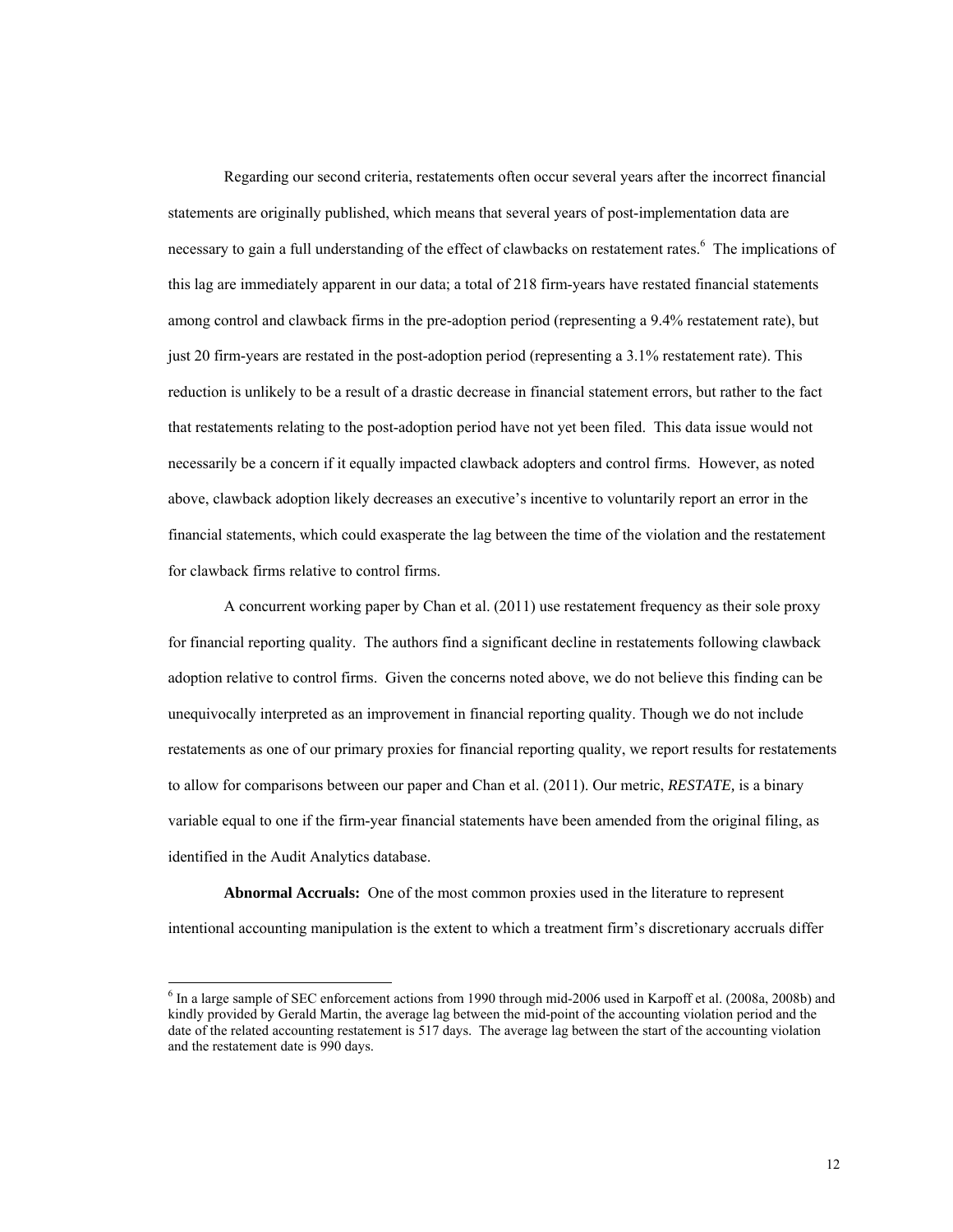Regarding our second criteria, restatements often occur several years after the incorrect financial statements are originally published, which means that several years of post-implementation data are necessary to gain a full understanding of the effect of clawbacks on restatement rates.[6] The implications of this lag are immediately apparent in our data; a total of 218 firm-years have restated financial statements among control and clawback firms in the pre-adoption period (representing a 9.4% restatement rate), but just 20 firm-years are restated in the post-adoption period (representing a 3.1% restatement rate). This reduction is unlikely to be a result of a drastic decrease in financial statement errors, but rather to the fact that restatements relating to the post-adoption period have not yet been filed. This data issue would not necessarily be a concern if it equally impacted clawback adopters and control firms. However, as noted above, clawback adoption likely decreases an executive's incentive to voluntarily report an error in the financial statements, which could exasperate the lag between the time of the violation and the restatement for clawback firms relative to control firms.

A concurrent working paper by Chan et al. (2011) use restatement frequency as their sole proxy for financial reporting quality. The authors find a significant decline in restatements following clawback adoption relative to control firms. Given the concerns noted above, we do not believe this finding can be unequivocally interpreted as an improvement in financial reporting quality. Though we do not include restatements as one of our primary proxies for financial reporting quality, we report results for restatements to allow for comparisons between our paper and Chan et al. (2011). Our metric, *RESTATE,* is a binary variable equal to one if the firm-year financial statements have been amended from the original filing, as identified in the Audit Analytics database.

**Abnormal Accruals:** One of the most common proxies used in the literature to represent intentional accounting manipulation is the extent to which a treatment firm's discretionary accruals differ

[6] In a large sample of SEC enforcement actions from 1990 through mid-2006 used in Karpoff et al. (2008a, 2008b) and kindly provided by Gerald Martin, the average lag between the mid-point of the accounting violation period and the date of the related accounting restatement is 517 days. The average lag between the start of the accounting violation and the restatement date is 990 days.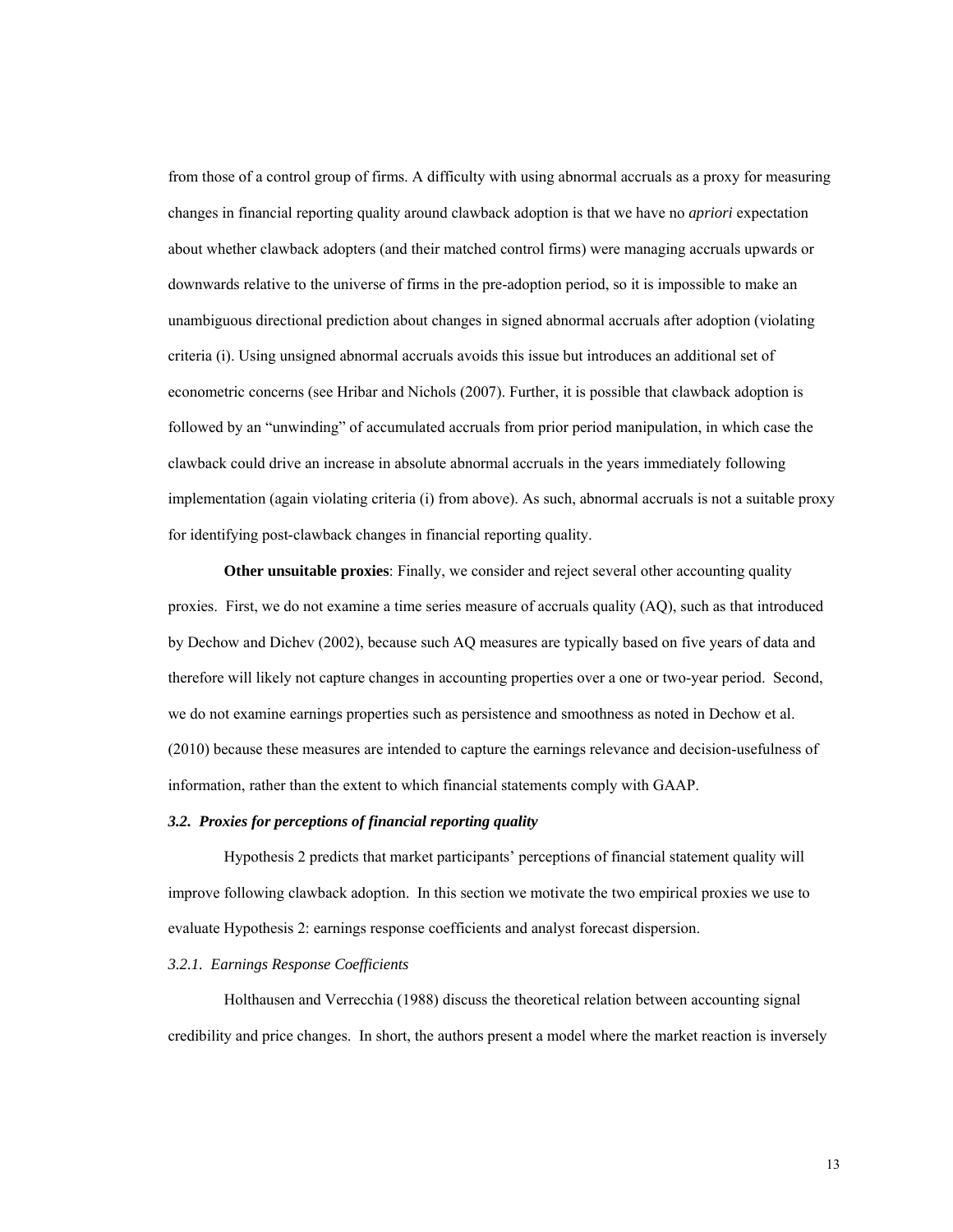from those of a control group of firms. A difficulty with using abnormal accruals as a proxy for measuring changes in financial reporting quality around clawback adoption is that we have no *apriori* expectation about whether clawback adopters (and their matched control firms) were managing accruals upwards or downwards relative to the universe of firms in the pre-adoption period, so it is impossible to make an unambiguous directional prediction about changes in signed abnormal accruals after adoption (violating criteria (i). Using unsigned abnormal accruals avoids this issue but introduces an additional set of econometric concerns (see Hribar and Nichols (2007). Further, it is possible that clawback adoption is followed by an "unwinding" of accumulated accruals from prior period manipulation, in which case the clawback could drive an increase in absolute abnormal accruals in the years immediately following implementation (again violating criteria (i) from above). As such, abnormal accruals is not a suitable proxy for identifying post-clawback changes in financial reporting quality.

**Other unsuitable proxies**: Finally, we consider and reject several other accounting quality proxies. First, we do not examine a time series measure of accruals quality (AQ), such as that introduced by Dechow and Dichev (2002), because such AQ measures are typically based on five years of data and therefore will likely not capture changes in accounting properties over a one or two-year period. Second, we do not examine earnings properties such as persistence and smoothness as noted in Dechow et al. (2010) because these measures are intended to capture the earnings relevance and decision-usefulness of information, rather than the extent to which financial statements comply with GAAP.

### *3.2. Proxies for perceptions of financial reporting quality*

Hypothesis 2 predicts that market participants' perceptions of financial statement quality will improve following clawback adoption. In this section we motivate the two empirical proxies we use to evaluate Hypothesis 2: earnings response coefficients and analyst forecast dispersion.

#### *3.2.1. Earnings Response Coefficients*

Holthausen and Verrecchia (1988) discuss the theoretical relation between accounting signal credibility and price changes. In short, the authors present a model where the market reaction is inversely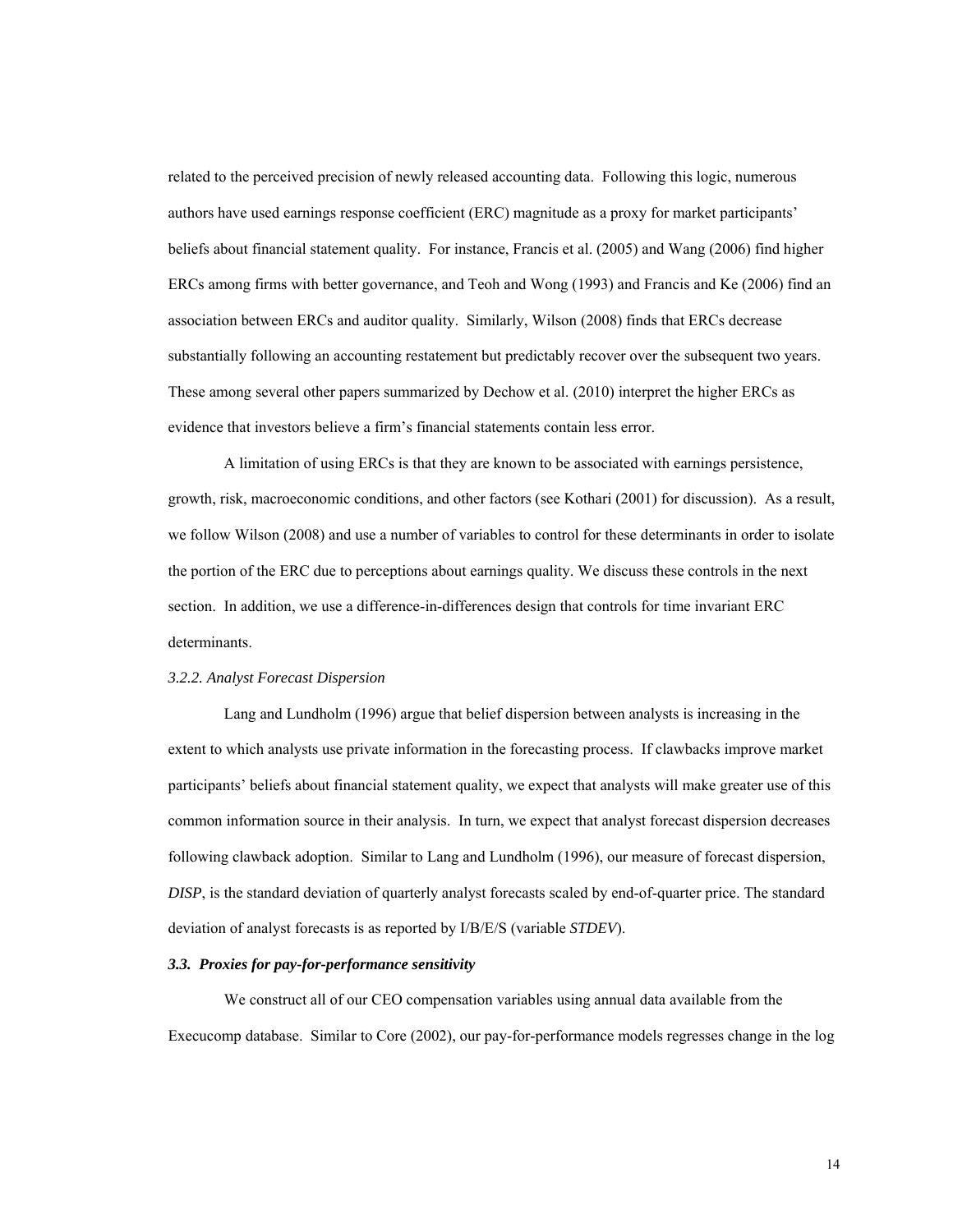related to the perceived precision of newly released accounting data. Following this logic, numerous authors have used earnings response coefficient (ERC) magnitude as a proxy for market participants' beliefs about financial statement quality. For instance, Francis et al. (2005) and Wang (2006) find higher ERCs among firms with better governance, and Teoh and Wong (1993) and Francis and Ke (2006) find an association between ERCs and auditor quality. Similarly, Wilson (2008) finds that ERCs decrease substantially following an accounting restatement but predictably recover over the subsequent two years. These among several other papers summarized by Dechow et al. (2010) interpret the higher ERCs as evidence that investors believe a firm's financial statements contain less error.

A limitation of using ERCs is that they are known to be associated with earnings persistence, growth, risk, macroeconomic conditions, and other factors (see Kothari (2001) for discussion). As a result, we follow Wilson (2008) and use a number of variables to control for these determinants in order to isolate the portion of the ERC due to perceptions about earnings quality. We discuss these controls in the next section. In addition, we use a difference-in-differences design that controls for time invariant ERC determinants.

*3.2.2. Analyst Forecast Dispersion*

Lang and Lundholm (1996) argue that belief dispersion between analysts is increasing in the extent to which analysts use private information in the forecasting process. If clawbacks improve market participants' beliefs about financial statement quality, we expect that analysts will make greater use of this common information source in their analysis. In turn, we expect that analyst forecast dispersion decreases following clawback adoption. Similar to Lang and Lundholm (1996), our measure of forecast dispersion, *DISP*, is the standard deviation of quarterly analyst forecasts scaled by end-of-quarter price. The standard deviation of analyst forecasts is as reported by I/B/E/S (variable *STDEV*).

### *3.3. Proxies for pay-for-performance sensitivity*

We construct all of our CEO compensation variables using annual data available from the Execucomp database. Similar to Core (2002), our pay-for-performance models regresses change in the log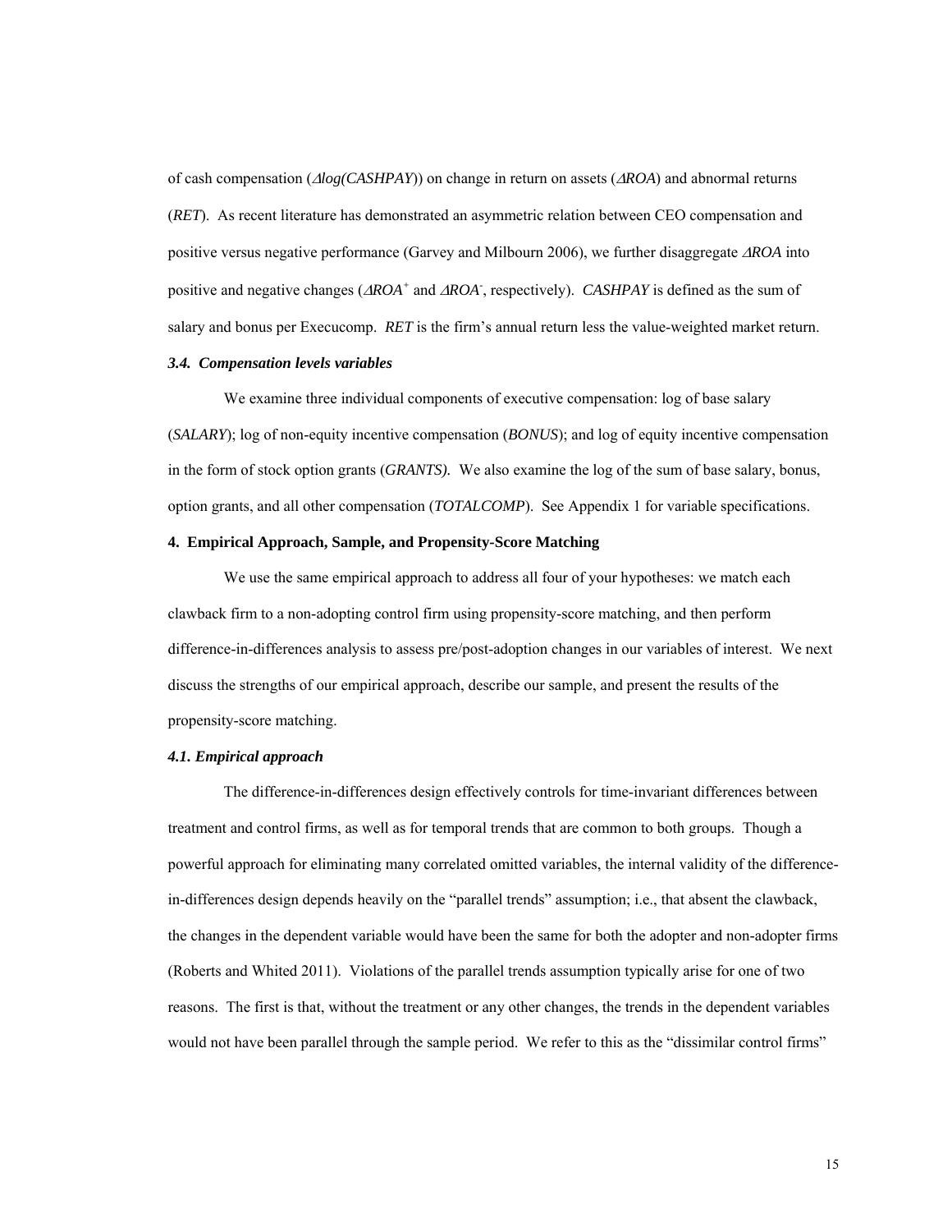of cash compensation ($\Delta log(CASHPAY)$) on change in return on assets ($\Delta ROA$) and abnormal returns ($RET$). As recent literature has demonstrated an asymmetric relation between CEO compensation and positive versus negative performance (Garvey and Milbourn 2006), we further disaggregate $\Delta ROA$ into positive and negative changes ($\Delta ROA^{+}$ and $\Delta ROA^{-}$, respectively). *CASHPAY* is defined as the sum of salary and bonus per Execucomp. *RET* is the firm's annual return less the value-weighted market return.

### *3.4. Compensation levels variables*

We examine three individual components of executive compensation: log of base salary (*SALARY*); log of non-equity incentive compensation (*BONUS*); and log of equity incentive compensation in the form of stock option grants (*GRANTS).* We also examine the log of the sum of base salary, bonus, option grants, and all other compensation (*TOTALCOMP*). See Appendix 1 for variable specifications.

## 4. Empirical Approach, Sample, and Propensity-Score Matching

We use the same empirical approach to address all four of your hypotheses: we match each clawback firm to a non-adopting control firm using propensity-score matching, and then perform difference-in-differences analysis to assess pre/post-adoption changes in our variables of interest. We next discuss the strengths of our empirical approach, describe our sample, and present the results of the propensity-score matching.

### *4.1. Empirical approach*

The difference-in-differences design effectively controls for time-invariant differences between treatment and control firms, as well as for temporal trends that are common to both groups. Though a powerful approach for eliminating many correlated omitted variables, the internal validity of the difference-in-differences design depends heavily on the "parallel trends" assumption; i.e., that absent the clawback, the changes in the dependent variable would have been the same for both the adopter and non-adopter firms (Roberts and Whited 2011). Violations of the parallel trends assumption typically arise for one of two reasons. The first is that, without the treatment or any other changes, the trends in the dependent variables would not have been parallel through the sample period. We refer to this as the "dissimilar control firms"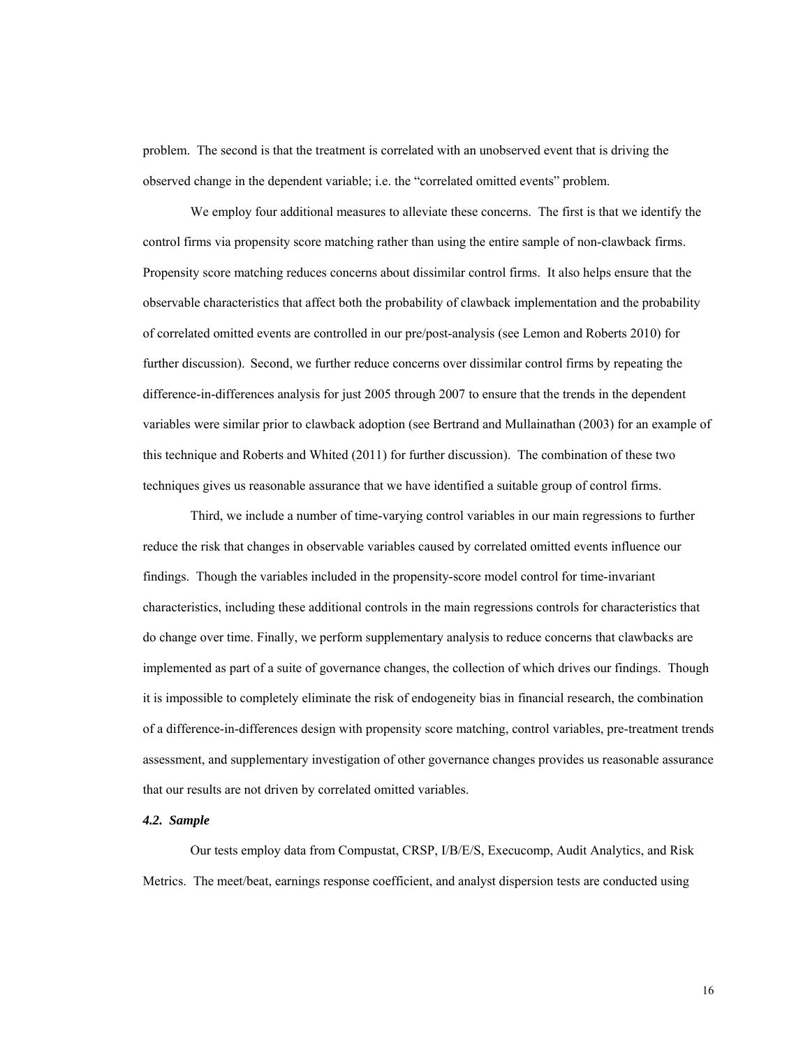problem. The second is that the treatment is correlated with an unobserved event that is driving the observed change in the dependent variable; i.e. the "correlated omitted events" problem.

We employ four additional measures to alleviate these concerns. The first is that we identify the control firms via propensity score matching rather than using the entire sample of non-clawback firms. Propensity score matching reduces concerns about dissimilar control firms. It also helps ensure that the observable characteristics that affect both the probability of clawback implementation and the probability of correlated omitted events are controlled in our pre/post-analysis (see Lemon and Roberts 2010) for further discussion). Second, we further reduce concerns over dissimilar control firms by repeating the difference-in-differences analysis for just 2005 through 2007 to ensure that the trends in the dependent variables were similar prior to clawback adoption (see Bertrand and Mullainathan (2003) for an example of this technique and Roberts and Whited (2011) for further discussion). The combination of these two techniques gives us reasonable assurance that we have identified a suitable group of control firms.

Third, we include a number of time-varying control variables in our main regressions to further reduce the risk that changes in observable variables caused by correlated omitted events influence our findings. Though the variables included in the propensity-score model control for time-invariant characteristics, including these additional controls in the main regressions controls for characteristics that do change over time. Finally, we perform supplementary analysis to reduce concerns that clawbacks are implemented as part of a suite of governance changes, the collection of which drives our findings. Though it is impossible to completely eliminate the risk of endogeneity bias in financial research, the combination of a difference-in-differences design with propensity score matching, control variables, pre-treatment trends assessment, and supplementary investigation of other governance changes provides us reasonable assurance that our results are not driven by correlated omitted variables.

### *4.2. Sample*

Our tests employ data from Compustat, CRSP, I/B/E/S, Execucomp, Audit Analytics, and Risk Metrics. The meet/beat, earnings response coefficient, and analyst dispersion tests are conducted using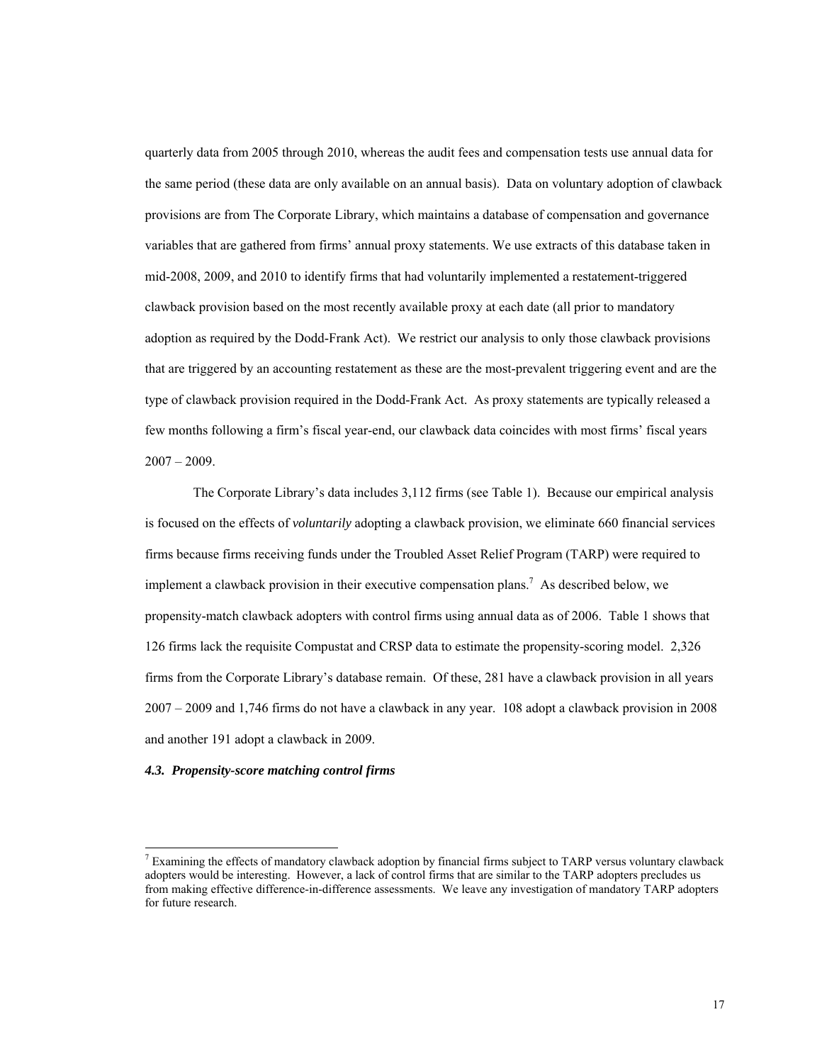quarterly data from 2005 through 2010, whereas the audit fees and compensation tests use annual data for the same period (these data are only available on an annual basis). Data on voluntary adoption of clawback provisions are from The Corporate Library, which maintains a database of compensation and governance variables that are gathered from firms' annual proxy statements. We use extracts of this database taken in mid-2008, 2009, and 2010 to identify firms that had voluntarily implemented a restatement-triggered clawback provision based on the most recently available proxy at each date (all prior to mandatory adoption as required by the Dodd-Frank Act). We restrict our analysis to only those clawback provisions that are triggered by an accounting restatement as these are the most-prevalent triggering event and are the type of clawback provision required in the Dodd-Frank Act. As proxy statements are typically released a few months following a firm's fiscal year-end, our clawback data coincides with most firms' fiscal years 2007 – 2009.

The Corporate Library's data includes 3,112 firms (see Table 1). Because our empirical analysis is focused on the effects of *voluntarily* adopting a clawback provision, we eliminate 660 financial services firms because firms receiving funds under the Troubled Asset Relief Program (TARP) were required to implement a clawback provision in their executive compensation plans.[7] As described below, we propensity-match clawback adopters with control firms using annual data as of 2006. Table 1 shows that 126 firms lack the requisite Compustat and CRSP data to estimate the propensity-scoring model. 2,326 firms from the Corporate Library's database remain. Of these, 281 have a clawback provision in all years 2007 – 2009 and 1,746 firms do not have a clawback in any year. 108 adopt a clawback provision in 2008 and another 191 adopt a clawback in 2009.

### *4.3. Propensity-score matching control firms*

[7] Examining the effects of mandatory clawback adoption by financial firms subject to TARP versus voluntary clawback adopters would be interesting. However, a lack of control firms that are similar to the TARP adopters precludes us from making effective difference-in-difference assessments. We leave any investigation of mandatory TARP adopters for future research.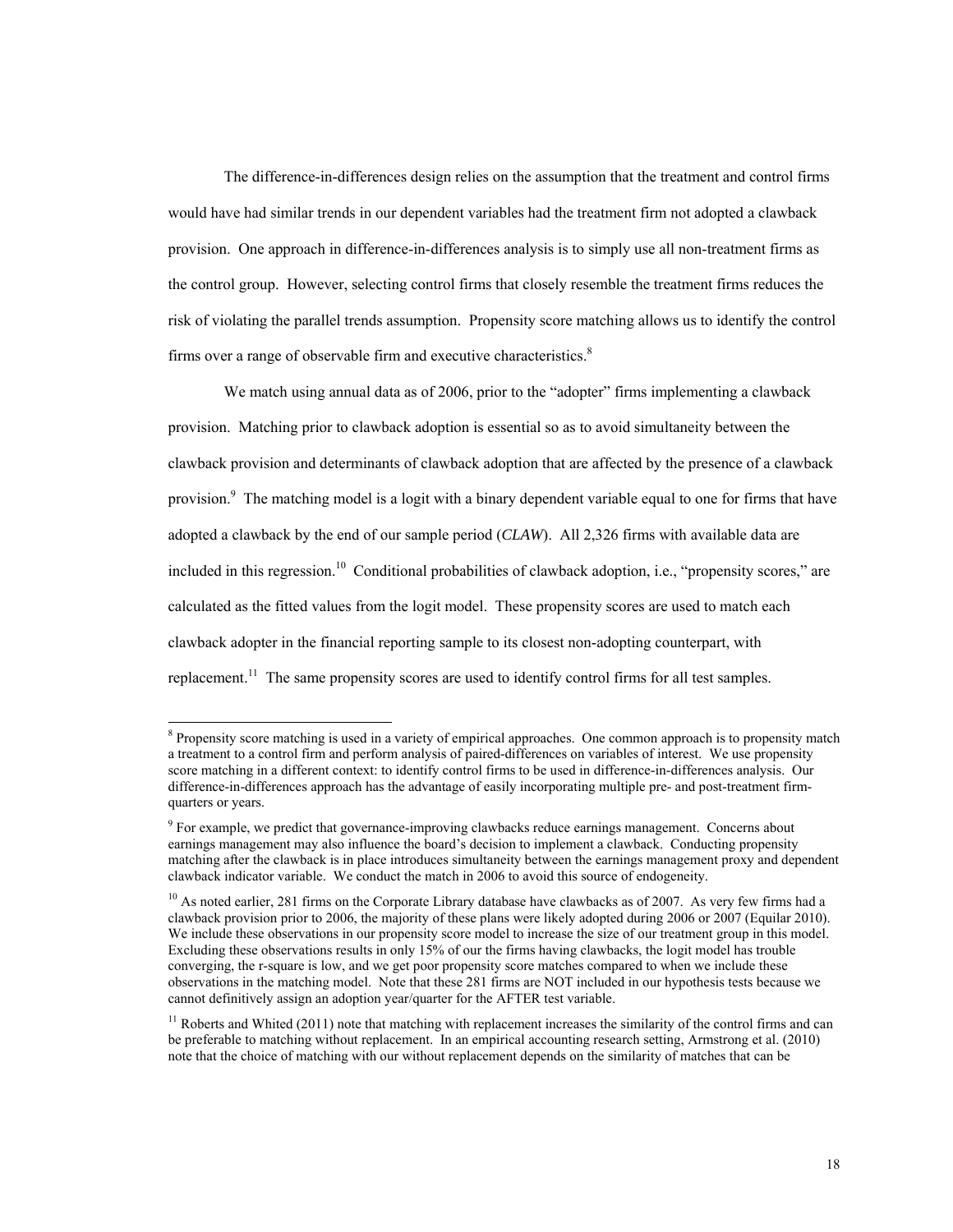The difference-in-differences design relies on the assumption that the treatment and control firms would have had similar trends in our dependent variables had the treatment firm not adopted a clawback provision. One approach in difference-in-differences analysis is to simply use all non-treatment firms as the control group. However, selecting control firms that closely resemble the treatment firms reduces the risk of violating the parallel trends assumption. Propensity score matching allows us to identify the control firms over a range of observable firm and executive characteristics.[8]

We match using annual data as of 2006, prior to the "adopter" firms implementing a clawback provision. Matching prior to clawback adoption is essential so as to avoid simultaneity between the clawback provision and determinants of clawback adoption that are affected by the presence of a clawback provision.[9] The matching model is a logit with a binary dependent variable equal to one for firms that have adopted a clawback by the end of our sample period (*CLAW*). All 2,326 firms with available data are included in this regression.[10] Conditional probabilities of clawback adoption, i.e., "propensity scores," are calculated as the fitted values from the logit model. These propensity scores are used to match each clawback adopter in the financial reporting sample to its closest non-adopting counterpart, with replacement.[11] The same propensity scores are used to identify control firms for all test samples.

---

[8] Propensity score matching is used in a variety of empirical approaches. One common approach is to propensity match a treatment to a control firm and perform analysis of paired-differences on variables of interest. We use propensity score matching in a different context: to identify control firms to be used in difference-in-differences analysis. Our difference-in-differences approach has the advantage of easily incorporating multiple pre- and post-treatment firm-quarters or years.

[9] For example, we predict that governance-improving clawbacks reduce earnings management. Concerns about earnings management may also influence the board's decision to implement a clawback. Conducting propensity matching after the clawback is in place introduces simultaneity between the earnings management proxy and dependent clawback indicator variable. We conduct the match in 2006 to avoid this source of endogeneity.

[10] As noted earlier, 281 firms on the Corporate Library database have clawbacks as of 2007. As very few firms had a clawback provision prior to 2006, the majority of these plans were likely adopted during 2006 or 2007 (Equilar 2010). We include these observations in our propensity score model to increase the size of our treatment group in this model. Excluding these observations results in only 15% of our the firms having clawbacks, the logit model has trouble converging, the r-square is low, and we get poor propensity score matches compared to when we include these observations in the matching model. Note that these 281 firms are NOT included in our hypothesis tests because we cannot definitively assign an adoption year/quarter for the AFTER test variable.

[11] Roberts and Whited (2011) note that matching with replacement increases the similarity of the control firms and can be preferable to matching without replacement. In an empirical accounting research setting, Armstrong et al. (2010) note that the choice of matching with our without replacement depends on the similarity of matches that can be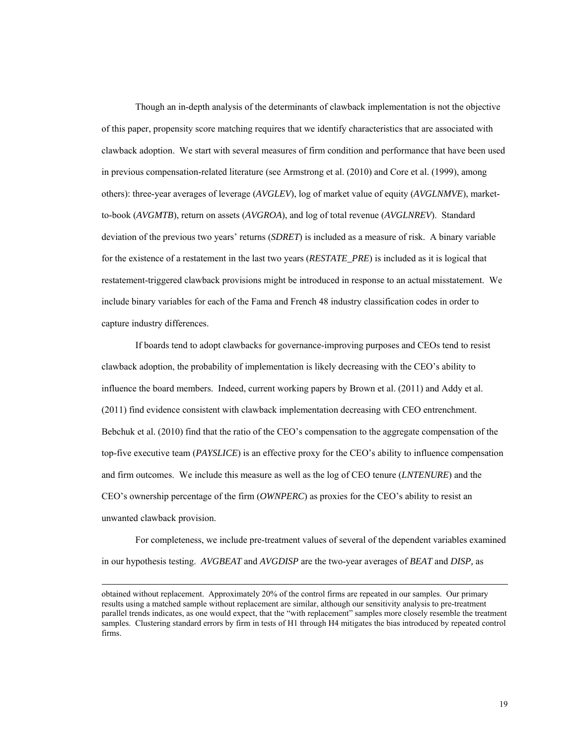Though an in-depth analysis of the determinants of clawback implementation is not the objective of this paper, propensity score matching requires that we identify characteristics that are associated with clawback adoption. We start with several measures of firm condition and performance that have been used in previous compensation-related literature (see Armstrong et al. (2010) and Core et al. (1999), among others): three-year averages of leverage (*AVGLEV*), log of market value of equity (*AVGLNMVE*), market-to-book (*AVGMTB*), return on assets (*AVGROA*), and log of total revenue (*AVGLNREV*). Standard deviation of the previous two years' returns (*SDRET*) is included as a measure of risk. A binary variable for the existence of a restatement in the last two years (*RESTATE_PRE*) is included as it is logical that restatement-triggered clawback provisions might be introduced in response to an actual misstatement. We include binary variables for each of the Fama and French 48 industry classification codes in order to capture industry differences.

If boards tend to adopt clawbacks for governance-improving purposes and CEOs tend to resist clawback adoption, the probability of implementation is likely decreasing with the CEO's ability to influence the board members. Indeed, current working papers by Brown et al. (2011) and Addy et al. (2011) find evidence consistent with clawback implementation decreasing with CEO entrenchment. Bebchuk et al. (2010) find that the ratio of the CEO's compensation to the aggregate compensation of the top-five executive team (*PAYSLICE*) is an effective proxy for the CEO's ability to influence compensation and firm outcomes. We include this measure as well as the log of CEO tenure (*LNTENURE*) and the CEO's ownership percentage of the firm (*OWNPERC*) as proxies for the CEO's ability to resist an unwanted clawback provision.

For completeness, we include pre-treatment values of several of the dependent variables examined in our hypothesis testing. *AVGBEAT* and *AVGDISP* are the two-year averages of *BEAT* and *DISP*, as

---

obtained without replacement. Approximately 20% of the control firms are repeated in our samples. Our primary results using a matched sample without replacement are similar, although our sensitivity analysis to pre-treatment parallel trends indicates, as one would expect, that the "with replacement" samples more closely resemble the treatment samples. Clustering standard errors by firm in tests of H1 through H4 mitigates the bias introduced by repeated control firms.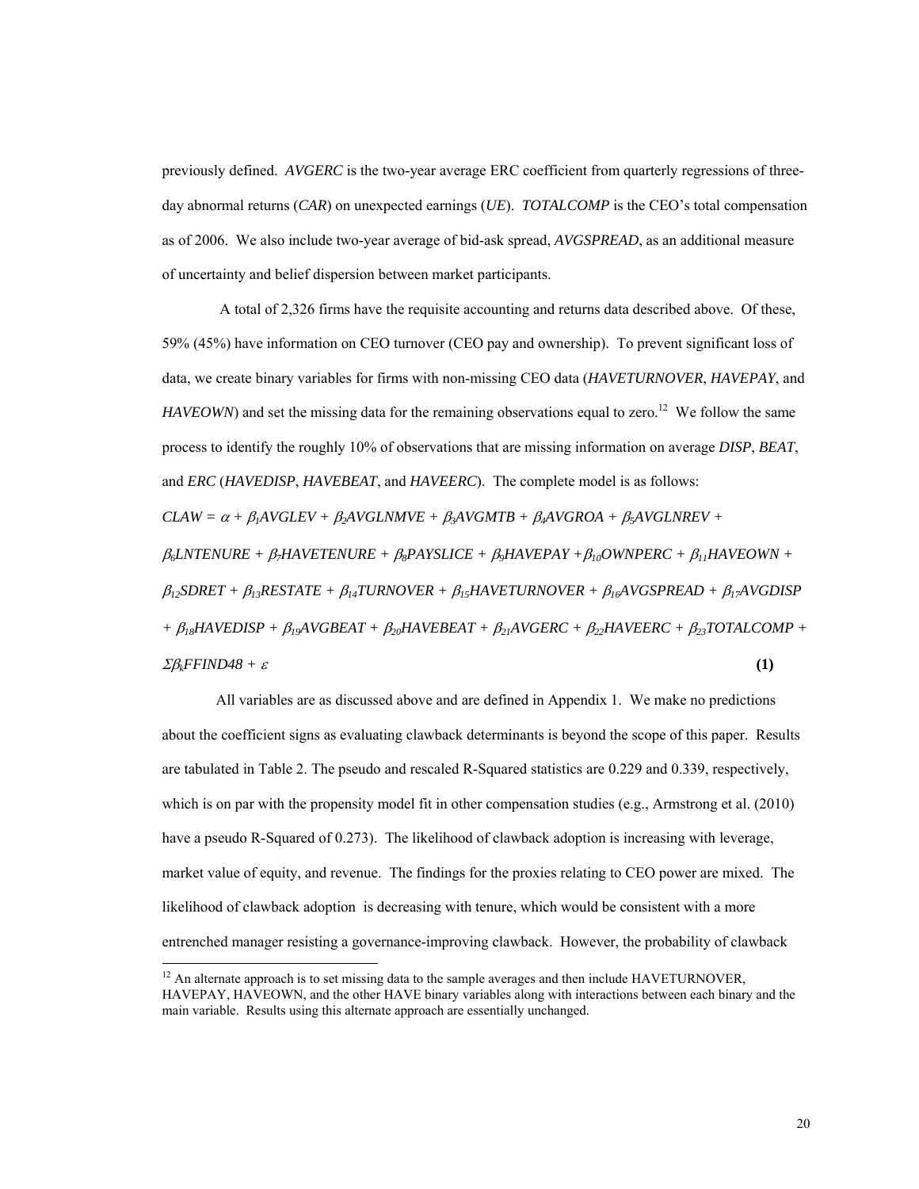previously defined. *AVGERC* is the two-year average ERC coefficient from quarterly regressions of three-day abnormal returns (*CAR*) on unexpected earnings (*UE*). *TOTALCOMP* is the CEO's total compensation as of 2006. We also include two-year average of bid-ask spread, *AVGSPREAD*, as an additional measure of uncertainty and belief dispersion between market participants.

A total of 2,326 firms have the requisite accounting and returns data described above. Of these, 59% (45%) have information on CEO turnover (CEO pay and ownership). To prevent significant loss of data, we create binary variables for firms with non-missing CEO data (*HAVETURNOVER*, *HAVEPAY*, and *HAVEOWN*) and set the missing data for the remaining observations equal to zero.[12] We follow the same process to identify the roughly 10% of observations that are missing information on average *DISP*, *BEAT*, and *ERC* (*HAVEDISP*, *HAVEBEAT*, and *HAVEERC*). The complete model is as follows:

$$CLAW = \alpha + \beta_1 AVGLEV + \beta_2 AVGLNMVE + \beta_3 AVGMTB + \beta_4 AVGROA + \beta_5 AVGLNREV + \beta_6 LNTENURE + \beta_7 HAVETENURE + \beta_8 PAYSLICE + \beta_9 HAVEPAY + \beta_{10} OWNPERC + \beta_{11} HAVEOWN + \beta_{12} SDRET + \beta_{13} RESTATE + \beta_{14} TURNOVER + \beta_{15} HAVETURNOVER + \beta_{16} AVGSPREAD + \beta_{17} AVGDISP + \beta_{18} HAVEDISP + \beta_{19} AVGBEAT + \beta_{20} HAVEBEAT + \beta_{21} AVGERC + \beta_{22} HAVEERC + \beta_{23} TOTALCOMP + \Sigma\beta_k FFIND48 + \varepsilon \quad \textbf{(1)}$$

All variables are as discussed above and are defined in Appendix 1. We make no predictions about the coefficient signs as evaluating clawback determinants is beyond the scope of this paper. Results are tabulated in Table 2. The pseudo and rescaled R-Squared statistics are 0.229 and 0.339, respectively, which is on par with the propensity model fit in other compensation studies (e.g., Armstrong et al. (2010) have a pseudo R-Squared of 0.273). The likelihood of clawback adoption is increasing with leverage, market value of equity, and revenue. The findings for the proxies relating to CEO power are mixed. The likelihood of clawback adoption is decreasing with tenure, which would be consistent with a more entrenched manager resisting a governance-improving clawback. However, the probability of clawback

[12] An alternate approach is to set missing data to the sample averages and then include HAVETURNOVER, HAVEPAY, HAVEOWN, and the other HAVE binary variables along with interactions between each binary and the main variable. Results using this alternate approach are essentially unchanged.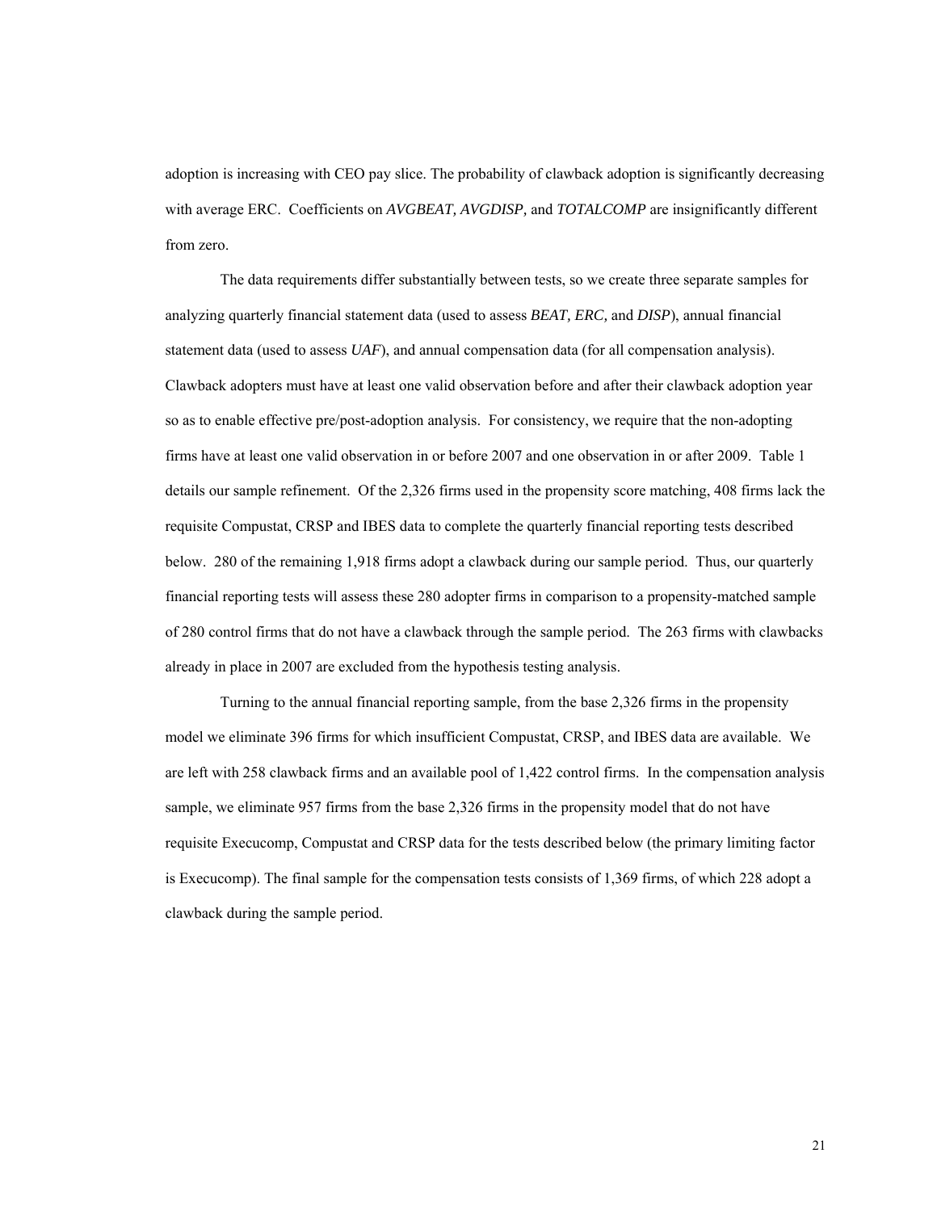adoption is increasing with CEO pay slice. The probability of clawback adoption is significantly decreasing with average ERC. Coefficients on *AVGBEAT, AVGDISP,* and *TOTALCOMP* are insignificantly different from zero.

The data requirements differ substantially between tests, so we create three separate samples for analyzing quarterly financial statement data (used to assess *BEAT, ERC,* and *DISP*), annual financial statement data (used to assess *UAF*), and annual compensation data (for all compensation analysis). Clawback adopters must have at least one valid observation before and after their clawback adoption year so as to enable effective pre/post-adoption analysis. For consistency, we require that the non-adopting firms have at least one valid observation in or before 2007 and one observation in or after 2009. Table 1 details our sample refinement. Of the 2,326 firms used in the propensity score matching, 408 firms lack the requisite Compustat, CRSP and IBES data to complete the quarterly financial reporting tests described below. 280 of the remaining 1,918 firms adopt a clawback during our sample period. Thus, our quarterly financial reporting tests will assess these 280 adopter firms in comparison to a propensity-matched sample of 280 control firms that do not have a clawback through the sample period. The 263 firms with clawbacks already in place in 2007 are excluded from the hypothesis testing analysis.

Turning to the annual financial reporting sample, from the base 2,326 firms in the propensity model we eliminate 396 firms for which insufficient Compustat, CRSP, and IBES data are available. We are left with 258 clawback firms and an available pool of 1,422 control firms. In the compensation analysis sample, we eliminate 957 firms from the base 2,326 firms in the propensity model that do not have requisite Execucomp, Compustat and CRSP data for the tests described below (the primary limiting factor is Execucomp). The final sample for the compensation tests consists of 1,369 firms, of which 228 adopt a clawback during the sample period.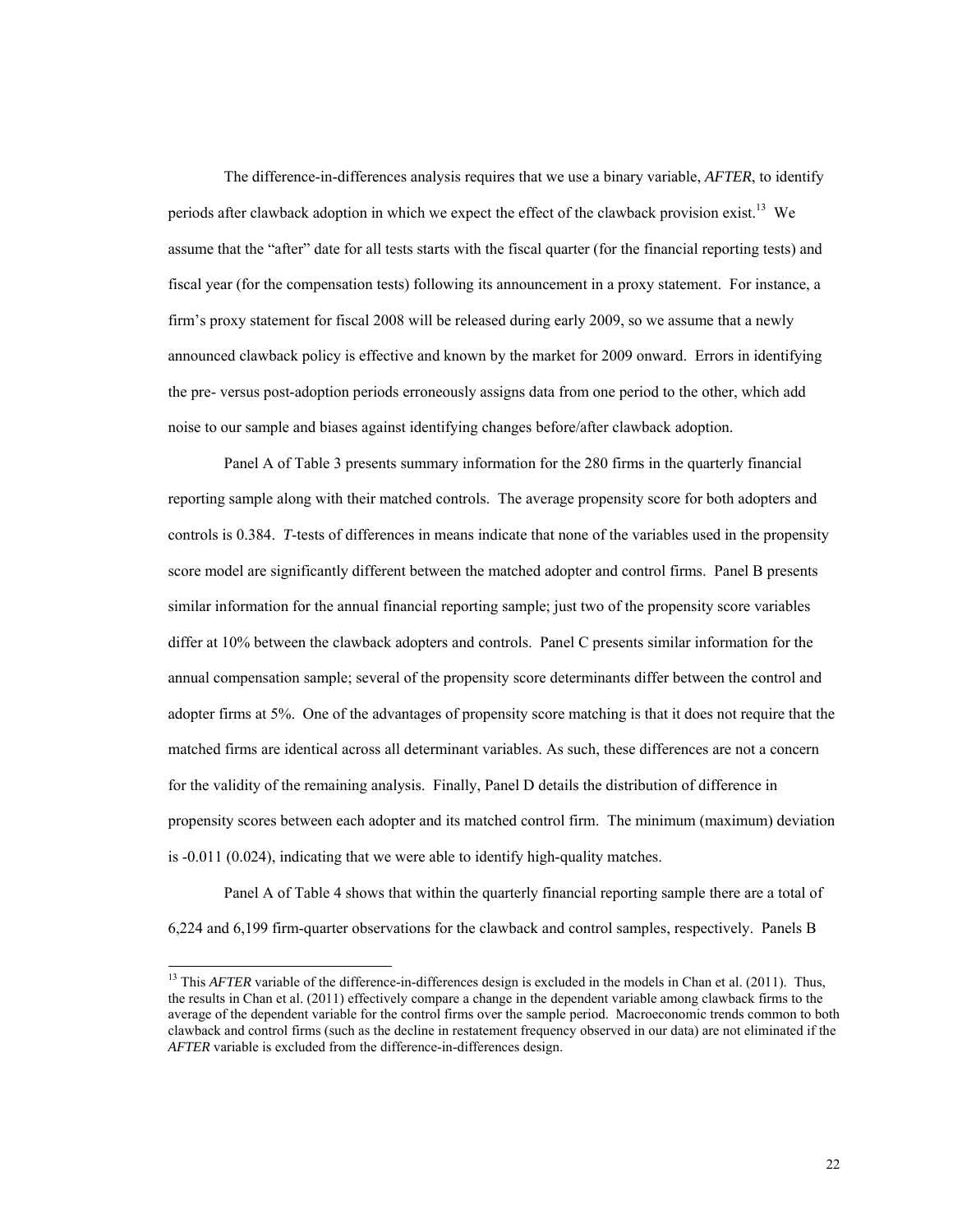The difference-in-differences analysis requires that we use a binary variable, *AFTER*, to identify periods after clawback adoption in which we expect the effect of the clawback provision exist.[13] We assume that the "after" date for all tests starts with the fiscal quarter (for the financial reporting tests) and fiscal year (for the compensation tests) following its announcement in a proxy statement. For instance, a firm's proxy statement for fiscal 2008 will be released during early 2009, so we assume that a newly announced clawback policy is effective and known by the market for 2009 onward. Errors in identifying the pre- versus post-adoption periods erroneously assigns data from one period to the other, which add noise to our sample and biases against identifying changes before/after clawback adoption.

Panel A of Table 3 presents summary information for the 280 firms in the quarterly financial reporting sample along with their matched controls. The average propensity score for both adopters and controls is 0.384. *T*-tests of differences in means indicate that none of the variables used in the propensity score model are significantly different between the matched adopter and control firms. Panel B presents similar information for the annual financial reporting sample; just two of the propensity score variables differ at 10% between the clawback adopters and controls. Panel C presents similar information for the annual compensation sample; several of the propensity score determinants differ between the control and adopter firms at 5%. One of the advantages of propensity score matching is that it does not require that the matched firms are identical across all determinant variables. As such, these differences are not a concern for the validity of the remaining analysis. Finally, Panel D details the distribution of difference in propensity scores between each adopter and its matched control firm. The minimum (maximum) deviation is -0.011 (0.024), indicating that we were able to identify high-quality matches.

Panel A of Table 4 shows that within the quarterly financial reporting sample there are a total of 6,224 and 6,199 firm-quarter observations for the clawback and control samples, respectively. Panels B

---

[13] This *AFTER* variable of the difference-in-differences design is excluded in the models in Chan et al. (2011). Thus, the results in Chan et al. (2011) effectively compare a change in the dependent variable among clawback firms to the average of the dependent variable for the control firms over the sample period. Macroeconomic trends common to both clawback and control firms (such as the decline in restatement frequency observed in our data) are not eliminated if the *AFTER* variable is excluded from the difference-in-differences design.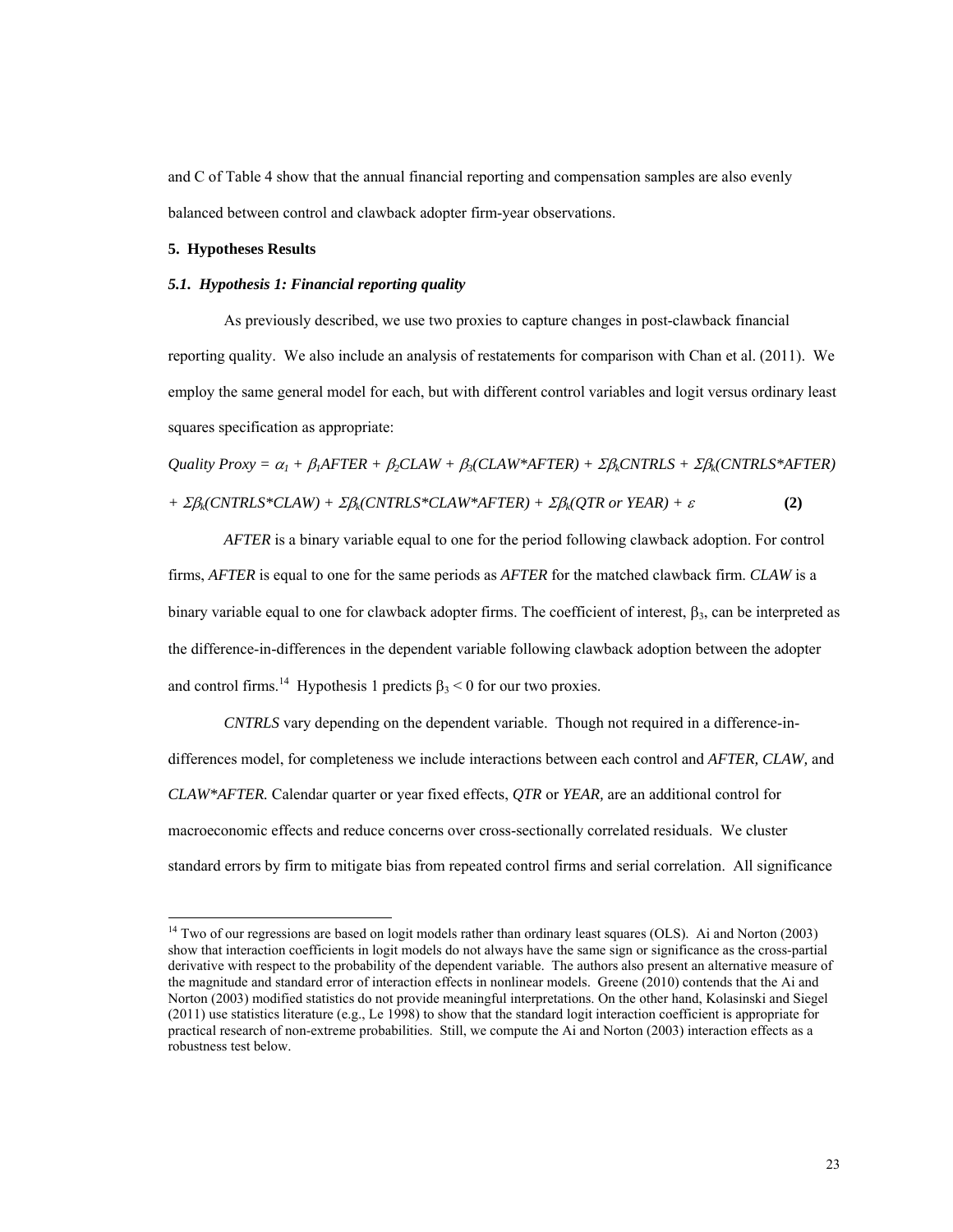and C of Table 4 show that the annual financial reporting and compensation samples are also evenly balanced between control and clawback adopter firm-year observations.

### 5. Hypotheses Results

#### *5.1. Hypothesis 1: Financial reporting quality*

As previously described, we use two proxies to capture changes in post-clawback financial reporting quality. We also include an analysis of restatements for comparison with Chan et al. (2011). We employ the same general model for each, but with different control variables and logit versus ordinary least squares specification as appropriate:

$$Quality\ Proxy = \alpha_1 + \beta_1 AFTER + \beta_2 CLAW + \beta_3(CLAW*AFTER) + \Sigma\beta_k CNTRLS + \Sigma\beta_k(CNTRLS*AFTER)$$
$$+ \Sigma\beta_k(CNTRLS*CLAW) + \Sigma\beta_k(CNTRLS*CLAW*AFTER) + \Sigma\beta_k(QTR\ or\ YEAR) + \varepsilon \qquad \textbf{(2)}$$

*AFTER* is a binary variable equal to one for the period following clawback adoption. For control firms, *AFTER* is equal to one for the same periods as *AFTER* for the matched clawback firm. *CLAW* is a binary variable equal to one for clawback adopter firms. The coefficient of interest, $\beta_3$, can be interpreted as the difference-in-differences in the dependent variable following clawback adoption between the adopter and control firms.[14] Hypothesis 1 predicts $\beta_3 < 0$ for our two proxies.

*CNTRLS* vary depending on the dependent variable. Though not required in a difference-in-differences model, for completeness we include interactions between each control and *AFTER, CLAW,* and *CLAW\*AFTER.* Calendar quarter or year fixed effects, *QTR* or *YEAR,* are an additional control for macroeconomic effects and reduce concerns over cross-sectionally correlated residuals. We cluster standard errors by firm to mitigate bias from repeated control firms and serial correlation. All significance

[14] Two of our regressions are based on logit models rather than ordinary least squares (OLS). Ai and Norton (2003) show that interaction coefficients in logit models do not always have the same sign or significance as the cross-partial derivative with respect to the probability of the dependent variable. The authors also present an alternative measure of the magnitude and standard error of interaction effects in nonlinear models. Greene (2010) contends that the Ai and Norton (2003) modified statistics do not provide meaningful interpretations. On the other hand, Kolasinski and Siegel (2011) use statistics literature (e.g., Le 1998) to show that the standard logit interaction coefficient is appropriate for practical research of non-extreme probabilities. Still, we compute the Ai and Norton (2003) interaction effects as a robustness test below.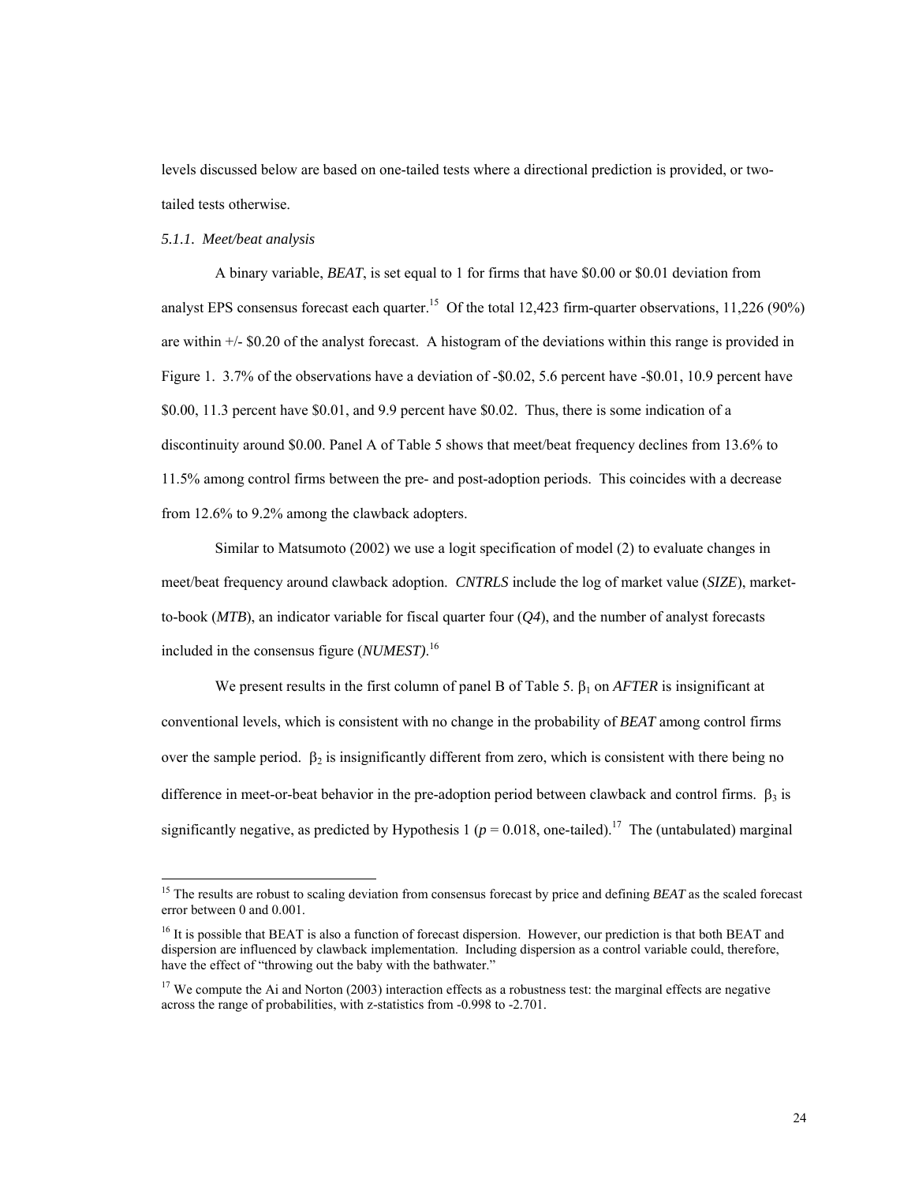levels discussed below are based on one-tailed tests where a directional prediction is provided, or two-tailed tests otherwise.

*5.1.1. Meet/beat analysis*

A binary variable, *BEAT*, is set equal to 1 for firms that have \$0.00 or \$0.01 deviation from analyst EPS consensus forecast each quarter.[15] Of the total 12,423 firm-quarter observations, 11,226 (90%) are within +/- \$0.20 of the analyst forecast. A histogram of the deviations within this range is provided in Figure 1. 3.7% of the observations have a deviation of -\$0.02, 5.6 percent have -\$0.01, 10.9 percent have \$0.00, 11.3 percent have \$0.01, and 9.9 percent have \$0.02. Thus, there is some indication of a discontinuity around \$0.00. Panel A of Table 5 shows that meet/beat frequency declines from 13.6% to 11.5% among control firms between the pre- and post-adoption periods. This coincides with a decrease from 12.6% to 9.2% among the clawback adopters.

Similar to Matsumoto (2002) we use a logit specification of model (2) to evaluate changes in meet/beat frequency around clawback adoption. *CNTRLS* include the log of market value (*SIZE*), market-to-book (*MTB*), an indicator variable for fiscal quarter four (*Q4*), and the number of analyst forecasts included in the consensus figure (*NUMEST)*.[16]

We present results in the first column of panel B of Table 5. $\beta_1$ on *AFTER* is insignificant at conventional levels, which is consistent with no change in the probability of *BEAT* among control firms over the sample period. $\beta_2$ is insignificantly different from zero, which is consistent with there being no difference in meet-or-beat behavior in the pre-adoption period between clawback and control firms. $\beta_3$ is significantly negative, as predicted by Hypothesis 1 ($p = 0.018$, one-tailed).[17] The (untabulated) marginal

---

[15] The results are robust to scaling deviation from consensus forecast by price and defining *BEAT* as the scaled forecast error between 0 and 0.001.

[16] It is possible that BEAT is also a function of forecast dispersion. However, our prediction is that both BEAT and dispersion are influenced by clawback implementation. Including dispersion as a control variable could, therefore, have the effect of "throwing out the baby with the bathwater."

[17] We compute the Ai and Norton (2003) interaction effects as a robustness test: the marginal effects are negative across the range of probabilities, with z-statistics from -0.998 to -2.701.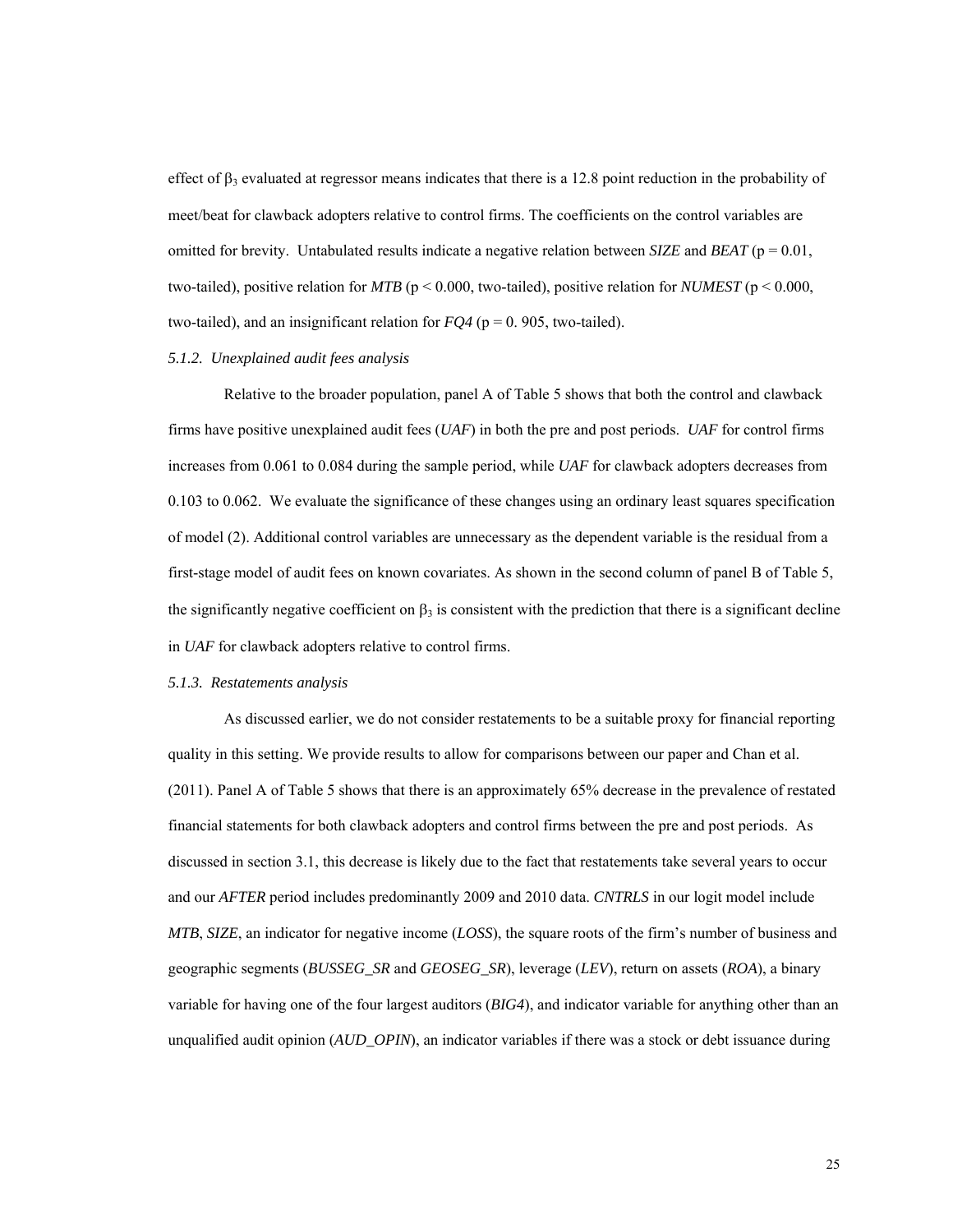effect of $\beta_3$ evaluated at regressor means indicates that there is a 12.8 point reduction in the probability of meet/beat for clawback adopters relative to control firms. The coefficients on the control variables are omitted for brevity. Untabulated results indicate a negative relation between *SIZE* and *BEAT* ($p = 0.01$, two-tailed), positive relation for *MTB* ($p < 0.000$, two-tailed), positive relation for *NUMEST* ($p < 0.000$, two-tailed), and an insignificant relation for *FQ4* ($p = 0.905$, two-tailed).

### *5.1.2. Unexplained audit fees analysis*

Relative to the broader population, panel A of Table 5 shows that both the control and clawback firms have positive unexplained audit fees (*UAF*) in both the pre and post periods. *UAF* for control firms increases from 0.061 to 0.084 during the sample period, while *UAF* for clawback adopters decreases from 0.103 to 0.062. We evaluate the significance of these changes using an ordinary least squares specification of model (2). Additional control variables are unnecessary as the dependent variable is the residual from a first-stage model of audit fees on known covariates. As shown in the second column of panel B of Table 5, the significantly negative coefficient on $\beta_3$ is consistent with the prediction that there is a significant decline in *UAF* for clawback adopters relative to control firms.

### *5.1.3. Restatements analysis*

As discussed earlier, we do not consider restatements to be a suitable proxy for financial reporting quality in this setting. We provide results to allow for comparisons between our paper and Chan et al. (2011). Panel A of Table 5 shows that there is an approximately 65% decrease in the prevalence of restated financial statements for both clawback adopters and control firms between the pre and post periods. As discussed in section 3.1, this decrease is likely due to the fact that restatements take several years to occur and our *AFTER* period includes predominantly 2009 and 2010 data. *CNTRLS* in our logit model include *MTB*, *SIZE*, an indicator for negative income (*LOSS*), the square roots of the firm's number of business and geographic segments (*BUSSEG_SR* and *GEOSEG_SR*), leverage (*LEV*), return on assets (*ROA*), a binary variable for having one of the four largest auditors (*BIG4*), and indicator variable for anything other than an unqualified audit opinion (*AUD_OPIN*), an indicator variables if there was a stock or debt issuance during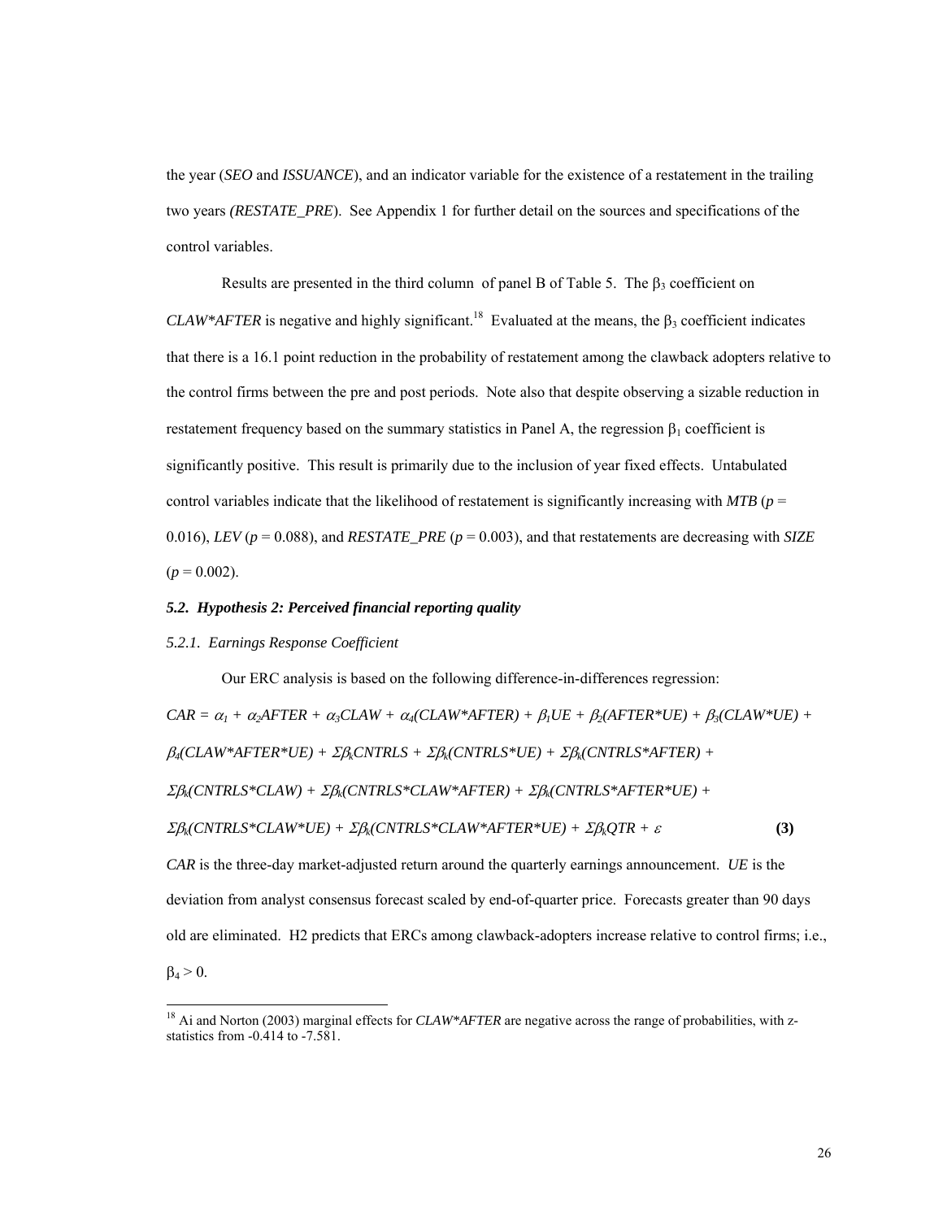the year (*SEO* and *ISSUANCE*), and an indicator variable for the existence of a restatement in the trailing two years *(RESTATE_PRE*). See Appendix 1 for further detail on the sources and specifications of the control variables.

Results are presented in the third column of panel B of Table 5. The $\beta_3$ coefficient on *CLAW\*AFTER* is negative and highly significant.[18] Evaluated at the means, the $\beta_3$ coefficient indicates that there is a 16.1 point reduction in the probability of restatement among the clawback adopters relative to the control firms between the pre and post periods. Note also that despite observing a sizable reduction in restatement frequency based on the summary statistics in Panel A, the regression $\beta_1$ coefficient is significantly positive. This result is primarily due to the inclusion of year fixed effects. Untabulated control variables indicate that the likelihood of restatement is significantly increasing with *MTB* ($p$ = 0.016), *LEV* ($p$ = 0.088), and *RESTATE_PRE* ($p$ = 0.003), and that restatements are decreasing with *SIZE* ($p$ = 0.002).

### *5.2. Hypothesis 2: Perceived financial reporting quality*

#### *5.2.1. Earnings Response Coefficient*

Our ERC analysis is based on the following difference-in-differences regression:

$$CAR = \alpha_1 + \alpha_2 AFTER + \alpha_3 CLAW + \alpha_4(CLAW*AFTER) + \beta_1 UE + \beta_2(AFTER*UE) + \beta_3(CLAW*UE) + \beta_4(CLAW*AFTER*UE) + \Sigma\beta_k CNTRLS + \Sigma\beta_k(CNTRLS*UE) + \Sigma\beta_k(CNTRLS*AFTER) + \Sigma\beta_k(CNTRLS*CLAW) + \Sigma\beta_k(CNTRLS*CLAW*AFTER) + \Sigma\beta_k(CNTRLS*AFTER*UE) + \Sigma\beta_k(CNTRLS*CLAW*UE) + \Sigma\beta_k(CNTRLS*CLAW*AFTER*UE) + \Sigma\beta_k QTR + \varepsilon \quad \textbf{(3)}$$

*CAR* is the three-day market-adjusted return around the quarterly earnings announcement. *UE* is the deviation from analyst consensus forecast scaled by end-of-quarter price. Forecasts greater than 90 days old are eliminated. H2 predicts that ERCs among clawback-adopters increase relative to control firms; i.e., $\beta_4 > 0$.

[18] Ai and Norton (2003) marginal effects for *CLAW\*AFTER* are negative across the range of probabilities, with z-statistics from -0.414 to -7.581.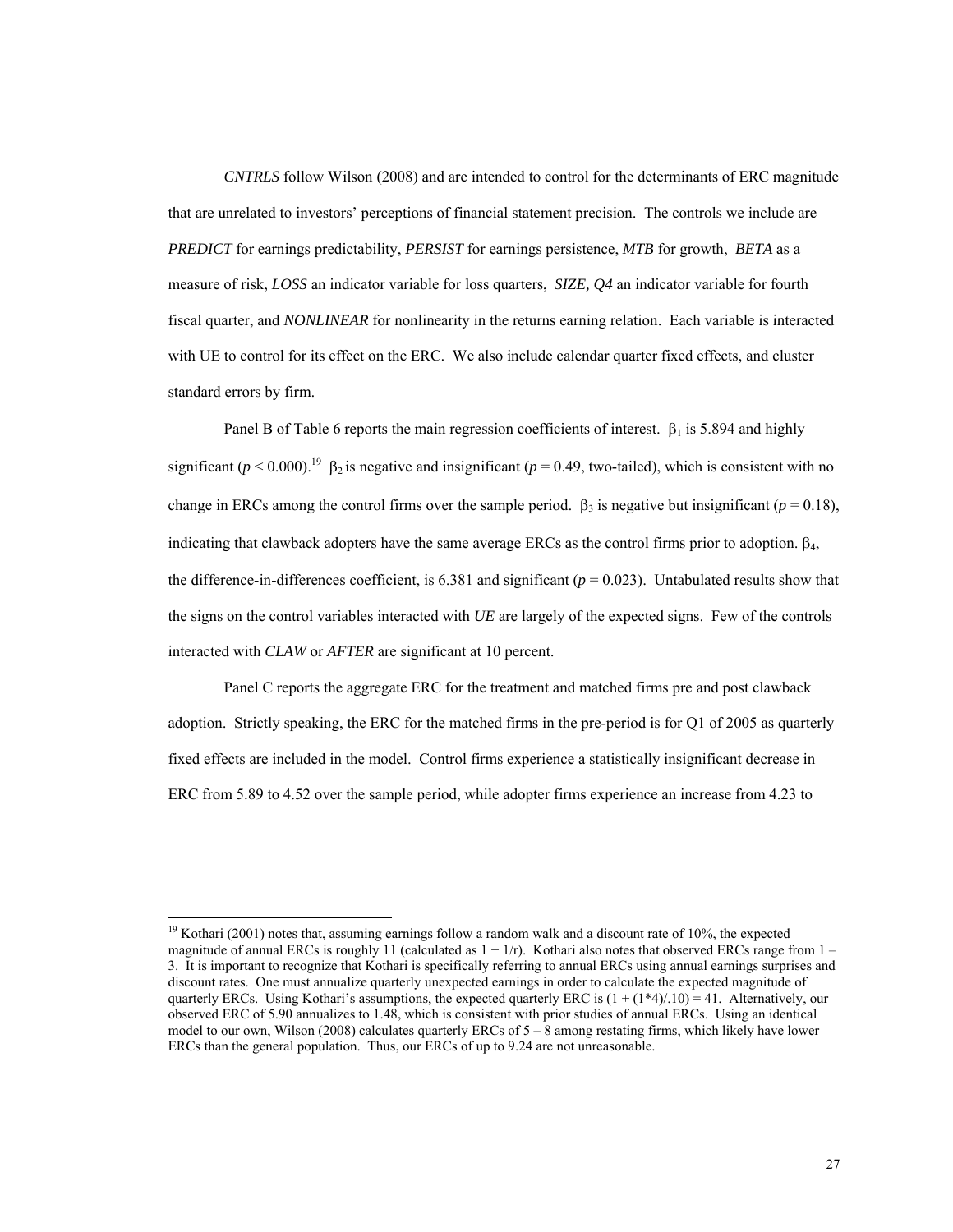*CNTRLS* follow Wilson (2008) and are intended to control for the determinants of ERC magnitude that are unrelated to investors' perceptions of financial statement precision. The controls we include are *PREDICT* for earnings predictability, *PERSIST* for earnings persistence, *MTB* for growth, *BETA* as a measure of risk, *LOSS* an indicator variable for loss quarters, *SIZE, Q4* an indicator variable for fourth fiscal quarter, and *NONLINEAR* for nonlinearity in the returns earning relation. Each variable is interacted with UE to control for its effect on the ERC. We also include calendar quarter fixed effects, and cluster standard errors by firm.

Panel B of Table 6 reports the main regression coefficients of interest. $\beta_1$ is 5.894 and highly significant ($p < 0.000$).[19] $\beta_2$ is negative and insignificant ($p = 0.49$, two-tailed), which is consistent with no change in ERCs among the control firms over the sample period. $\beta_3$ is negative but insignificant ($p = 0.18$), indicating that clawback adopters have the same average ERCs as the control firms prior to adoption. $\beta_4$, the difference-in-differences coefficient, is 6.381 and significant ($p = 0.023$). Untabulated results show that the signs on the control variables interacted with *UE* are largely of the expected signs. Few of the controls interacted with *CLAW* or *AFTER* are significant at 10 percent.

Panel C reports the aggregate ERC for the treatment and matched firms pre and post clawback adoption. Strictly speaking, the ERC for the matched firms in the pre-period is for Q1 of 2005 as quarterly fixed effects are included in the model. Control firms experience a statistically insignificant decrease in ERC from 5.89 to 4.52 over the sample period, while adopter firms experience an increase from 4.23 to

---

[19] Kothari (2001) notes that, assuming earnings follow a random walk and a discount rate of 10%, the expected magnitude of annual ERCs is roughly 11 (calculated as $1 + 1/r$). Kothari also notes that observed ERCs range from 1 – 3. It is important to recognize that Kothari is specifically referring to annual ERCs using annual earnings surprises and discount rates. One must annualize quarterly unexpected earnings in order to calculate the expected magnitude of quarterly ERCs. Using Kothari's assumptions, the expected quarterly ERC is $(1 + (1*4)/.10) = 41$. Alternatively, our observed ERC of 5.90 annualizes to 1.48, which is consistent with prior studies of annual ERCs. Using an identical model to our own, Wilson (2008) calculates quarterly ERCs of 5 – 8 among restating firms, which likely have lower ERCs than the general population. Thus, our ERCs of up to 9.24 are not unreasonable.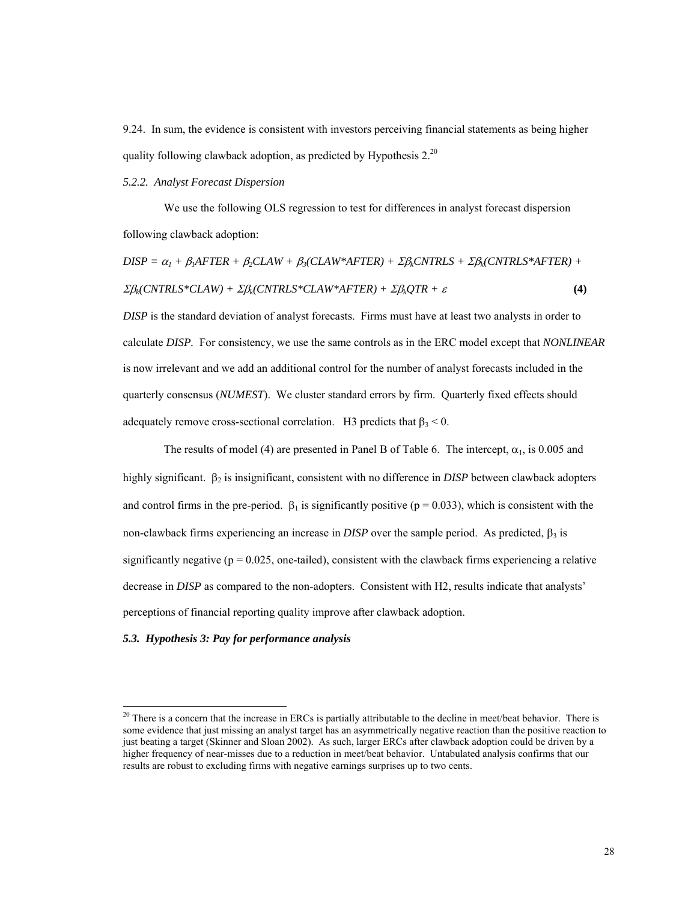9.24. In sum, the evidence is consistent with investors perceiving financial statements as being higher quality following clawback adoption, as predicted by Hypothesis 2.[20]

*5.2.2. Analyst Forecast Dispersion*

We use the following OLS regression to test for differences in analyst forecast dispersion following clawback adoption:

$$DISP = \alpha_1 + \beta_1 AFTER + \beta_2 CLAW + \beta_3 (CLAW{*}AFTER) + \Sigma\beta_k CNTRLS + \Sigma\beta_k (CNTRLS{*}AFTER) + \Sigma\beta_k (CNTRLS{*}CLAW) + \Sigma\beta_k (CNTRLS{*}CLAW{*}AFTER) + \Sigma\beta_k QTR + \varepsilon \qquad \textbf{(4)}$$

*DISP* is the standard deviation of analyst forecasts. Firms must have at least two analysts in order to calculate *DISP*. For consistency, we use the same controls as in the ERC model except that *NONLINEAR* is now irrelevant and we add an additional control for the number of analyst forecasts included in the quarterly consensus (*NUMEST*). We cluster standard errors by firm. Quarterly fixed effects should adequately remove cross-sectional correlation. H3 predicts that $\beta_3 < 0$.

The results of model (4) are presented in Panel B of Table 6. The intercept, $\alpha_1$, is 0.005 and highly significant. $\beta_2$ is insignificant, consistent with no difference in *DISP* between clawback adopters and control firms in the pre-period. $\beta_1$ is significantly positive ($p = 0.033$), which is consistent with the non-clawback firms experiencing an increase in *DISP* over the sample period. As predicted, $\beta_3$ is significantly negative ($p = 0.025$, one-tailed), consistent with the clawback firms experiencing a relative decrease in *DISP* as compared to the non-adopters. Consistent with H2, results indicate that analysts' perceptions of financial reporting quality improve after clawback adoption.

***5.3. Hypothesis 3: Pay for performance analysis***

---

[20] There is a concern that the increase in ERCs is partially attributable to the decline in meet/beat behavior. There is some evidence that just missing an analyst target has an asymmetrically negative reaction than the positive reaction to just beating a target (Skinner and Sloan 2002). As such, larger ERCs after clawback adoption could be driven by a higher frequency of near-misses due to a reduction in meet/beat behavior. Untabulated analysis confirms that our results are robust to excluding firms with negative earnings surprises up to two cents.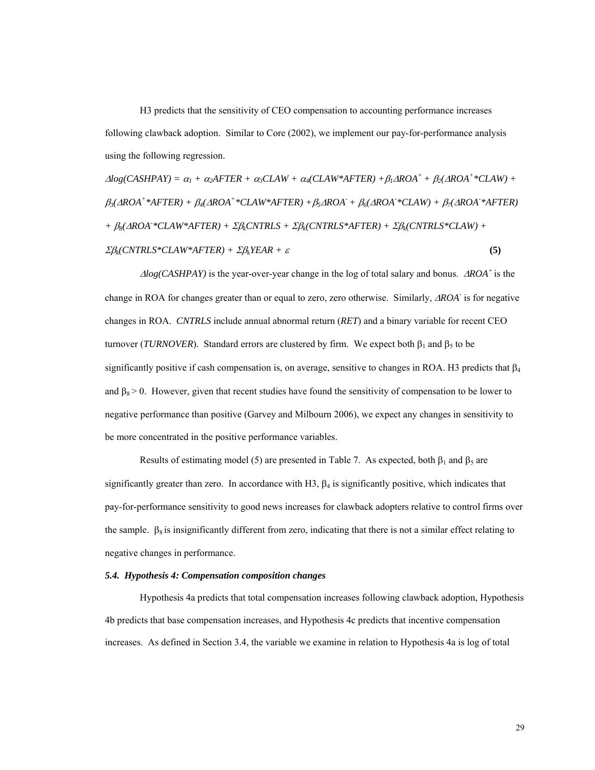H3 predicts that the sensitivity of CEO compensation to accounting performance increases following clawback adoption. Similar to Core (2002), we implement our pay-for-performance analysis using the following regression.

$$\Delta log(CASHPAY) = \alpha_1 + \alpha_2 AFTER + \alpha_3 CLAW + \alpha_4(CLAW{*}AFTER) + \beta_1 \Delta ROA^+ + \beta_2(\Delta ROA^+{*}CLAW) + \beta_3(\Delta ROA^+{*}AFTER) + \beta_4(\Delta ROA^+{*}CLAW{*}AFTER) + \beta_5 \Delta ROA^- + \beta_6(\Delta ROA^-{*}CLAW) + \beta_7(\Delta ROA^-{*}AFTER) + \beta_8(\Delta ROA^-{*}CLAW{*}AFTER) + \Sigma\beta_k CNTRLS + \Sigma\beta_k(CNTRLS{*}AFTER) + \Sigma\beta_k(CNTRLS{*}CLAW) + \Sigma\beta_k(CNTRLS{*}CLAW{*}AFTER) + \Sigma\beta_k YEAR + \varepsilon \quad \textbf{(5)}$$

*$\Delta log(CASHPAY)$* is the year-over-year change in the log of total salary and bonus. *$\Delta ROA^+$* is the change in ROA for changes greater than or equal to zero, zero otherwise. Similarly, *$\Delta ROA^-$* is for negative changes in ROA. *CNTRLS* include annual abnormal return (*RET*) and a binary variable for recent CEO turnover (*TURNOVER*). Standard errors are clustered by firm. We expect both $\beta_1$ and $\beta_5$ to be significantly positive if cash compensation is, on average, sensitive to changes in ROA. H3 predicts that $\beta_4$ and $\beta_8 > 0$. However, given that recent studies have found the sensitivity of compensation to be lower to negative performance than positive (Garvey and Milbourn 2006), we expect any changes in sensitivity to be more concentrated in the positive performance variables.

Results of estimating model (5) are presented in Table 7. As expected, both $\beta_1$ and $\beta_5$ are significantly greater than zero. In accordance with H3, $\beta_4$ is significantly positive, which indicates that pay-for-performance sensitivity to good news increases for clawback adopters relative to control firms over the sample. $\beta_8$ is insignificantly different from zero, indicating that there is not a similar effect relating to negative changes in performance.

### *5.4. Hypothesis 4: Compensation composition changes*

Hypothesis 4a predicts that total compensation increases following clawback adoption, Hypothesis 4b predicts that base compensation increases, and Hypothesis 4c predicts that incentive compensation increases. As defined in Section 3.4, the variable we examine in relation to Hypothesis 4a is log of total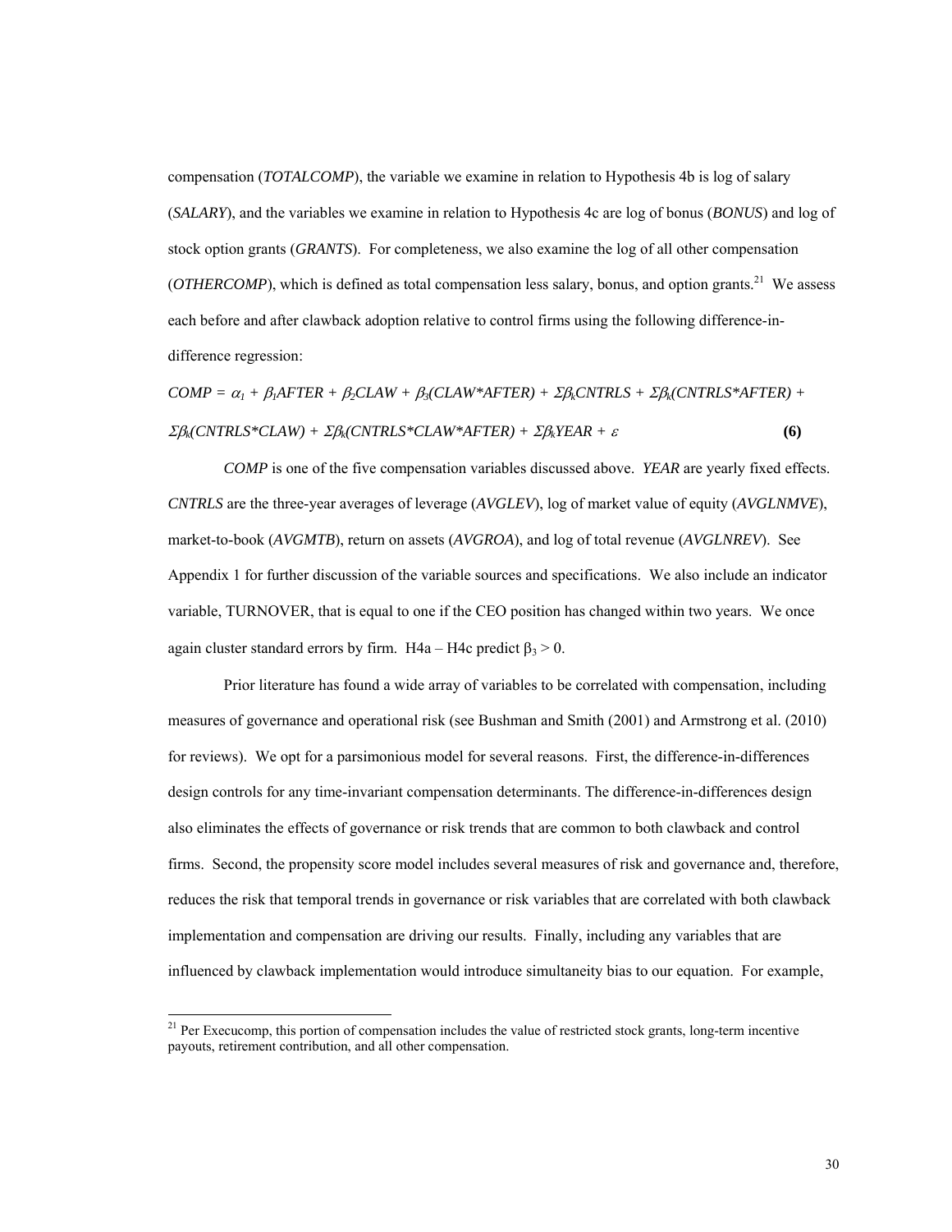compensation (*TOTALCOMP*), the variable we examine in relation to Hypothesis 4b is log of salary (*SALARY*), and the variables we examine in relation to Hypothesis 4c are log of bonus (*BONUS*) and log of stock option grants (*GRANTS*). For completeness, we also examine the log of all other compensation (*OTHERCOMP*), which is defined as total compensation less salary, bonus, and option grants.[21] We assess each before and after clawback adoption relative to control firms using the following difference-in-difference regression:

$$COMP = \alpha_1 + \beta_1 AFTER + \beta_2 CLAW + \beta_3(CLAW*AFTER) + \Sigma\beta_k CNTRLS + \Sigma\beta_k(CNTRLS*AFTER) + \Sigma\beta_k(CNTRLS*CLAW) + \Sigma\beta_k(CNTRLS*CLAW*AFTER) + \Sigma\beta_k YEAR + \varepsilon \quad \textbf{(6)}$$

*COMP* is one of the five compensation variables discussed above. *YEAR* are yearly fixed effects. *CNTRLS* are the three-year averages of leverage (*AVGLEV*), log of market value of equity (*AVGLNMVE*), market-to-book (*AVGMTB*), return on assets (*AVGROA*), and log of total revenue (*AVGLNREV*). See Appendix 1 for further discussion of the variable sources and specifications. We also include an indicator variable, TURNOVER, that is equal to one if the CEO position has changed within two years. We once again cluster standard errors by firm. H4a – H4c predict $\beta_3 > 0$.

Prior literature has found a wide array of variables to be correlated with compensation, including measures of governance and operational risk (see Bushman and Smith (2001) and Armstrong et al. (2010) for reviews). We opt for a parsimonious model for several reasons. First, the difference-in-differences design controls for any time-invariant compensation determinants. The difference-in-differences design also eliminates the effects of governance or risk trends that are common to both clawback and control firms. Second, the propensity score model includes several measures of risk and governance and, therefore, reduces the risk that temporal trends in governance or risk variables that are correlated with both clawback implementation and compensation are driving our results. Finally, including any variables that are influenced by clawback implementation would introduce simultaneity bias to our equation. For example,

[21] Per Execucomp, this portion of compensation includes the value of restricted stock grants, long-term incentive payouts, retirement contribution, and all other compensation.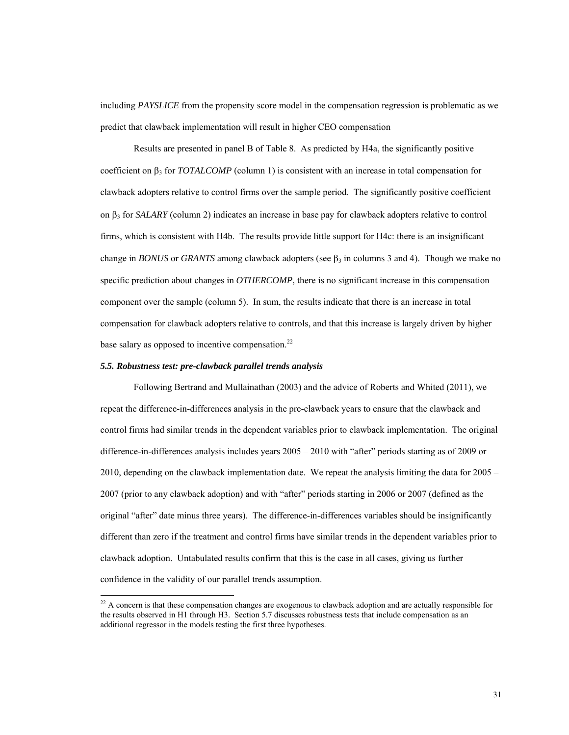including *PAYSLICE* from the propensity score model in the compensation regression is problematic as we predict that clawback implementation will result in higher CEO compensation

Results are presented in panel B of Table 8. As predicted by H4a, the significantly positive coefficient on $\beta_3$ for *TOTALCOMP* (column 1) is consistent with an increase in total compensation for clawback adopters relative to control firms over the sample period. The significantly positive coefficient on $\beta_3$ for *SALARY* (column 2) indicates an increase in base pay for clawback adopters relative to control firms, which is consistent with H4b. The results provide little support for H4c: there is an insignificant change in *BONUS* or *GRANTS* among clawback adopters (see $\beta_3$ in columns 3 and 4). Though we make no specific prediction about changes in *OTHERCOMP*, there is no significant increase in this compensation component over the sample (column 5). In sum, the results indicate that there is an increase in total compensation for clawback adopters relative to controls, and that this increase is largely driven by higher base salary as opposed to incentive compensation.[22]

### *5.5. Robustness test: pre-clawback parallel trends analysis*

Following Bertrand and Mullainathan (2003) and the advice of Roberts and Whited (2011), we repeat the difference-in-differences analysis in the pre-clawback years to ensure that the clawback and control firms had similar trends in the dependent variables prior to clawback implementation. The original difference-in-differences analysis includes years 2005 – 2010 with "after" periods starting as of 2009 or 2010, depending on the clawback implementation date. We repeat the analysis limiting the data for 2005 – 2007 (prior to any clawback adoption) and with "after" periods starting in 2006 or 2007 (defined as the original "after" date minus three years). The difference-in-differences variables should be insignificantly different than zero if the treatment and control firms have similar trends in the dependent variables prior to clawback adoption. Untabulated results confirm that this is the case in all cases, giving us further confidence in the validity of our parallel trends assumption.

[22] A concern is that these compensation changes are exogenous to clawback adoption and are actually responsible for the results observed in H1 through H3. Section 5.7 discusses robustness tests that include compensation as an additional regressor in the models testing the first three hypotheses.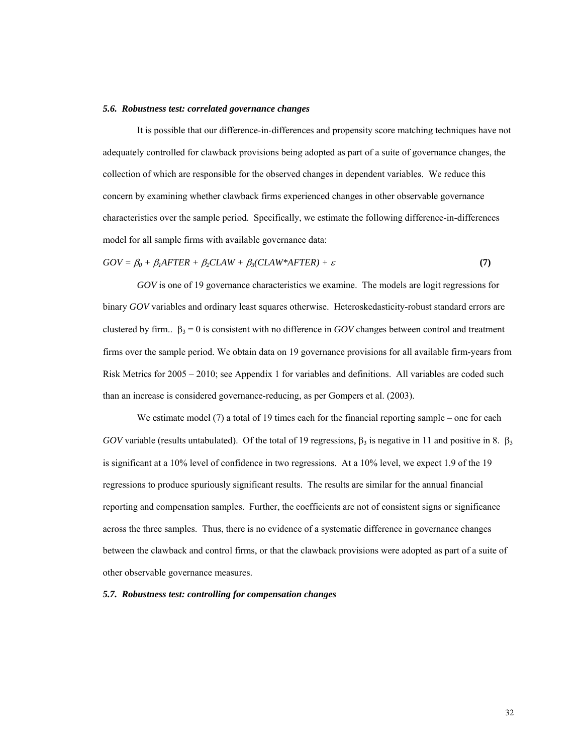### *5.6. Robustness test: correlated governance changes*

It is possible that our difference-in-differences and propensity score matching techniques have not adequately controlled for clawback provisions being adopted as part of a suite of governance changes, the collection of which are responsible for the observed changes in dependent variables. We reduce this concern by examining whether clawback firms experienced changes in other observable governance characteristics over the sample period. Specifically, we estimate the following difference-in-differences model for all sample firms with available governance data:

$$GOV = \beta_0 + \beta_1 AFTER + \beta_2 CLAW + \beta_3 (CLAW{*}AFTER) + \varepsilon \qquad \textbf{(7)}$$

*GOV* is one of 19 governance characteristics we examine. The models are logit regressions for binary *GOV* variables and ordinary least squares otherwise. Heteroskedasticity-robust standard errors are clustered by firm.. $\beta_3 = 0$ is consistent with no difference in *GOV* changes between control and treatment firms over the sample period. We obtain data on 19 governance provisions for all available firm-years from Risk Metrics for 2005 – 2010; see Appendix 1 for variables and definitions. All variables are coded such than an increase is considered governance-reducing, as per Gompers et al. (2003).

We estimate model (7) a total of 19 times each for the financial reporting sample – one for each *GOV* variable (results untabulated). Of the total of 19 regressions, $\beta_3$ is negative in 11 and positive in 8. $\beta_3$ is significant at a 10% level of confidence in two regressions. At a 10% level, we expect 1.9 of the 19 regressions to produce spuriously significant results. The results are similar for the annual financial reporting and compensation samples. Further, the coefficients are not of consistent signs or significance across the three samples. Thus, there is no evidence of a systematic difference in governance changes between the clawback and control firms, or that the clawback provisions were adopted as part of a suite of other observable governance measures.

### *5.7. Robustness test: controlling for compensation changes*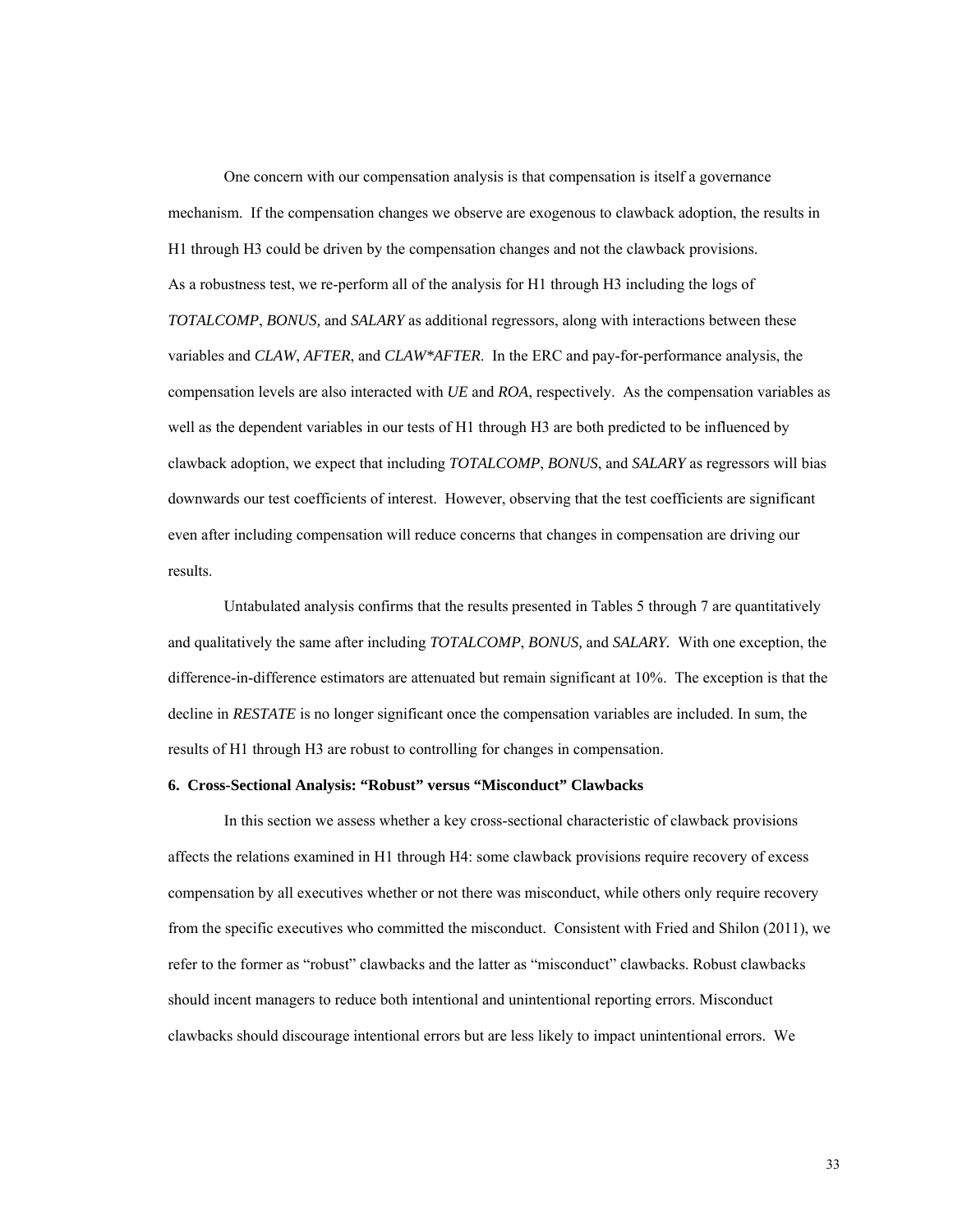One concern with our compensation analysis is that compensation is itself a governance mechanism. If the compensation changes we observe are exogenous to clawback adoption, the results in H1 through H3 could be driven by the compensation changes and not the clawback provisions. As a robustness test, we re-perform all of the analysis for H1 through H3 including the logs of *TOTALCOMP*, *BONUS,* and *SALARY* as additional regressors, along with interactions between these variables and *CLAW*, *AFTER*, and *CLAW*AFTER*. In the ERC and pay-for-performance analysis, the compensation levels are also interacted with *UE* and *ROA*, respectively. As the compensation variables as well as the dependent variables in our tests of H1 through H3 are both predicted to be influenced by clawback adoption, we expect that including *TOTALCOMP*, *BONUS*, and *SALARY* as regressors will bias downwards our test coefficients of interest. However, observing that the test coefficients are significant even after including compensation will reduce concerns that changes in compensation are driving our results.

Untabulated analysis confirms that the results presented in Tables 5 through 7 are quantitatively and qualitatively the same after including *TOTALCOMP*, *BONUS,* and *SALARY.* With one exception, the difference-in-difference estimators are attenuated but remain significant at 10%. The exception is that the decline in *RESTATE* is no longer significant once the compensation variables are included. In sum, the results of H1 through H3 are robust to controlling for changes in compensation.

## 6. Cross-Sectional Analysis: "Robust" versus "Misconduct" Clawbacks

In this section we assess whether a key cross-sectional characteristic of clawback provisions affects the relations examined in H1 through H4: some clawback provisions require recovery of excess compensation by all executives whether or not there was misconduct, while others only require recovery from the specific executives who committed the misconduct. Consistent with Fried and Shilon (2011), we refer to the former as "robust" clawbacks and the latter as "misconduct" clawbacks. Robust clawbacks should incent managers to reduce both intentional and unintentional reporting errors. Misconduct clawbacks should discourage intentional errors but are less likely to impact unintentional errors. We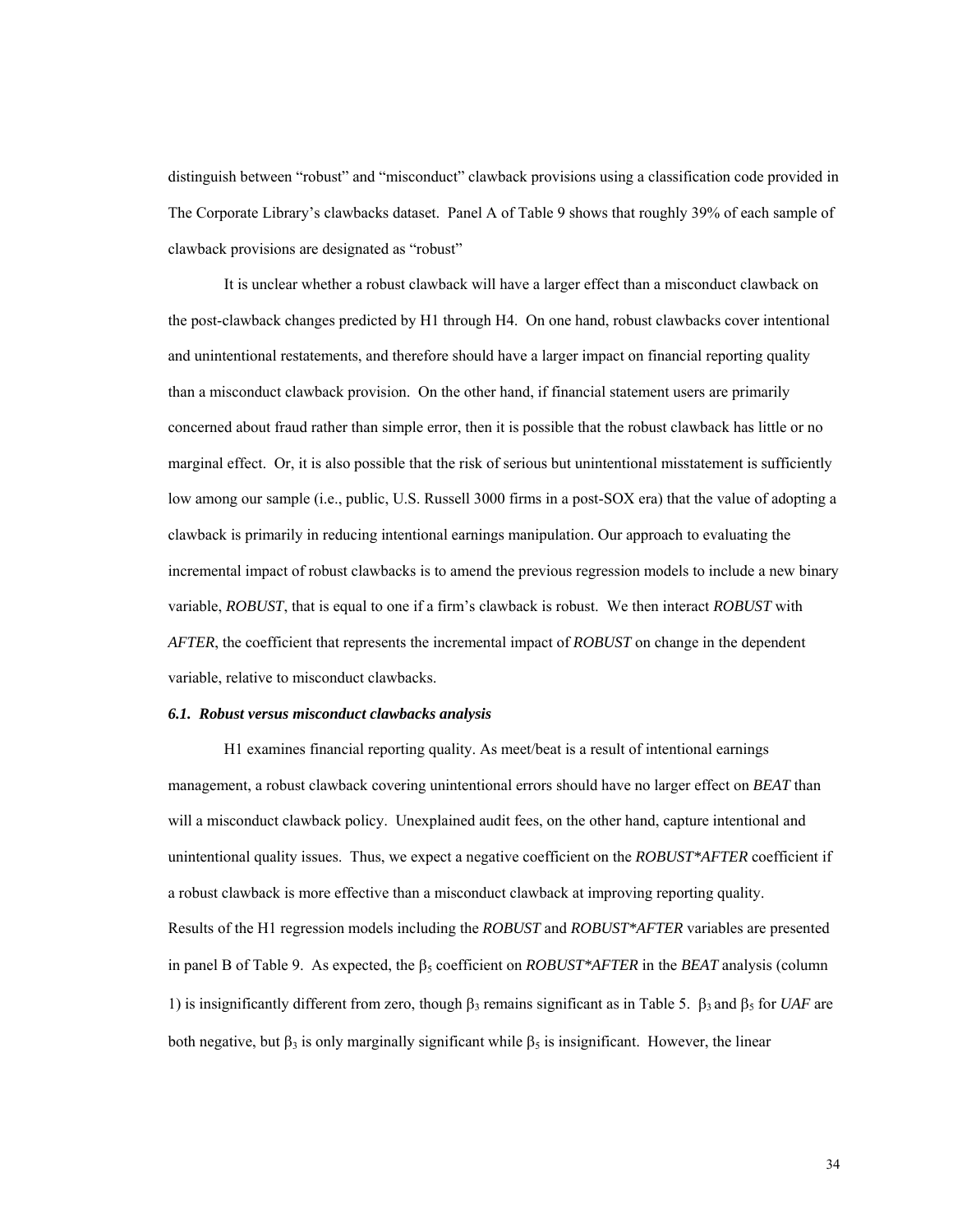distinguish between "robust" and "misconduct" clawback provisions using a classification code provided in The Corporate Library's clawbacks dataset. Panel A of Table 9 shows that roughly 39% of each sample of clawback provisions are designated as "robust"

It is unclear whether a robust clawback will have a larger effect than a misconduct clawback on the post-clawback changes predicted by H1 through H4. On one hand, robust clawbacks cover intentional and unintentional restatements, and therefore should have a larger impact on financial reporting quality than a misconduct clawback provision. On the other hand, if financial statement users are primarily concerned about fraud rather than simple error, then it is possible that the robust clawback has little or no marginal effect. Or, it is also possible that the risk of serious but unintentional misstatement is sufficiently low among our sample (i.e., public, U.S. Russell 3000 firms in a post-SOX era) that the value of adopting a clawback is primarily in reducing intentional earnings manipulation. Our approach to evaluating the incremental impact of robust clawbacks is to amend the previous regression models to include a new binary variable, *ROBUST*, that is equal to one if a firm's clawback is robust. We then interact *ROBUST* with *AFTER*, the coefficient that represents the incremental impact of *ROBUST* on change in the dependent variable, relative to misconduct clawbacks.

### *6.1. Robust versus misconduct clawbacks analysis*

H1 examines financial reporting quality. As meet/beat is a result of intentional earnings management, a robust clawback covering unintentional errors should have no larger effect on *BEAT* than will a misconduct clawback policy. Unexplained audit fees, on the other hand, capture intentional and unintentional quality issues. Thus, we expect a negative coefficient on the *ROBUST*AFTER* coefficient if a robust clawback is more effective than a misconduct clawback at improving reporting quality. Results of the H1 regression models including the *ROBUST* and *ROBUST*AFTER* variables are presented in panel B of Table 9. As expected, the $\beta_5$ coefficient on *ROBUST*AFTER* in the *BEAT* analysis (column 1) is insignificantly different from zero, though $\beta_3$ remains significant as in Table 5. $\beta_3$ and $\beta_5$ for *UAF* are both negative, but $\beta_3$ is only marginally significant while $\beta_5$ is insignificant. However, the linear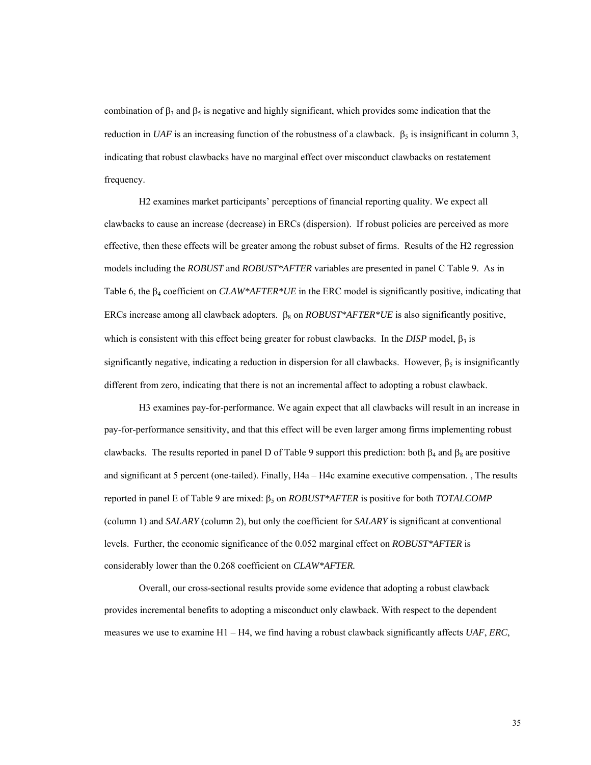combination of $\beta_3$ and $\beta_5$ is negative and highly significant, which provides some indication that the reduction in *UAF* is an increasing function of the robustness of a clawback. $\beta_5$ is insignificant in column 3, indicating that robust clawbacks have no marginal effect over misconduct clawbacks on restatement frequency.

H2 examines market participants' perceptions of financial reporting quality. We expect all clawbacks to cause an increase (decrease) in ERCs (dispersion). If robust policies are perceived as more effective, then these effects will be greater among the robust subset of firms. Results of the H2 regression models including the *ROBUST* and *ROBUST*AFTER* variables are presented in panel C Table 9. As in Table 6, the $\beta_4$ coefficient on *CLAW*AFTER*UE* in the ERC model is significantly positive, indicating that ERCs increase among all clawback adopters. $\beta_8$ on *ROBUST*AFTER*UE* is also significantly positive, which is consistent with this effect being greater for robust clawbacks. In the *DISP* model, $\beta_3$ is significantly negative, indicating a reduction in dispersion for all clawbacks. However, $\beta_5$ is insignificantly different from zero, indicating that there is not an incremental affect to adopting a robust clawback.

H3 examines pay-for-performance. We again expect that all clawbacks will result in an increase in pay-for-performance sensitivity, and that this effect will be even larger among firms implementing robust clawbacks. The results reported in panel D of Table 9 support this prediction: both $\beta_4$ and $\beta_8$ are positive and significant at 5 percent (one-tailed). Finally, H4a – H4c examine executive compensation. , The results reported in panel E of Table 9 are mixed: $\beta_5$ on *ROBUST*AFTER* is positive for both *TOTALCOMP* (column 1) and *SALARY* (column 2), but only the coefficient for *SALARY* is significant at conventional levels. Further, the economic significance of the 0.052 marginal effect on *ROBUST*AFTER* is considerably lower than the 0.268 coefficient on *CLAW*AFTER.*

Overall, our cross-sectional results provide some evidence that adopting a robust clawback provides incremental benefits to adopting a misconduct only clawback. With respect to the dependent measures we use to examine H1 – H4, we find having a robust clawback significantly affects *UAF*, *ERC*,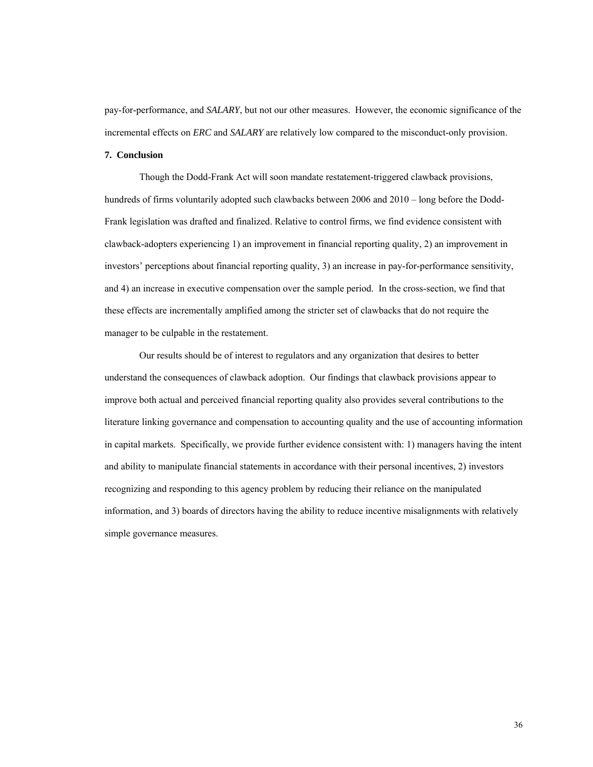pay-for-performance, and *SALARY*, but not our other measures. However, the economic significance of the incremental effects on *ERC* and *SALARY* are relatively low compared to the misconduct-only provision.

**7. Conclusion**

Though the Dodd-Frank Act will soon mandate restatement-triggered clawback provisions, hundreds of firms voluntarily adopted such clawbacks between 2006 and 2010 – long before the Dodd-Frank legislation was drafted and finalized. Relative to control firms, we find evidence consistent with clawback-adopters experiencing 1) an improvement in financial reporting quality, 2) an improvement in investors' perceptions about financial reporting quality, 3) an increase in pay-for-performance sensitivity, and 4) an increase in executive compensation over the sample period. In the cross-section, we find that these effects are incrementally amplified among the stricter set of clawbacks that do not require the manager to be culpable in the restatement.

Our results should be of interest to regulators and any organization that desires to better understand the consequences of clawback adoption. Our findings that clawback provisions appear to improve both actual and perceived financial reporting quality also provides several contributions to the literature linking governance and compensation to accounting quality and the use of accounting information in capital markets. Specifically, we provide further evidence consistent with: 1) managers having the intent and ability to manipulate financial statements in accordance with their personal incentives, 2) investors recognizing and responding to this agency problem by reducing their reliance on the manipulated information, and 3) boards of directors having the ability to reduce incentive misalignments with relatively simple governance measures.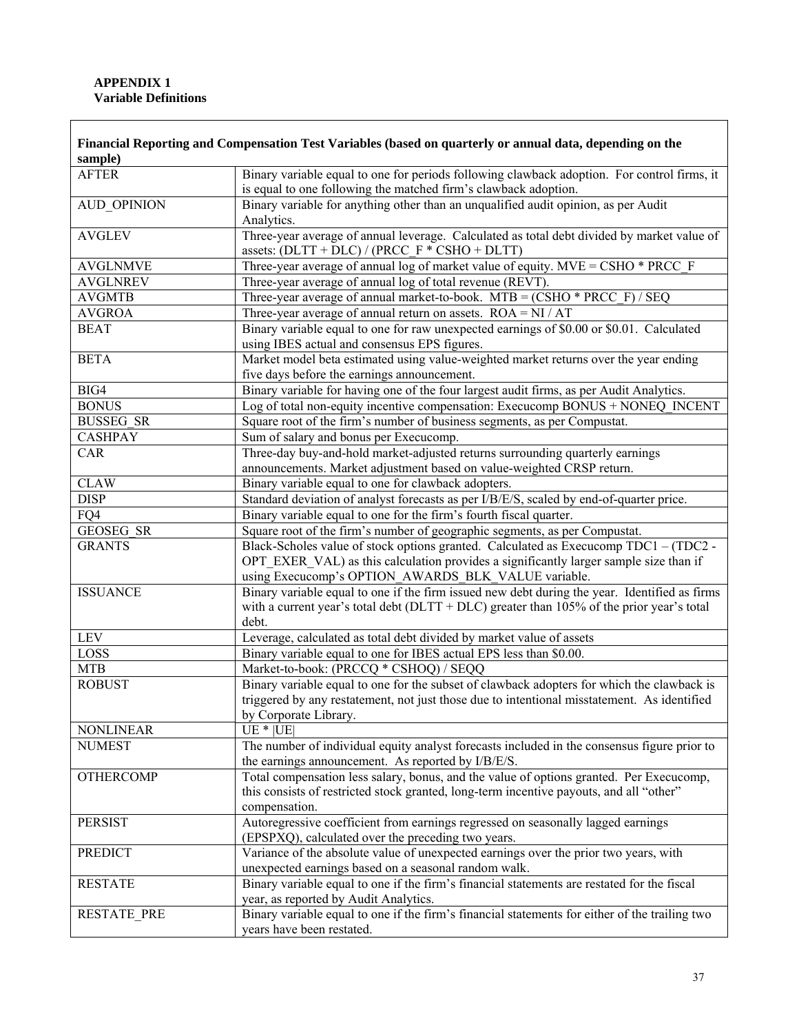**APPENDIX 1**
**Variable Definitions**

| Financial Reporting and Compensation Test Variables (based on quarterly or annual data, depending on the sample) | |
|---|---|
| AFTER | Binary variable equal to one for periods following clawback adoption. For control firms, it is equal to one following the matched firm's clawback adoption. |
| AUD_OPINION | Binary variable for anything other than an unqualified audit opinion, as per Audit Analytics. |
| AVGLEV | Three-year average of annual leverage. Calculated as total debt divided by market value of assets: (DLTT + DLC) / (PRCC_F * CSHO + DLTT) |
| AVGLNMVE | Three-year average of annual log of market value of equity. MVE = CSHO * PRCC_F |
| AVGLNREV | Three-year average of annual log of total revenue (REVT). |
| AVGMTB | Three-year average of annual market-to-book. MTB = (CSHO * PRCC_F) / SEQ |
| AVGROA | Three-year average of annual return on assets. ROA = NI / AT |
| BEAT | Binary variable equal to one for raw unexpected earnings of \$0.00 or \$0.01. Calculated using IBES actual and consensus EPS figures. |
| BETA | Market model beta estimated using value-weighted market returns over the year ending five days before the earnings announcement. |
| BIG4 | Binary variable for having one of the four largest audit firms, as per Audit Analytics. |
| BONUS | Log of total non-equity incentive compensation: Execucomp BONUS + NONEQ_INCENT |
| BUSSEG_SR | Square root of the firm's number of business segments, as per Compustat. |
| CASHPAY | Sum of salary and bonus per Execucomp. |
| CAR | Three-day buy-and-hold market-adjusted returns surrounding quarterly earnings announcements. Market adjustment based on value-weighted CRSP return. |
| CLAW | Binary variable equal to one for clawback adopters. |
| DISP | Standard deviation of analyst forecasts as per I/B/E/S, scaled by end-of-quarter price. |
| FQ4 | Binary variable equal to one for the firm's fourth fiscal quarter. |
| GEOSEG_SR | Square root of the firm's number of geographic segments, as per Compustat. |
| GRANTS | Black-Scholes value of stock options granted. Calculated as Execucomp TDC1 – (TDC2 - OPT_EXER_VAL) as this calculation provides a significantly larger sample size than if using Execucomp's OPTION_AWARDS_BLK_VALUE variable. |
| ISSUANCE | Binary variable equal to one if the firm issued new debt during the year. Identified as firms with a current year's total debt (DLTT + DLC) greater than 105% of the prior year's total debt. |
| LEV | Leverage, calculated as total debt divided by market value of assets |
| LOSS | Binary variable equal to one for IBES actual EPS less than \$0.00. |
| MTB | Market-to-book: (PRCCQ * CSHOQ) / SEQQ |
| ROBUST | Binary variable equal to one for the subset of clawback adopters for which the clawback is triggered by any restatement, not just those due to intentional misstatement. As identified by Corporate Library. |
| NONLINEAR | UE * \|UE\| |
| NUMEST | The number of individual equity analyst forecasts included in the consensus figure prior to the earnings announcement. As reported by I/B/E/S. |
| OTHERCOMP | Total compensation less salary, bonus, and the value of options granted. Per Execucomp, this consists of restricted stock granted, long-term incentive payouts, and all "other" compensation. |
| PERSIST | Autoregressive coefficient from earnings regressed on seasonally lagged earnings (EPSPXQ), calculated over the preceding two years. |
| PREDICT | Variance of the absolute value of unexpected earnings over the prior two years, with unexpected earnings based on a seasonal random walk. |
| RESTATE | Binary variable equal to one if the firm's financial statements are restated for the fiscal year, as reported by Audit Analytics. |
| RESTATE_PRE | Binary variable equal to one if the firm's financial statements for either of the trailing two years have been restated. |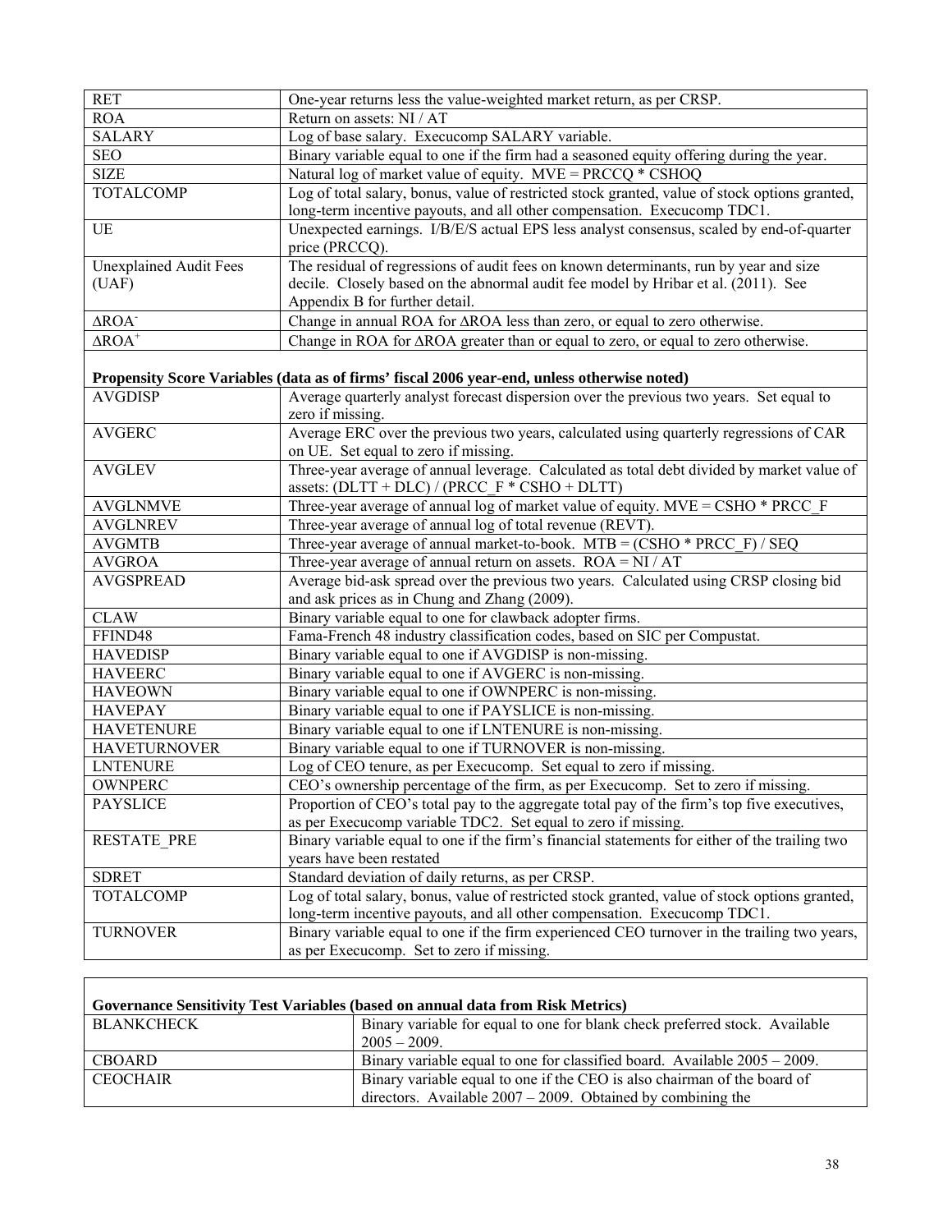| | |
|---|---|
| RET | One-year returns less the value-weighted market return, as per CRSP. |
| ROA | Return on assets: NI / AT |
| SALARY | Log of base salary. Execucomp SALARY variable. |
| SEO | Binary variable equal to one if the firm had a seasoned equity offering during the year. |
| SIZE | Natural log of market value of equity. MVE = PRCCQ * CSHOQ |
| TOTALCOMP | Log of total salary, bonus, value of restricted stock granted, value of stock options granted, long-term incentive payouts, and all other compensation. Execucomp TDC1. |
| UE | Unexpected earnings. I/B/E/S actual EPS less analyst consensus, scaled by end-of-quarter price (PRCCQ). |
| Unexplained Audit Fees (UAF) | The residual of regressions of audit fees on known determinants, run by year and size decile. Closely based on the abnormal audit fee model by Hribar et al. (2011). See Appendix B for further detail. |
| $\Delta ROA^-$ | Change in annual ROA for ΔROA less than zero, or equal to zero otherwise. |
| $\Delta ROA^+$ | Change in ROA for ΔROA greater than or equal to zero, or equal to zero otherwise. |
| **Propensity Score Variables (data as of firms' fiscal 2006 year-end, unless otherwise noted)** | |
| AVGDISP | Average quarterly analyst forecast dispersion over the previous two years. Set equal to zero if missing. |
| AVGERC | Average ERC over the previous two years, calculated using quarterly regressions of CAR on UE. Set equal to zero if missing. |
| AVGLEV | Three-year average of annual leverage. Calculated as total debt divided by market value of assets: (DLTT + DLC) / (PRCC_F * CSHO + DLTT) |
| AVGLNMVE | Three-year average of annual log of market value of equity. MVE = CSHO * PRCC_F |
| AVGLNREV | Three-year average of annual log of total revenue (REVT). |
| AVGMTB | Three-year average of annual market-to-book. MTB = (CSHO * PRCC_F) / SEQ |
| AVGROA | Three-year average of annual return on assets. ROA = NI / AT |
| AVGSPREAD | Average bid-ask spread over the previous two years. Calculated using CRSP closing bid and ask prices as in Chung and Zhang (2009). |
| CLAW | Binary variable equal to one for clawback adopter firms. |
| FFIND48 | Fama-French 48 industry classification codes, based on SIC per Compustat. |
| HAVEDISP | Binary variable equal to one if AVGDISP is non-missing. |
| HAVEERC | Binary variable equal to one if AVGERC is non-missing. |
| HAVEOWN | Binary variable equal to one if OWNPERC is non-missing. |
| HAVEPAY | Binary variable equal to one if PAYSLICE is non-missing. |
| HAVETENURE | Binary variable equal to one if LNTENURE is non-missing. |
| HAVETURNOVER | Binary variable equal to one if TURNOVER is non-missing. |
| LNTENURE | Log of CEO tenure, as per Execucomp. Set equal to zero if missing. |
| OWNPERC | CEO's ownership percentage of the firm, as per Execucomp. Set to zero if missing. |
| PAYSLICE | Proportion of CEO's total pay to the aggregate total pay of the firm's top five executives, as per Execucomp variable TDC2. Set equal to zero if missing. |
| RESTATE_PRE | Binary variable equal to one if the firm's financial statements for either of the trailing two years have been restated |
| SDRET | Standard deviation of daily returns, as per CRSP. |
| TOTALCOMP | Log of total salary, bonus, value of restricted stock granted, value of stock options granted, long-term incentive payouts, and all other compensation. Execucomp TDC1. |
| TURNOVER | Binary variable equal to one if the firm experienced CEO turnover in the trailing two years, as per Execucomp. Set to zero if missing. |

| **Governance Sensitivity Test Variables (based on annual data from Risk Metrics)** | |
|---|---|
| BLANKCHECK | Binary variable for equal to one for blank check preferred stock. Available 2005 – 2009. |
| CBOARD | Binary variable equal to one for classified board. Available 2005 – 2009. |
| CEOCHAIR | Binary variable equal to one if the CEO is also chairman of the board of directors. Available 2007 – 2009. Obtained by combining the |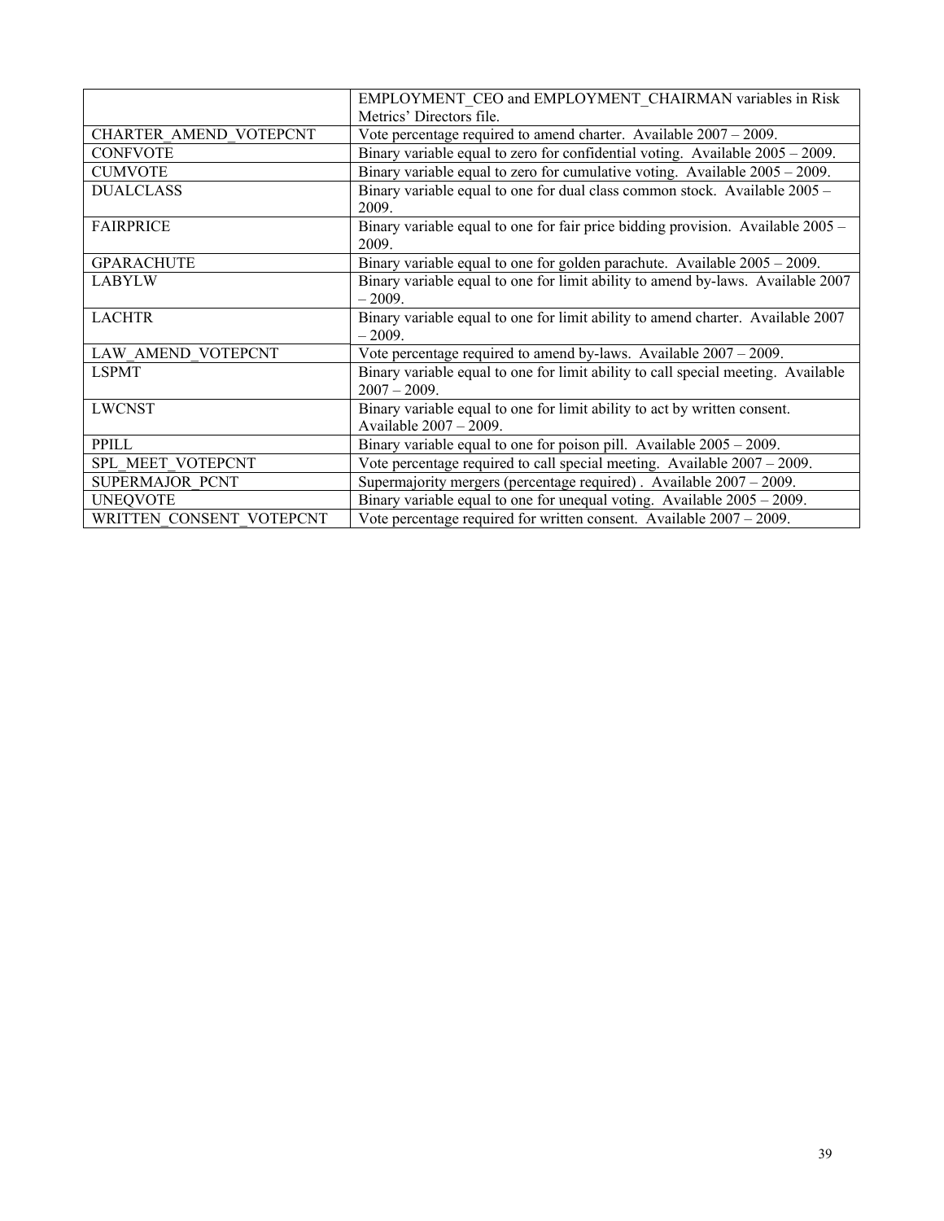| | |
|---|---|
| | EMPLOYMENT_CEO and EMPLOYMENT_CHAIRMAN variables in Risk Metrics' Directors file. |
| CHARTER_AMEND_VOTEPCNT | Vote percentage required to amend charter. Available 2007 – 2009. |
| CONFVOTE | Binary variable equal to zero for confidential voting. Available 2005 – 2009. |
| CUMVOTE | Binary variable equal to zero for cumulative voting. Available 2005 – 2009. |
| DUALCLASS | Binary variable equal to one for dual class common stock. Available 2005 – 2009. |
| FAIRPRICE | Binary variable equal to one for fair price bidding provision. Available 2005 – 2009. |
| GPARACHUTE | Binary variable equal to one for golden parachute. Available 2005 – 2009. |
| LABYLW | Binary variable equal to one for limit ability to amend by-laws. Available 2007 – 2009. |
| LACHTR | Binary variable equal to one for limit ability to amend charter. Available 2007 – 2009. |
| LAW_AMEND_VOTEPCNT | Vote percentage required to amend by-laws. Available 2007 – 2009. |
| LSPMT | Binary variable equal to one for limit ability to call special meeting. Available 2007 – 2009. |
| LWCNST | Binary variable equal to one for limit ability to act by written consent. Available 2007 – 2009. |
| PPILL | Binary variable equal to one for poison pill. Available 2005 – 2009. |
| SPL_MEET_VOTEPCNT | Vote percentage required to call special meeting. Available 2007 – 2009. |
| SUPERMAJOR_PCNT | Supermajority mergers (percentage required) . Available 2007 – 2009. |
| UNEQVOTE | Binary variable equal to one for unequal voting. Available 2005 – 2009. |
| WRITTEN_CONSENT_VOTEPCNT | Vote percentage required for written consent. Available 2007 – 2009. |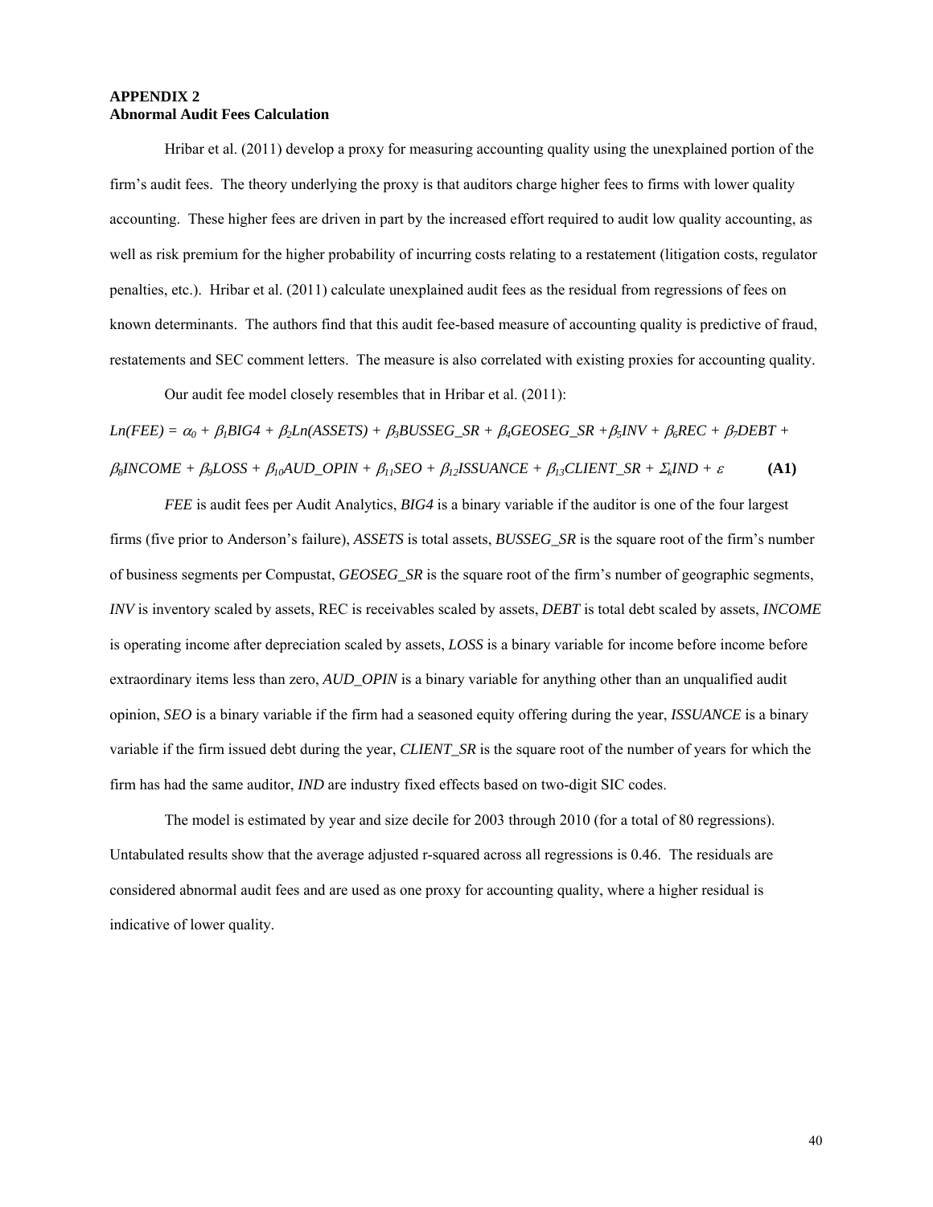## APPENDIX 2
## Abnormal Audit Fees Calculation

Hribar et al. (2011) develop a proxy for measuring accounting quality using the unexplained portion of the firm's audit fees. The theory underlying the proxy is that auditors charge higher fees to firms with lower quality accounting. These higher fees are driven in part by the increased effort required to audit low quality accounting, as well as risk premium for the higher probability of incurring costs relating to a restatement (litigation costs, regulator penalties, etc.). Hribar et al. (2011) calculate unexplained audit fees as the residual from regressions of fees on known determinants. The authors find that this audit fee-based measure of accounting quality is predictive of fraud, restatements and SEC comment letters. The measure is also correlated with existing proxies for accounting quality.

Our audit fee model closely resembles that in Hribar et al. (2011):

$$Ln(FEE) = \alpha_0 + \beta_1 BIG4 + \beta_2 Ln(ASSETS) + \beta_3 BUSSEG\_SR + \beta_4 GEOSEG\_SR + \beta_5 INV + \beta_6 REC + \beta_7 DEBT + \beta_8 INCOME + \beta_9 LOSS + \beta_{10} AUD\_OPIN + \beta_{11} SEO + \beta_{12} ISSUANCE + \beta_{13} CLIENT\_SR + \Sigma_k IND + \varepsilon \qquad \textbf{(A1)}$$

*FEE* is audit fees per Audit Analytics, *BIG4* is a binary variable if the auditor is one of the four largest firms (five prior to Anderson's failure), *ASSETS* is total assets, *BUSSEG_SR* is the square root of the firm's number of business segments per Compustat, *GEOSEG_SR* is the square root of the firm's number of geographic segments, *INV* is inventory scaled by assets, REC is receivables scaled by assets, *DEBT* is total debt scaled by assets, *INCOME* is operating income after depreciation scaled by assets, *LOSS* is a binary variable for income before income before extraordinary items less than zero, *AUD_OPIN* is a binary variable for anything other than an unqualified audit opinion, *SEO* is a binary variable if the firm had a seasoned equity offering during the year, *ISSUANCE* is a binary variable if the firm issued debt during the year, *CLIENT_SR* is the square root of the number of years for which the firm has had the same auditor, *IND* are industry fixed effects based on two-digit SIC codes.

The model is estimated by year and size decile for 2003 through 2010 (for a total of 80 regressions). Untabulated results show that the average adjusted r-squared across all regressions is 0.46. The residuals are considered abnormal audit fees and are used as one proxy for accounting quality, where a higher residual is indicative of lower quality.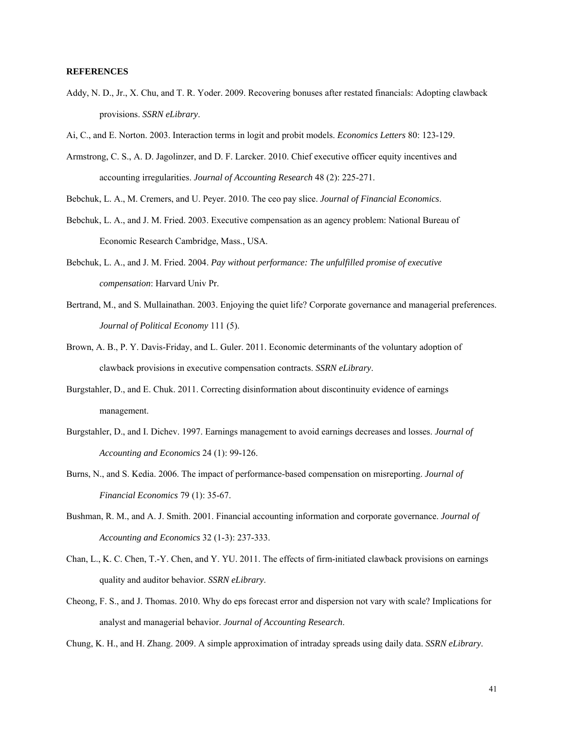**REFERENCES**

Addy, N. D., Jr., X. Chu, and T. R. Yoder. 2009. Recovering bonuses after restated financials: Adopting clawback provisions. *SSRN eLibrary*.

Ai, C., and E. Norton. 2003. Interaction terms in logit and probit models. *Economics Letters* 80: 123-129.

Armstrong, C. S., A. D. Jagolinzer, and D. F. Larcker. 2010. Chief executive officer equity incentives and accounting irregularities. *Journal of Accounting Research* 48 (2): 225-271.

Bebchuk, L. A., M. Cremers, and U. Peyer. 2010. The ceo pay slice. *Journal of Financial Economics*.

Bebchuk, L. A., and J. M. Fried. 2003. Executive compensation as an agency problem: National Bureau of Economic Research Cambridge, Mass., USA.

Bebchuk, L. A., and J. M. Fried. 2004. *Pay without performance: The unfulfilled promise of executive compensation*: Harvard Univ Pr.

Bertrand, M., and S. Mullainathan. 2003. Enjoying the quiet life? Corporate governance and managerial preferences. *Journal of Political Economy* 111 (5).

Brown, A. B., P. Y. Davis-Friday, and L. Guler. 2011. Economic determinants of the voluntary adoption of clawback provisions in executive compensation contracts. *SSRN eLibrary*.

Burgstahler, D., and E. Chuk. 2011. Correcting disinformation about discontinuity evidence of earnings management.

Burgstahler, D., and I. Dichev. 1997. Earnings management to avoid earnings decreases and losses. *Journal of Accounting and Economics* 24 (1): 99-126.

Burns, N., and S. Kedia. 2006. The impact of performance-based compensation on misreporting. *Journal of Financial Economics* 79 (1): 35-67.

Bushman, R. M., and A. J. Smith. 2001. Financial accounting information and corporate governance. *Journal of Accounting and Economics* 32 (1-3): 237-333.

Chan, L., K. C. Chen, T.-Y. Chen, and Y. YU. 2011. The effects of firm-initiated clawback provisions on earnings quality and auditor behavior. *SSRN eLibrary*.

Cheong, F. S., and J. Thomas. 2010. Why do eps forecast error and dispersion not vary with scale? Implications for analyst and managerial behavior. *Journal of Accounting Research*.

Chung, K. H., and H. Zhang. 2009. A simple approximation of intraday spreads using daily data. *SSRN eLibrary*.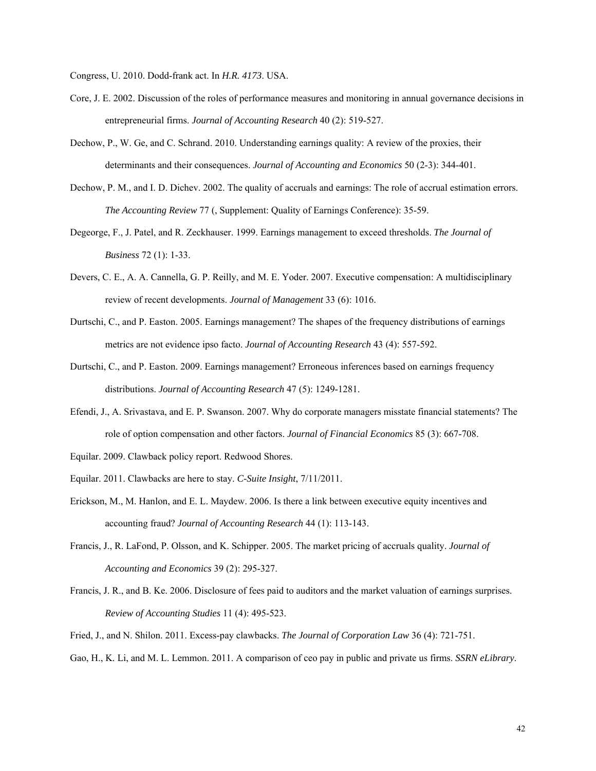Congress, U. 2010. Dodd-frank act. In *H.R. 4173*. USA.

Core, J. E. 2002. Discussion of the roles of performance measures and monitoring in annual governance decisions in entrepreneurial firms. *Journal of Accounting Research* 40 (2): 519-527.

Dechow, P., W. Ge, and C. Schrand. 2010. Understanding earnings quality: A review of the proxies, their determinants and their consequences. *Journal of Accounting and Economics* 50 (2-3): 344-401.

Dechow, P. M., and I. D. Dichev. 2002. The quality of accruals and earnings: The role of accrual estimation errors. *The Accounting Review* 77 (, Supplement: Quality of Earnings Conference): 35-59.

Degeorge, F., J. Patel, and R. Zeckhauser. 1999. Earnings management to exceed thresholds. *The Journal of Business* 72 (1): 1-33.

Devers, C. E., A. A. Cannella, G. P. Reilly, and M. E. Yoder. 2007. Executive compensation: A multidisciplinary review of recent developments. *Journal of Management* 33 (6): 1016.

Durtschi, C., and P. Easton. 2005. Earnings management? The shapes of the frequency distributions of earnings metrics are not evidence ipso facto. *Journal of Accounting Research* 43 (4): 557-592.

Durtschi, C., and P. Easton. 2009. Earnings management? Erroneous inferences based on earnings frequency distributions. *Journal of Accounting Research* 47 (5): 1249-1281.

Efendi, J., A. Srivastava, and E. P. Swanson. 2007. Why do corporate managers misstate financial statements? The role of option compensation and other factors. *Journal of Financial Economics* 85 (3): 667-708.

Equilar. 2009. Clawback policy report. Redwood Shores.

Equilar. 2011. Clawbacks are here to stay. *C-Suite Insight*, 7/11/2011.

Erickson, M., M. Hanlon, and E. L. Maydew. 2006. Is there a link between executive equity incentives and accounting fraud? *Journal of Accounting Research* 44 (1): 113-143.

Francis, J., R. LaFond, P. Olsson, and K. Schipper. 2005. The market pricing of accruals quality. *Journal of Accounting and Economics* 39 (2): 295-327.

Francis, J. R., and B. Ke. 2006. Disclosure of fees paid to auditors and the market valuation of earnings surprises. *Review of Accounting Studies* 11 (4): 495-523.

Fried, J., and N. Shilon. 2011. Excess-pay clawbacks. *The Journal of Corporation Law* 36 (4): 721-751.

Gao, H., K. Li, and M. L. Lemmon. 2011. A comparison of ceo pay in public and private us firms. *SSRN eLibrary*.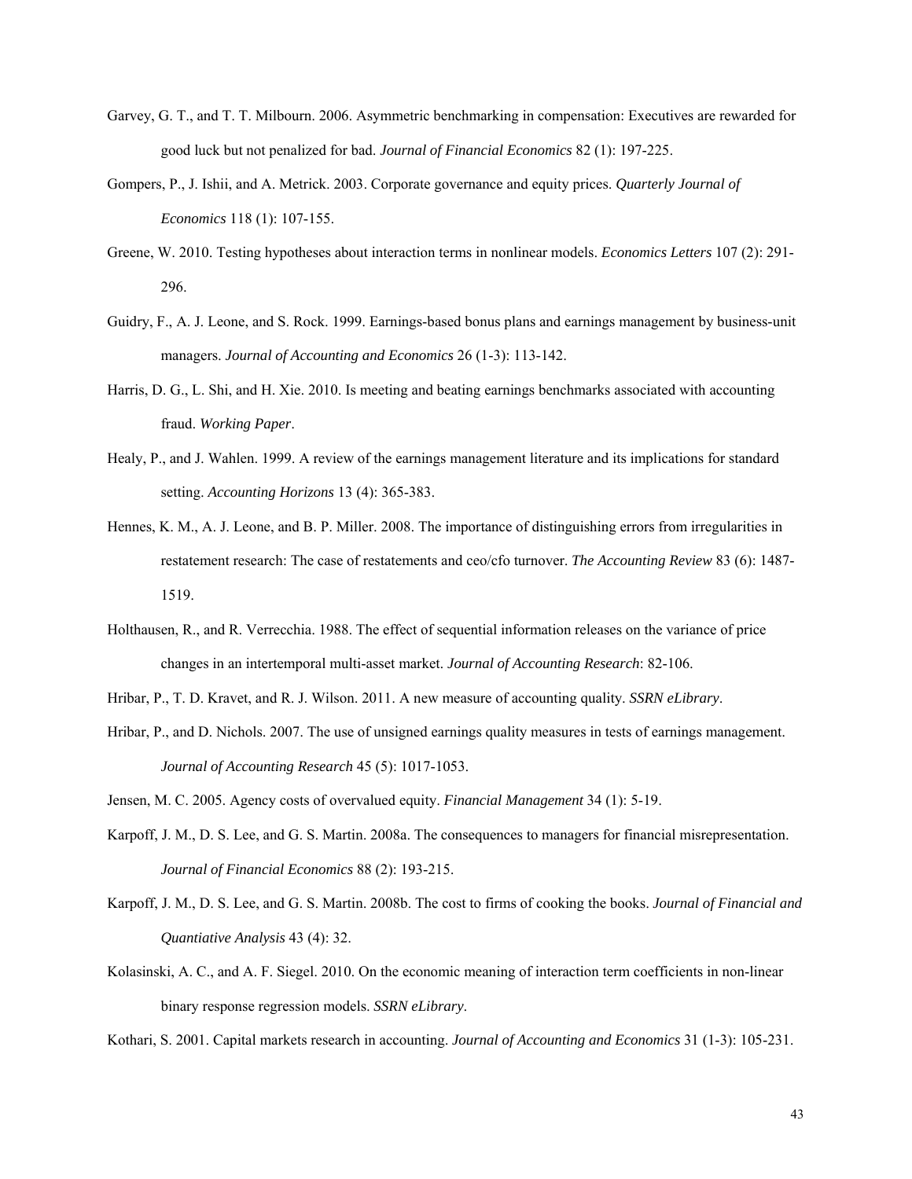Garvey, G. T., and T. T. Milbourn. 2006. Asymmetric benchmarking in compensation: Executives are rewarded for good luck but not penalized for bad. *Journal of Financial Economics* 82 (1): 197-225.

Gompers, P., J. Ishii, and A. Metrick. 2003. Corporate governance and equity prices. *Quarterly Journal of Economics* 118 (1): 107-155.

Greene, W. 2010. Testing hypotheses about interaction terms in nonlinear models. *Economics Letters* 107 (2): 291-296.

Guidry, F., A. J. Leone, and S. Rock. 1999. Earnings-based bonus plans and earnings management by business-unit managers. *Journal of Accounting and Economics* 26 (1-3): 113-142.

Harris, D. G., L. Shi, and H. Xie. 2010. Is meeting and beating earnings benchmarks associated with accounting fraud. *Working Paper*.

Healy, P., and J. Wahlen. 1999. A review of the earnings management literature and its implications for standard setting. *Accounting Horizons* 13 (4): 365-383.

Hennes, K. M., A. J. Leone, and B. P. Miller. 2008. The importance of distinguishing errors from irregularities in restatement research: The case of restatements and ceo/cfo turnover. *The Accounting Review* 83 (6): 1487-1519.

Holthausen, R., and R. Verrecchia. 1988. The effect of sequential information releases on the variance of price changes in an intertemporal multi-asset market. *Journal of Accounting Research*: 82-106.

Hribar, P., T. D. Kravet, and R. J. Wilson. 2011. A new measure of accounting quality. *SSRN eLibrary*.

Hribar, P., and D. Nichols. 2007. The use of unsigned earnings quality measures in tests of earnings management. *Journal of Accounting Research* 45 (5): 1017-1053.

Jensen, M. C. 2005. Agency costs of overvalued equity. *Financial Management* 34 (1): 5-19.

Karpoff, J. M., D. S. Lee, and G. S. Martin. 2008a. The consequences to managers for financial misrepresentation. *Journal of Financial Economics* 88 (2): 193-215.

Karpoff, J. M., D. S. Lee, and G. S. Martin. 2008b. The cost to firms of cooking the books. *Journal of Financial and Quantiative Analysis* 43 (4): 32.

Kolasinski, A. C., and A. F. Siegel. 2010. On the economic meaning of interaction term coefficients in non-linear binary response regression models. *SSRN eLibrary*.

Kothari, S. 2001. Capital markets research in accounting. *Journal of Accounting and Economics* 31 (1-3): 105-231.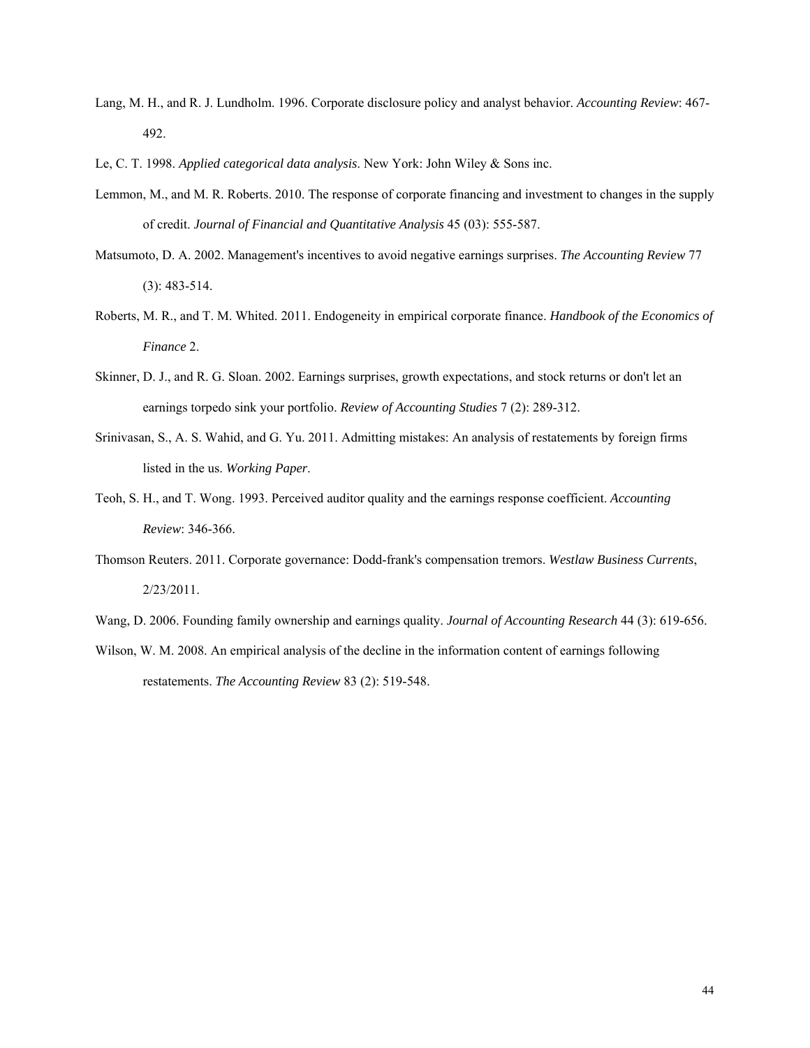Lang, M. H., and R. J. Lundholm. 1996. Corporate disclosure policy and analyst behavior. *Accounting Review*: 467-492.

Le, C. T. 1998. *Applied categorical data analysis*. New York: John Wiley & Sons inc.

Lemmon, M., and M. R. Roberts. 2010. The response of corporate financing and investment to changes in the supply of credit. *Journal of Financial and Quantitative Analysis* 45 (03): 555-587.

Matsumoto, D. A. 2002. Management's incentives to avoid negative earnings surprises. *The Accounting Review* 77 (3): 483-514.

Roberts, M. R., and T. M. Whited. 2011. Endogeneity in empirical corporate finance. *Handbook of the Economics of Finance* 2.

Skinner, D. J., and R. G. Sloan. 2002. Earnings surprises, growth expectations, and stock returns or don't let an earnings torpedo sink your portfolio. *Review of Accounting Studies* 7 (2): 289-312.

Srinivasan, S., A. S. Wahid, and G. Yu. 2011. Admitting mistakes: An analysis of restatements by foreign firms listed in the us. *Working Paper*.

Teoh, S. H., and T. Wong. 1993. Perceived auditor quality and the earnings response coefficient. *Accounting Review*: 346-366.

Thomson Reuters. 2011. Corporate governance: Dodd-frank's compensation tremors. *Westlaw Business Currents*, 2/23/2011.

Wang, D. 2006. Founding family ownership and earnings quality. *Journal of Accounting Research* 44 (3): 619-656.

Wilson, W. M. 2008. An empirical analysis of the decline in the information content of earnings following restatements. *The Accounting Review* 83 (2): 519-548.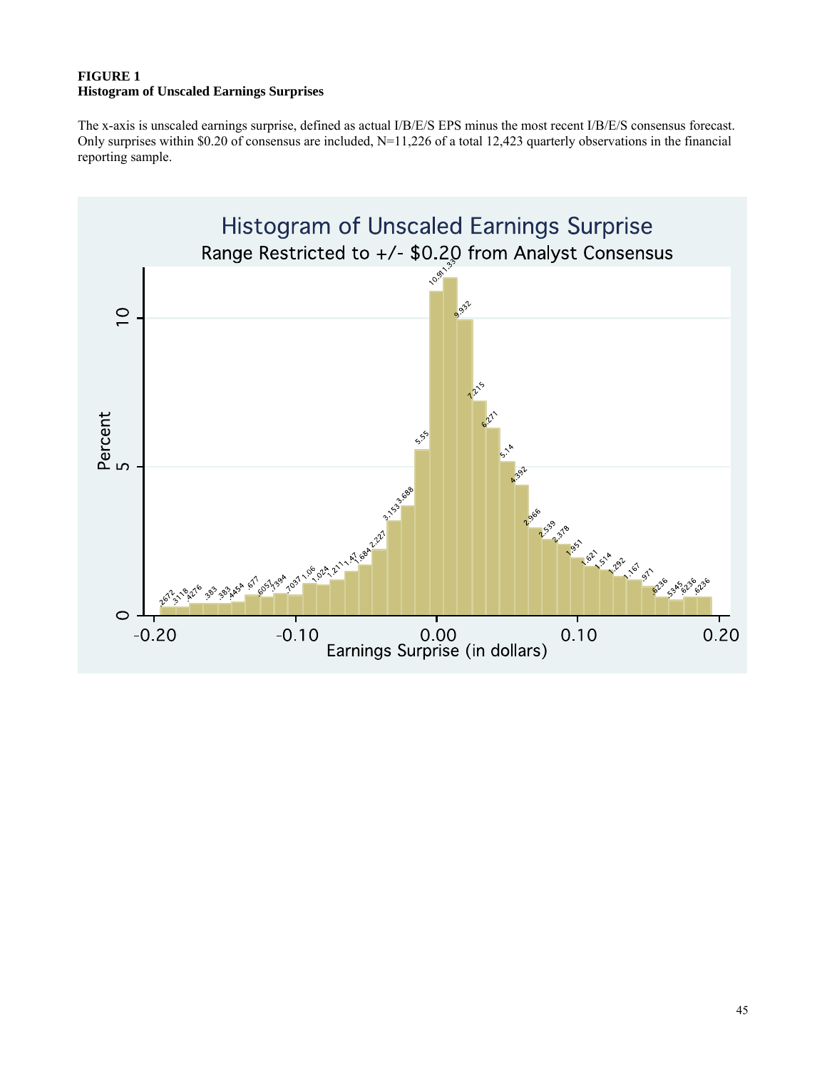**FIGURE 1**
**Histogram of Unscaled Earnings Surprises**

The x-axis is unscaled earnings surprise, defined as actual I/B/E/S EPS minus the most recent I/B/E/S consensus forecast. Only surprises within $0.20 of consensus are included, N=11,226 of a total 12,423 quarterly observations in the financial reporting sample.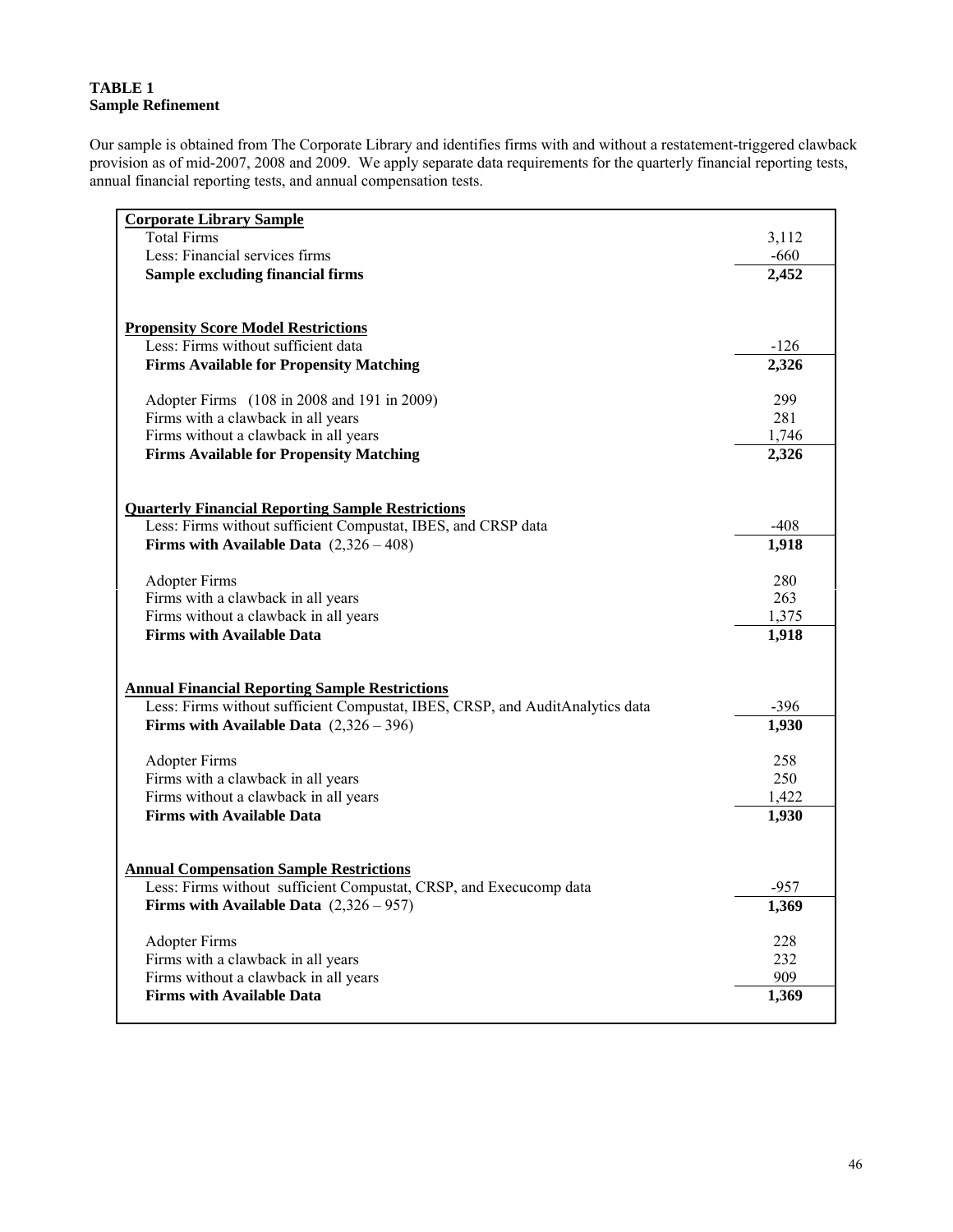**TABLE 1**
**Sample Refinement**

Our sample is obtained from The Corporate Library and identifies firms with and without a restatement-triggered clawback provision as of mid-2007, 2008 and 2009. We apply separate data requirements for the quarterly financial reporting tests, annual financial reporting tests, and annual compensation tests.

| | |
|---|---|
| **Corporate Library Sample** | |
| Total Firms | 3,112 |
| Less: Financial services firms | -660 |
| **Sample excluding financial firms** | **2,452** |
| | |
| **Propensity Score Model Restrictions** | |
| Less: Firms without sufficient data | -126 |
| **Firms Available for Propensity Matching** | **2,326** |
| | |
| Adopter Firms (108 in 2008 and 191 in 2009) | 299 |
| Firms with a clawback in all years | 281 |
| Firms without a clawback in all years | 1,746 |
| **Firms Available for Propensity Matching** | **2,326** |
| | |
| **Quarterly Financial Reporting Sample Restrictions** | |
| Less: Firms without sufficient Compustat, IBES, and CRSP data | -408 |
| **Firms with Available Data** (2,326 – 408) | **1,918** |
| | |
| Adopter Firms | 280 |
| Firms with a clawback in all years | 263 |
| Firms without a clawback in all years | 1,375 |
| **Firms with Available Data** | **1,918** |
| | |
| **Annual Financial Reporting Sample Restrictions** | |
| Less: Firms without sufficient Compustat, IBES, CRSP, and AuditAnalytics data | -396 |
| **Firms with Available Data** (2,326 – 396) | **1,930** |
| | |
| Adopter Firms | 258 |
| Firms with a clawback in all years | 250 |
| Firms without a clawback in all years | 1,422 |
| **Firms with Available Data** | **1,930** |
| | |
| **Annual Compensation Sample Restrictions** | |
| Less: Firms without sufficient Compustat, CRSP, and Execucomp data | -957 |
| **Firms with Available Data** (2,326 – 957) | **1,369** |
| | |
| Adopter Firms | 228 |
| Firms with a clawback in all years | 232 |
| Firms without a clawback in all years | 909 |
| **Firms with Available Data** | **1,369** |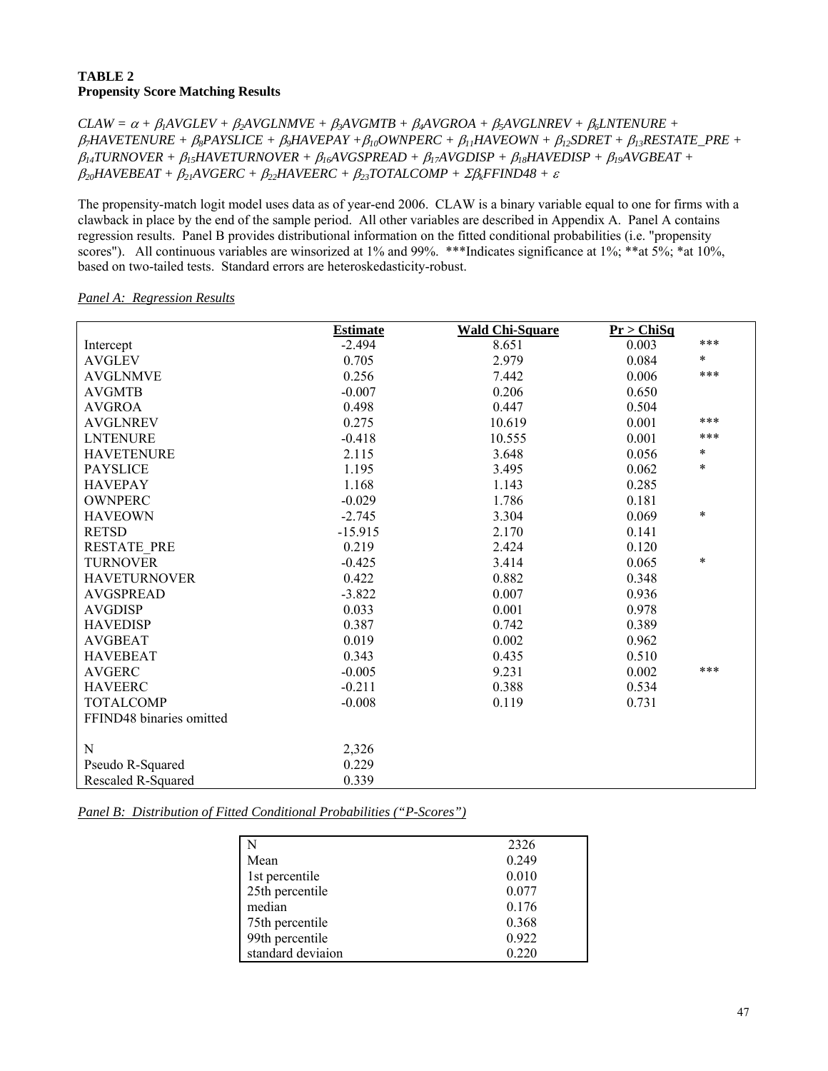**TABLE 2**
**Propensity Score Matching Results**

$$CLAW = \alpha + \beta_1 AVGLEV + \beta_2 AVGLNMVE + \beta_3 AVGMTB + \beta_4 AVGROA + \beta_5 AVGLNREV + \beta_6 LNTENURE + \beta_7 HAVETENURE + \beta_8 PAYSLICE + \beta_9 HAVEPAY + \beta_{10} OWNPERC + \beta_{11} HAVEOWN + \beta_{12} SDRET + \beta_{13} RESTATE\_PRE + \beta_{14} TURNOVER + \beta_{15} HAVETURNOVER + \beta_{16} AVGSPREAD + \beta_{17} AVGDISP + \beta_{18} HAVEDISP + \beta_{19} AVGBEAT + \beta_{20} HAVEBEAT + \beta_{21} AVGERC + \beta_{22} HAVEERC + \beta_{23} TOTALCOMP + \Sigma\beta_k FFIND48 + \varepsilon$$

The propensity-match logit model uses data as of year-end 2006. CLAW is a binary variable equal to one for firms with a clawback in place by the end of the sample period. All other variables are described in Appendix A. Panel A contains regression results. Panel B provides distributional information on the fitted conditional probabilities (i.e. "propensity scores"). All continuous variables are winsorized at 1% and 99%. ***Indicates significance at 1%; **at 5%; *at 10%, based on two-tailed tests. Standard errors are heteroskedasticity-robust.

*Panel A: Regression Results*

| | Estimate | Wald Chi-Square | Pr > ChiSq | |
|---|---|---|---|---|
| Intercept | -2.494 | 8.651 | 0.003 | *** |
| AVGLEV | 0.705 | 2.979 | 0.084 | * |
| AVGLNMVE | 0.256 | 7.442 | 0.006 | *** |
| AVGMTB | -0.007 | 0.206 | 0.650 | |
| AVGROA | 0.498 | 0.447 | 0.504 | |
| AVGLNREV | 0.275 | 10.619 | 0.001 | *** |
| LNTENURE | -0.418 | 10.555 | 0.001 | *** |
| HAVETENURE | 2.115 | 3.648 | 0.056 | * |
| PAYSLICE | 1.195 | 3.495 | 0.062 | * |
| HAVEPAY | 1.168 | 1.143 | 0.285 | |
| OWNPERC | -0.029 | 1.786 | 0.181 | |
| HAVEOWN | -2.745 | 3.304 | 0.069 | * |
| RETSD | -15.915 | 2.170 | 0.141 | |
| RESTATE_PRE | 0.219 | 2.424 | 0.120 | |
| TURNOVER | -0.425 | 3.414 | 0.065 | * |
| HAVETURNOVER | 0.422 | 0.882 | 0.348 | |
| AVGSPREAD | -3.822 | 0.007 | 0.936 | |
| AVGDISP | 0.033 | 0.001 | 0.978 | |
| HAVEDISP | 0.387 | 0.742 | 0.389 | |
| AVGBEAT | 0.019 | 0.002 | 0.962 | |
| HAVEBEAT | 0.343 | 0.435 | 0.510 | |
| AVGERC | -0.005 | 9.231 | 0.002 | *** |
| HAVEERC | -0.211 | 0.388 | 0.534 | |
| TOTALCOMP | -0.008 | 0.119 | 0.731 | |
| FFIND48 binaries omitted | | | | |
| | | | | |
| N | 2,326 | | | |
| Pseudo R-Squared | 0.229 | | | |
| Rescaled R-Squared | 0.339 | | | |

*Panel B: Distribution of Fitted Conditional Probabilities ("P-Scores")*

| | |
|---|---|
| N | 2326 |
| Mean | 0.249 |
| 1st percentile | 0.010 |
| 25th percentile | 0.077 |
| median | 0.176 |
| 75th percentile | 0.368 |
| 99th percentile | 0.922 |
| standard deviaion | 0.220 |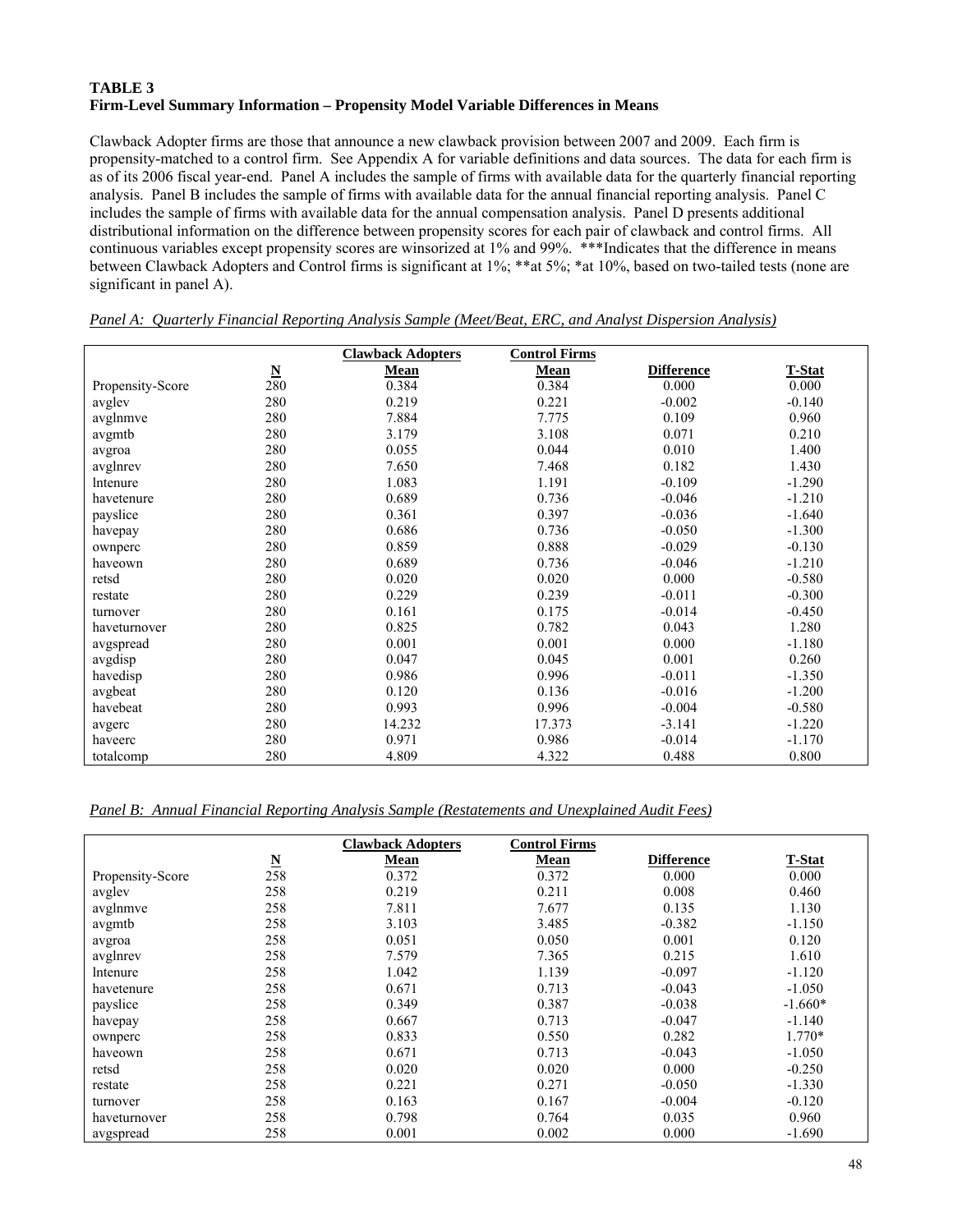**TABLE 3**
**Firm-Level Summary Information – Propensity Model Variable Differences in Means**

Clawback Adopter firms are those that announce a new clawback provision between 2007 and 2009. Each firm is propensity-matched to a control firm. See Appendix A for variable definitions and data sources. The data for each firm is as of its 2006 fiscal year-end. Panel A includes the sample of firms with available data for the quarterly financial reporting analysis. Panel B includes the sample of firms with available data for the annual financial reporting analysis. Panel C includes the sample of firms with available data for the annual compensation analysis. Panel D presents additional distributional information on the difference between propensity scores for each pair of clawback and control firms. All continuous variables except propensity scores are winsorized at 1% and 99%. ***Indicates that the difference in means between Clawback Adopters and Control firms is significant at 1%; **at 5%; *at 10%, based on two-tailed tests (none are significant in panel A).

*Panel A: Quarterly Financial Reporting Analysis Sample (Meet/Beat, ERC, and Analyst Dispersion Analysis)*

| | N | Clawback Adopters Mean | Control Firms Mean | Difference | T-Stat |
|---|---|---|---|---|---|
| Propensity-Score | 280 | 0.384 | 0.384 | 0.000 | 0.000 |
| avglev | 280 | 0.219 | 0.221 | -0.002 | -0.140 |
| avglnmve | 280 | 7.884 | 7.775 | 0.109 | 0.960 |
| avgmtb | 280 | 3.179 | 3.108 | 0.071 | 0.210 |
| avgroa | 280 | 0.055 | 0.044 | 0.010 | 1.400 |
| avglnrev | 280 | 7.650 | 7.468 | 0.182 | 1.430 |
| lntenure | 280 | 1.083 | 1.191 | -0.109 | -1.290 |
| havetenure | 280 | 0.689 | 0.736 | -0.046 | -1.210 |
| payslice | 280 | 0.361 | 0.397 | -0.036 | -1.640 |
| havepay | 280 | 0.686 | 0.736 | -0.050 | -1.300 |
| ownperc | 280 | 0.859 | 0.888 | -0.029 | -0.130 |
| haveown | 280 | 0.689 | 0.736 | -0.046 | -1.210 |
| retsd | 280 | 0.020 | 0.020 | 0.000 | -0.580 |
| restate | 280 | 0.229 | 0.239 | -0.011 | -0.300 |
| turnover | 280 | 0.161 | 0.175 | -0.014 | -0.450 |
| haveturnover | 280 | 0.825 | 0.782 | 0.043 | 1.280 |
| avgspread | 280 | 0.001 | 0.001 | 0.000 | -1.180 |
| avgdisp | 280 | 0.047 | 0.045 | 0.001 | 0.260 |
| havedisp | 280 | 0.986 | 0.996 | -0.011 | -1.350 |
| avgbeat | 280 | 0.120 | 0.136 | -0.016 | -1.200 |
| havebeat | 280 | 0.993 | 0.996 | -0.004 | -0.580 |
| avgerc | 280 | 14.232 | 17.373 | -3.141 | -1.220 |
| haveerc | 280 | 0.971 | 0.986 | -0.014 | -1.170 |
| totalcomp | 280 | 4.809 | 4.322 | 0.488 | 0.800 |

*Panel B: Annual Financial Reporting Analysis Sample (Restatements and Unexplained Audit Fees)*

| | N | Clawback Adopters Mean | Control Firms Mean | Difference | T-Stat |
|---|---|---|---|---|---|
| Propensity-Score | 258 | 0.372 | 0.372 | 0.000 | 0.000 |
| avglev | 258 | 0.219 | 0.211 | 0.008 | 0.460 |
| avglnmve | 258 | 7.811 | 7.677 | 0.135 | 1.130 |
| avgmtb | 258 | 3.103 | 3.485 | -0.382 | -1.150 |
| avgroa | 258 | 0.051 | 0.050 | 0.001 | 0.120 |
| avglnrev | 258 | 7.579 | 7.365 | 0.215 | 1.610 |
| lntenure | 258 | 1.042 | 1.139 | -0.097 | -1.120 |
| havetenure | 258 | 0.671 | 0.713 | -0.043 | -1.050 |
| payslice | 258 | 0.349 | 0.387 | -0.038 | -1.660* |
| havepay | 258 | 0.667 | 0.713 | -0.047 | -1.140 |
| ownperc | 258 | 0.833 | 0.550 | 0.282 | 1.770* |
| haveown | 258 | 0.671 | 0.713 | -0.043 | -1.050 |
| retsd | 258 | 0.020 | 0.020 | 0.000 | -0.250 |
| restate | 258 | 0.221 | 0.271 | -0.050 | -1.330 |
| turnover | 258 | 0.163 | 0.167 | -0.004 | -0.120 |
| haveturnover | 258 | 0.798 | 0.764 | 0.035 | 0.960 |
| avgspread | 258 | 0.001 | 0.002 | 0.000 | -1.690 |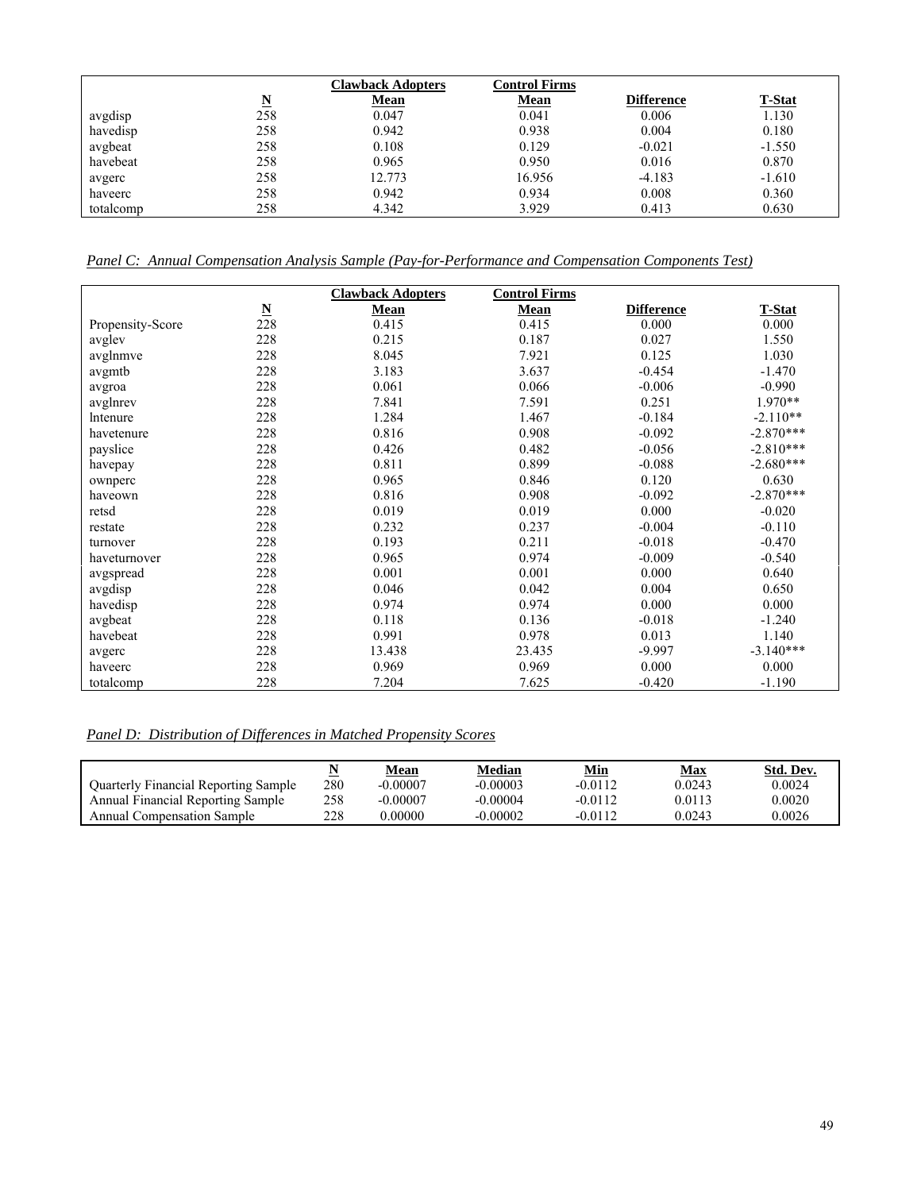|  | N | Clawback Adopters Mean | Control Firms Mean | Difference | T-Stat |
|---|---|---|---|---|---|
| avgdisp | 258 | 0.047 | 0.041 | 0.006 | 1.130 |
| havedisp | 258 | 0.942 | 0.938 | 0.004 | 0.180 |
| avgbeat | 258 | 0.108 | 0.129 | -0.021 | -1.550 |
| havebeat | 258 | 0.965 | 0.950 | 0.016 | 0.870 |
| avgerc | 258 | 12.773 | 16.956 | -4.183 | -1.610 |
| haveerc | 258 | 0.942 | 0.934 | 0.008 | 0.360 |
| totalcomp | 258 | 4.342 | 3.929 | 0.413 | 0.630 |

*Panel C: Annual Compensation Analysis Sample (Pay-for-Performance and Compensation Components Test)*

|  | N | Clawback Adopters Mean | Control Firms Mean | Difference | T-Stat |
|---|---|---|---|---|---|
| Propensity-Score | 228 | 0.415 | 0.415 | 0.000 | 0.000 |
| avglev | 228 | 0.215 | 0.187 | 0.027 | 1.550 |
| avglnmve | 228 | 8.045 | 7.921 | 0.125 | 1.030 |
| avgmtb | 228 | 3.183 | 3.637 | -0.454 | -1.470 |
| avgroa | 228 | 0.061 | 0.066 | -0.006 | -0.990 |
| avglnrev | 228 | 7.841 | 7.591 | 0.251 | 1.970** |
| lntenure | 228 | 1.284 | 1.467 | -0.184 | -2.110** |
| havetenure | 228 | 0.816 | 0.908 | -0.092 | -2.870*** |
| payslice | 228 | 0.426 | 0.482 | -0.056 | -2.810*** |
| havepay | 228 | 0.811 | 0.899 | -0.088 | -2.680*** |
| ownperc | 228 | 0.965 | 0.846 | 0.120 | 0.630 |
| haveown | 228 | 0.816 | 0.908 | -0.092 | -2.870*** |
| retsd | 228 | 0.019 | 0.019 | 0.000 | -0.020 |
| restate | 228 | 0.232 | 0.237 | -0.004 | -0.110 |
| turnover | 228 | 0.193 | 0.211 | -0.018 | -0.470 |
| haveturnover | 228 | 0.965 | 0.974 | -0.009 | -0.540 |
| avgspread | 228 | 0.001 | 0.001 | 0.000 | 0.640 |
| avgdisp | 228 | 0.046 | 0.042 | 0.004 | 0.650 |
| havedisp | 228 | 0.974 | 0.974 | 0.000 | 0.000 |
| avgbeat | 228 | 0.118 | 0.136 | -0.018 | -1.240 |
| havebeat | 228 | 0.991 | 0.978 | 0.013 | 1.140 |
| avgerc | 228 | 13.438 | 23.435 | -9.997 | -3.140*** |
| haveerc | 228 | 0.969 | 0.969 | 0.000 | 0.000 |
| totalcomp | 228 | 7.204 | 7.625 | -0.420 | -1.190 |

*Panel D: Distribution of Differences in Matched Propensity Scores*

|  | N | Mean | Median | Min | Max | Std. Dev. |
|---|---|---|---|---|---|---|
| Quarterly Financial Reporting Sample | 280 | -0.00007 | -0.00003 | -0.0112 | 0.0243 | 0.0024 |
| Annual Financial Reporting Sample | 258 | -0.00007 | -0.00004 | -0.0112 | 0.0113 | 0.0020 |
| Annual Compensation Sample | 228 | 0.00000 | -0.00002 | -0.0112 | 0.0243 | 0.0026 |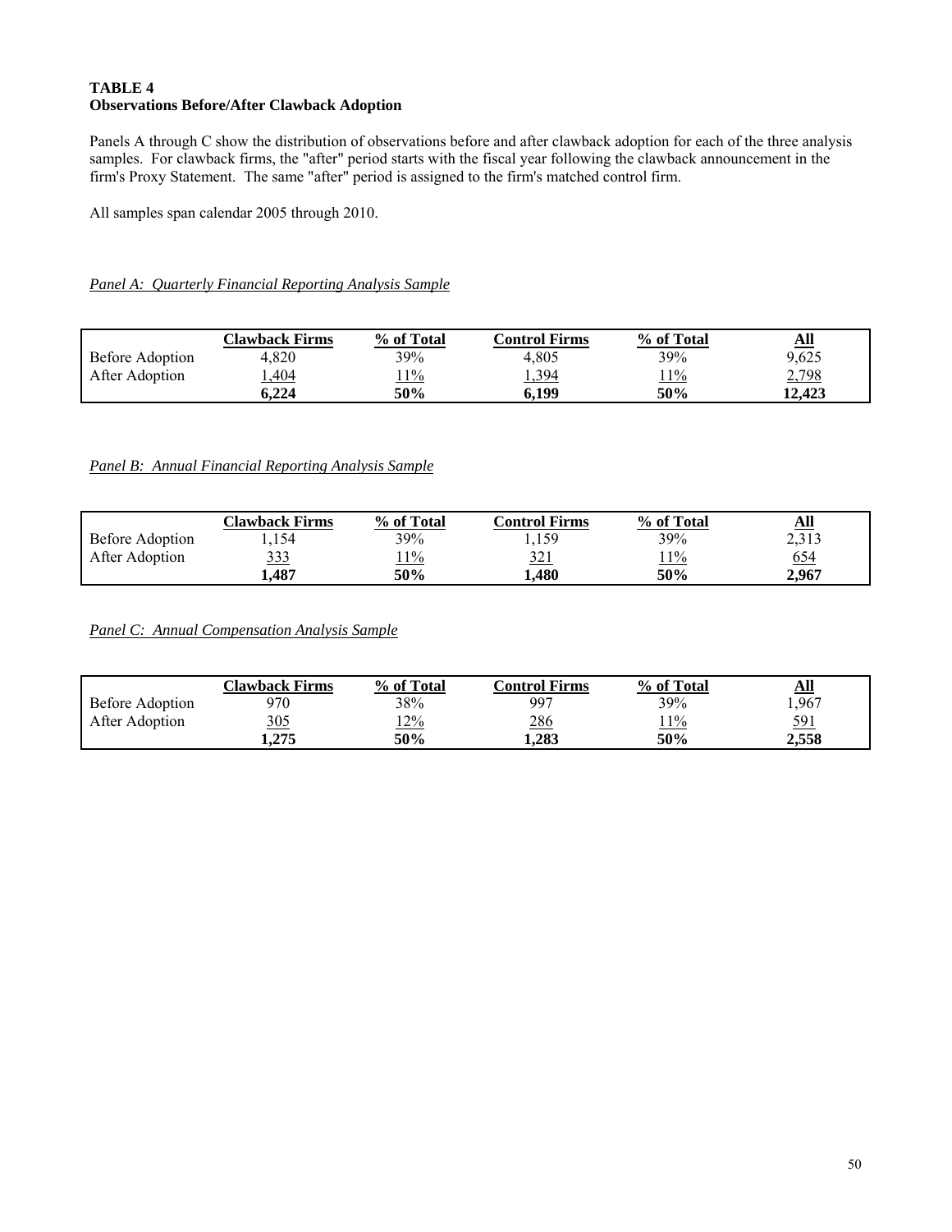**TABLE 4**
**Observations Before/After Clawback Adoption**

Panels A through C show the distribution of observations before and after clawback adoption for each of the three analysis samples. For clawback firms, the "after" period starts with the fiscal year following the clawback announcement in the firm's Proxy Statement. The same "after" period is assigned to the firm's matched control firm.

All samples span calendar 2005 through 2010.

*Panel A: Quarterly Financial Reporting Analysis Sample*

| | Clawback Firms | % of Total | Control Firms | % of Total | All |
|---|---|---|---|---|---|
| Before Adoption | 4,820 | 39% | 4,805 | 39% | 9,625 |
| After Adoption | 1,404 | 11% | 1,394 | 11% | 2,798 |
| | **6,224** | **50%** | **6,199** | **50%** | **12,423** |

*Panel B: Annual Financial Reporting Analysis Sample*

| | Clawback Firms | % of Total | Control Firms | % of Total | All |
|---|---|---|---|---|---|
| Before Adoption | 1,154 | 39% | 1,159 | 39% | 2,313 |
| After Adoption | 333 | 11% | 321 | 11% | 654 |
| | **1,487** | **50%** | **1,480** | **50%** | **2,967** |

*Panel C: Annual Compensation Analysis Sample*

| | Clawback Firms | % of Total | Control Firms | % of Total | All |
|---|---|---|---|---|---|
| Before Adoption | 970 | 38% | 997 | 39% | 1,967 |
| After Adoption | 305 | 12% | 286 | 11% | 591 |
| | **1,275** | **50%** | **1,283** | **50%** | **2,558** |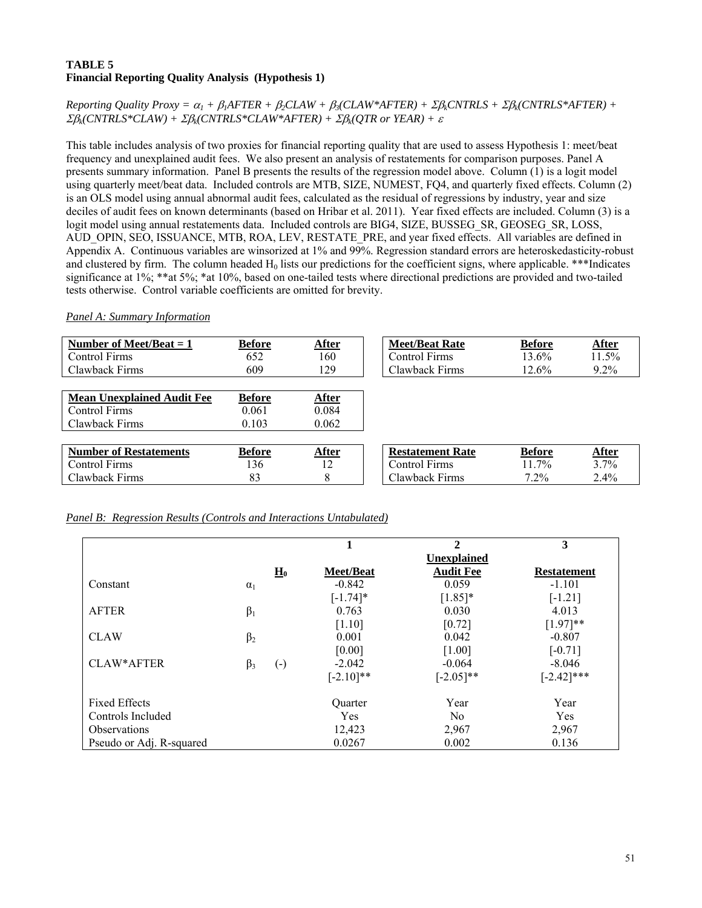**TABLE 5**
**Financial Reporting Quality Analysis (Hypothesis 1)**

*Reporting Quality Proxy* = $\alpha_1 + \beta_1 AFTER + \beta_2 CLAW + \beta_3(CLAW*AFTER) + \Sigma\beta_k CNTRLS + \Sigma\beta_k(CNTRLS*AFTER) + \Sigma\beta_k(CNTRLS*CLAW) + \Sigma\beta_k(CNTRLS*CLAW*AFTER) + \Sigma\beta_k(QTR \text{ or } YEAR) + \varepsilon$

This table includes analysis of two proxies for financial reporting quality that are used to assess Hypothesis 1: meet/beat frequency and unexplained audit fees. We also present an analysis of restatements for comparison purposes. Panel A presents summary information. Panel B presents the results of the regression model above. Column (1) is a logit model using quarterly meet/beat data. Included controls are MTB, SIZE, NUMEST, FQ4, and quarterly fixed effects. Column (2) is an OLS model using annual abnormal audit fees, calculated as the residual of regressions by industry, year and size deciles of audit fees on known determinants (based on Hribar et al. 2011). Year fixed effects are included. Column (3) is a logit model using annual restatements data. Included controls are BIG4, SIZE, BUSSEG_SR, GEOSEG_SR, LOSS, AUD_OPIN, SEO, ISSUANCE, MTB, ROA, LEV, RESTATE_PRE, and year fixed effects. All variables are defined in Appendix A. Continuous variables are winsorized at 1% and 99%. Regression standard errors are heteroskedasticity-robust and clustered by firm. The column headed $H_0$ lists our predictions for the coefficient signs, where applicable. ***Indicates significance at 1%; **at 5%; *at 10%, based on one-tailed tests where directional predictions are provided and two-tailed tests otherwise. Control variable coefficients are omitted for brevity.

*Panel A: Summary Information*

| Number of Meet/Beat = 1 | Before | After |
|---|---|---|
| Control Firms | 652 | 160 |
| Clawback Firms | 609 | 129 |

| Meet/Beat Rate | Before | After |
|---|---|---|
| Control Firms | 13.6% | 11.5% |
| Clawback Firms | 12.6% | 9.2% |

| Mean Unexplained Audit Fee | Before | After |
|---|---|---|
| Control Firms | 0.061 | 0.084 |
| Clawback Firms | 0.103 | 0.062 |

| Number of Restatements | Before | After |
|---|---|---|
| Control Firms | 136 | 12 |
| Clawback Firms | 83 | 8 |

| Restatement Rate | Before | After |
|---|---|---|
| Control Firms | 11.7% | 3.7% |
| Clawback Firms | 7.2% | 2.4% |

*Panel B: Regression Results (Controls and Interactions Untabulated)*

| | | | 1 | 2 | 3 |
|---|---|---|---|---|---|
| | | $H_0$ | Meet/Beat | Unexplained Audit Fee | Restatement |
| Constant | $\alpha_1$ | | -0.842 | 0.059 | -1.101 |
| | | | [-1.74]* | [1.85]* | [-1.21] |
| AFTER | $\beta_1$ | | 0.763 | 0.030 | 4.013 |
| | | | [1.10] | [0.72] | [1.97]** |
| CLAW | $\beta_2$ | | 0.001 | 0.042 | -0.807 |
| | | | [0.00] | [1.00] | [-0.71] |
| CLAW*AFTER | $\beta_3$ | (-) | -2.042 | -0.064 | -8.046 |
| | | | [-2.10]** | [-2.05]** | [-2.42]*** |
| Fixed Effects | | | Quarter | Year | Year |
| Controls Included | | | Yes | No | Yes |
| Observations | | | 12,423 | 2,967 | 2,967 |
| Pseudo or Adj. R-squared | | | 0.0267 | 0.002 | 0.136 |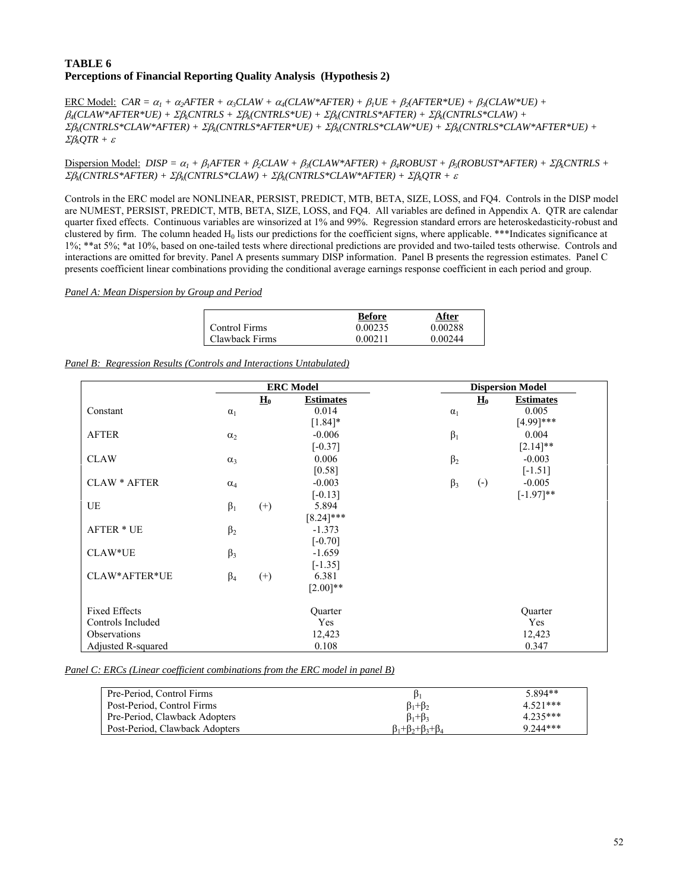**TABLE 6**
**Perceptions of Financial Reporting Quality Analysis (Hypothesis 2)**

ERC Model: $CAR = \alpha_1 + \alpha_2 AFTER + \alpha_3 CLAW + \alpha_4(CLAW{*}AFTER) + \beta_1 UE + \beta_2(AFTER{*}UE) + \beta_3(CLAW{*}UE) + \beta_4(CLAW{*}AFTER{*}UE) + \Sigma\beta_k CNTRLS + \Sigma\beta_k(CNTRLS{*}UE) + \Sigma\beta_k(CNTRLS{*}AFTER) + \Sigma\beta_k(CNTRLS{*}CLAW) + \Sigma\beta_k(CNTRLS{*}CLAW{*}AFTER) + \Sigma\beta_k(CNTRLS{*}AFTER{*}UE) + \Sigma\beta_k(CNTRLS{*}CLAW{*}UE) + \Sigma\beta_k(CNTRLS{*}CLAW{*}AFTER{*}UE) + \Sigma\beta_k QTR + \varepsilon$

Dispersion Model: $DISP = \alpha_1 + \beta_1 AFTER + \beta_2 CLAW + \beta_3(CLAW{*}AFTER) + \beta_4 ROBUST + \beta_5(ROBUST{*}AFTER) + \Sigma\beta_k CNTRLS + \Sigma\beta_k(CNTRLS{*}AFTER) + \Sigma\beta_k(CNTRLS{*}CLAW) + \Sigma\beta_k(CNTRLS{*}CLAW{*}AFTER) + \Sigma\beta_k QTR + \varepsilon$

Controls in the ERC model are NONLINEAR, PERSIST, PREDICT, MTB, BETA, SIZE, LOSS, and FQ4. Controls in the DISP model are NUMEST, PERSIST, PREDICT, MTB, BETA, SIZE, LOSS, and FQ4. All variables are defined in Appendix A. QTR are calendar quarter fixed effects. Continuous variables are winsorized at 1% and 99%. Regression standard errors are heteroskedasticity-robust and clustered by firm. The column headed $H_0$ lists our predictions for the coefficient signs, where applicable. ***Indicates significance at 1%; **at 5%; *at 10%, based on one-tailed tests where directional predictions are provided and two-tailed tests otherwise. Controls and interactions are omitted for brevity. Panel A presents summary DISP information. Panel B presents the regression estimates. Panel C presents coefficient linear combinations providing the conditional average earnings response coefficient in each period and group.

*Panel A: Mean Dispersion by Group and Period*

| | **Before** | **After** |
|---|---|---|
| Control Firms | 0.00235 | 0.00288 |
| Clawback Firms | 0.00211 | 0.00244 |

*Panel B: Regression Results (Controls and Interactions Untabulated)*

| | **ERC Model** | | | **Dispersion Model** | | |
|---|---|---|---|---|---|---|
| | | $H_0$ | **Estimates** | | $H_0$ | **Estimates** |
| Constant | $\alpha_1$ | | 0.014 | $\alpha_1$ | | 0.005 |
| | | | [1.84]* | | | [4.99]*** |
| AFTER | $\alpha_2$ | | -0.006 | $\beta_1$ | | 0.004 |
| | | | [-0.37] | | | [2.14]** |
| CLAW | $\alpha_3$ | | 0.006 | $\beta_2$ | | -0.003 |
| | | | [0.58] | | | [-1.51] |
| CLAW * AFTER | $\alpha_4$ | | -0.003 | $\beta_3$ | (-) | -0.005 |
| | | | [-0.13] | | | [-1.97]** |
| UE | $\beta_1$ | (+) | 5.894 | | | |
| | | | [8.24]*** | | | |
| AFTER * UE | $\beta_2$ | | -1.373 | | | |
| | | | [-0.70] | | | |
| CLAW*UE | $\beta_3$ | | -1.659 | | | |
| | | | [-1.35] | | | |
| CLAW*AFTER*UE | $\beta_4$ | (+) | 6.381 | | | |
| | | | [2.00]** | | | |
| Fixed Effects | | | Quarter | | | Quarter |
| Controls Included | | | Yes | | | Yes |
| Observations | | | 12,423 | | | 12,423 |
| Adjusted R-squared | | | 0.108 | | | 0.347 |

*Panel C: ERCs (Linear coefficient combinations from the ERC model in panel B)*

| | | |
|---|---|---|
| Pre-Period, Control Firms | $\beta_1$ | 5.894** |
| Post-Period, Control Firms | $\beta_1+\beta_2$ | 4.521*** |
| Pre-Period, Clawback Adopters | $\beta_1+\beta_3$ | 4.235*** |
| Post-Period, Clawback Adopters | $\beta_1+\beta_2+\beta_3+\beta_4$ | 9.244*** |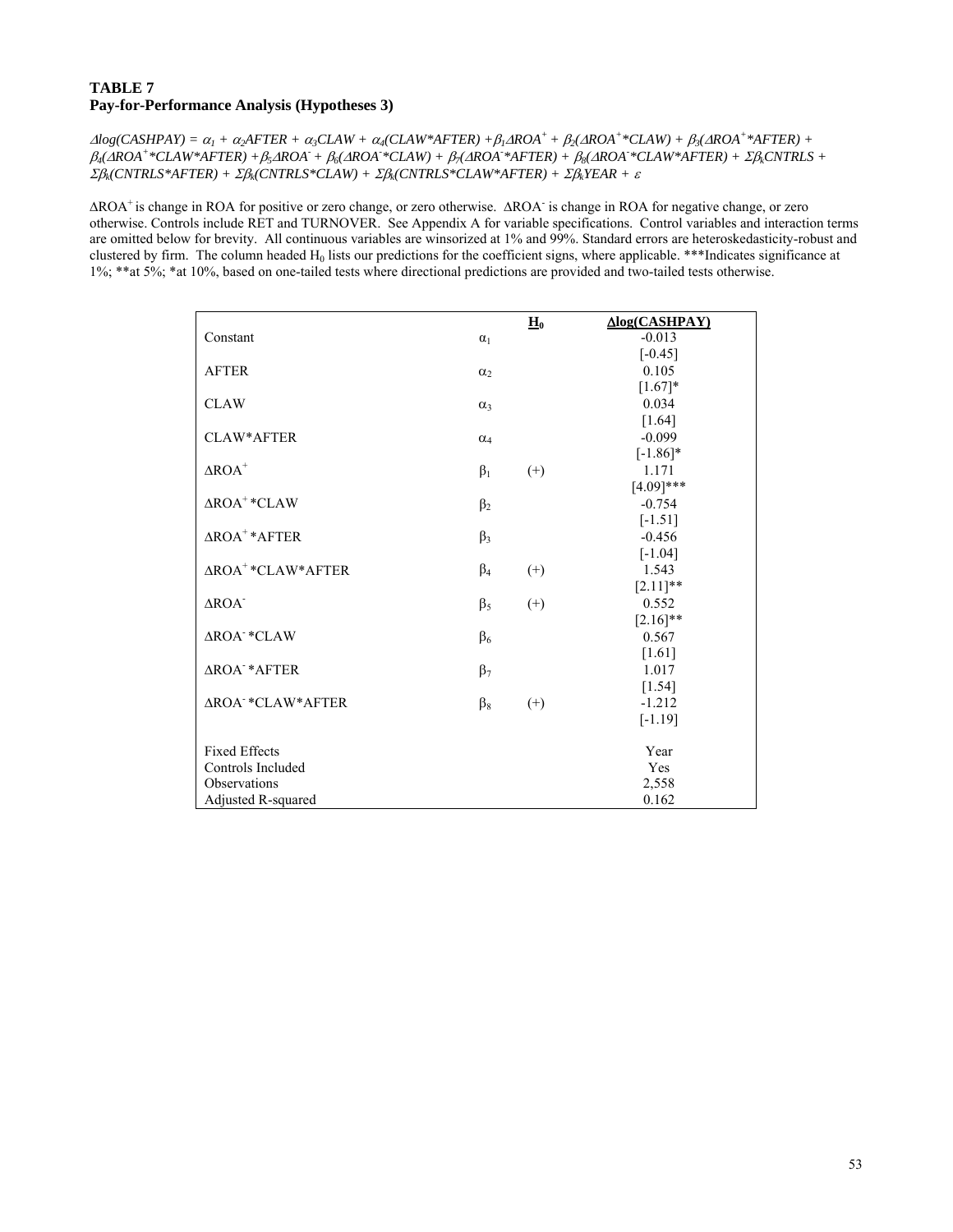**TABLE 7**
**Pay-for-Performance Analysis (Hypotheses 3)**

$\Delta log(CASHPAY) = \alpha_1 + \alpha_2 AFTER + \alpha_3 CLAW + \alpha_4(CLAW{*}AFTER) + \beta_1 \Delta ROA^+ + \beta_2(\Delta ROA^+{*}CLAW) + \beta_3(\Delta ROA^+{*}AFTER) + \beta_4(\Delta ROA^+{*}CLAW{*}AFTER) + \beta_5 \Delta ROA^- + \beta_6(\Delta ROA^-{*}CLAW) + \beta_7(\Delta ROA^-{*}AFTER) + \beta_8(\Delta ROA^-{*}CLAW{*}AFTER) + \Sigma\beta_k CNTRLS + \Sigma\beta_k(CNTRLS{*}AFTER) + \Sigma\beta_k(CNTRLS{*}CLAW) + \Sigma\beta_k(CNTRLS{*}CLAW{*}AFTER) + \Sigma\beta_k YEAR + \varepsilon$

$\Delta ROA^+$ is change in ROA for positive or zero change, or zero otherwise. $\Delta ROA^-$ is change in ROA for negative change, or zero otherwise. Controls include RET and TURNOVER. See Appendix A for variable specifications. Control variables and interaction terms are omitted below for brevity. All continuous variables are winsorized at 1% and 99%. Standard errors are heteroskedasticity-robust and clustered by firm. The column headed $H_0$ lists our predictions for the coefficient signs, where applicable. ***Indicates significance at 1%; **at 5%; *at 10%, based on one-tailed tests where directional predictions are provided and two-tailed tests otherwise.

| | | $H_0$ | $\Delta$log(CASHPAY) |
|---|---|---|---|
| Constant | $\alpha_1$ | | -0.013 |
| | | | [-0.45] |
| AFTER | $\alpha_2$ | | 0.105 |
| | | | [1.67]* |
| CLAW | $\alpha_3$ | | 0.034 |
| | | | [1.64] |
| CLAW*AFTER | $\alpha_4$ | | -0.099 |
| | | | [-1.86]* |
| $\Delta ROA^+$ | $\beta_1$ | (+) | 1.171 |
| | | | [4.09]*** |
| $\Delta ROA^+$*CLAW | $\beta_2$ | | -0.754 |
| | | | [-1.51] |
| $\Delta ROA^+$*AFTER | $\beta_3$ | | -0.456 |
| | | | [-1.04] |
| $\Delta ROA^+$*CLAW*AFTER | $\beta_4$ | (+) | 1.543 |
| | | | [2.11]** |
| $\Delta ROA^-$ | $\beta_5$ | (+) | 0.552 |
| | | | [2.16]** |
| $\Delta ROA^-$*CLAW | $\beta_6$ | | 0.567 |
| | | | [1.61] |
| $\Delta ROA^-$*AFTER | $\beta_7$ | | 1.017 |
| | | | [1.54] |
| $\Delta ROA^-$*CLAW*AFTER | $\beta_8$ | (+) | -1.212 |
| | | | [-1.19] |
| Fixed Effects | | | Year |
| Controls Included | | | Yes |
| Observations | | | 2,558 |
| Adjusted R-squared | | | 0.162 |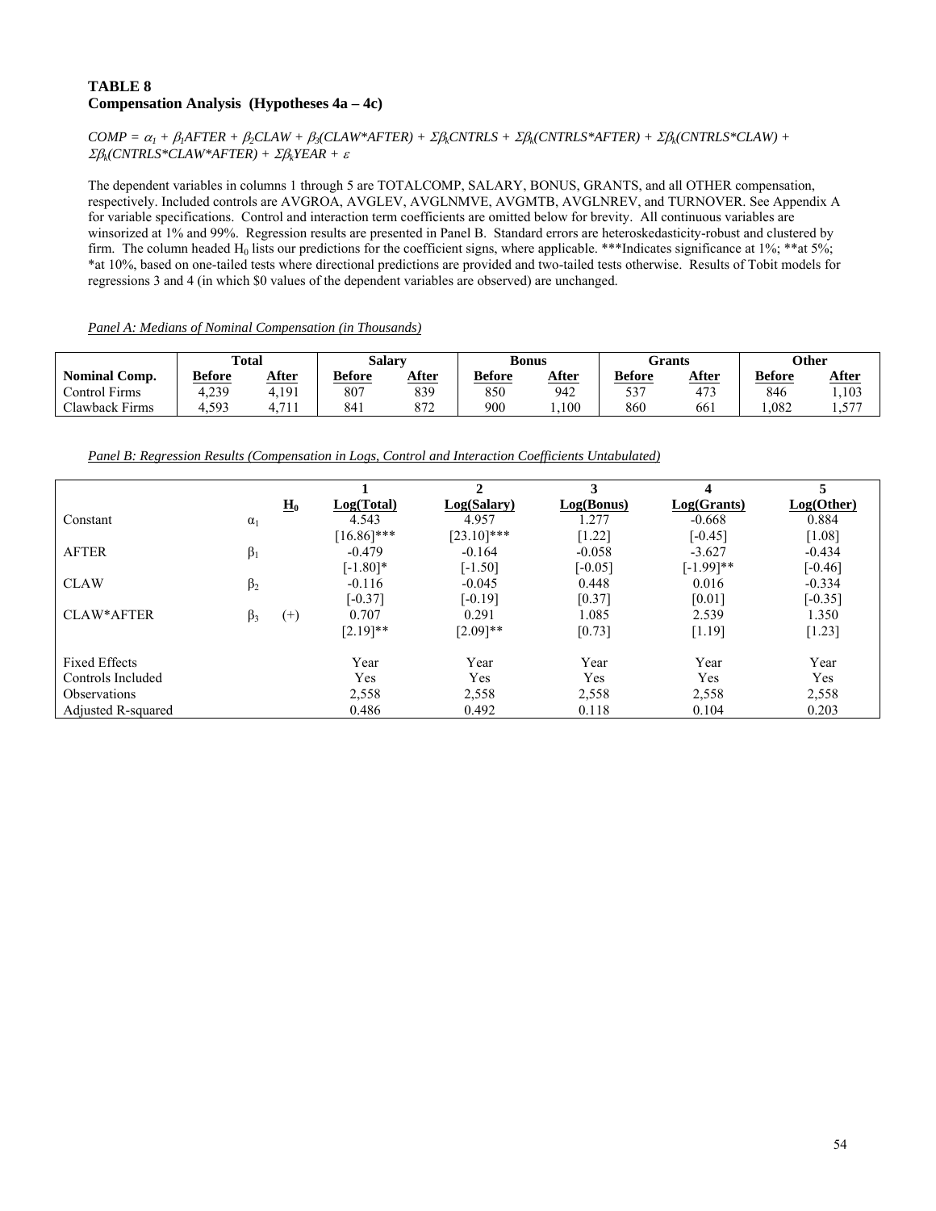**TABLE 8**
**Compensation Analysis (Hypotheses 4a – 4c)**

$COMP = \alpha_1 + \beta_1 AFTER + \beta_2 CLAW + \beta_3(CLAW*AFTER) + \Sigma\beta_k CNTRLS + \Sigma\beta_k(CNTRLS*AFTER) + \Sigma\beta_k(CNTRLS*CLAW) + \Sigma\beta_k(CNTRLS*CLAW*AFTER) + \Sigma\beta_k YEAR + \varepsilon$

The dependent variables in columns 1 through 5 are TOTALCOMP, SALARY, BONUS, GRANTS, and all OTHER compensation, respectively. Included controls are AVGROA, AVGLEV, AVGLNMVE, AVGMTB, AVGLNREV, and TURNOVER. See Appendix A for variable specifications. Control and interaction term coefficients are omitted below for brevity. All continuous variables are winsorized at 1% and 99%. Regression results are presented in Panel B. Standard errors are heteroskedasticity-robust and clustered by firm. The column headed $H_0$ lists our predictions for the coefficient signs, where applicable. ***Indicates significance at 1%; **at 5%; *at 10%, based on one-tailed tests where directional predictions are provided and two-tailed tests otherwise. Results of Tobit models for regressions 3 and 4 (in which $0 values of the dependent variables are observed) are unchanged.

*Panel A: Medians of Nominal Compensation (in Thousands)*

| | Total | | Salary | | Bonus | | Grants | | Other | |
|---|---|---|---|---|---|---|---|---|---|---|
| **Nominal Comp.** | **Before** | **After** | **Before** | **After** | **Before** | **After** | **Before** | **After** | **Before** | **After** |
| Control Firms | 4,239 | 4,191 | 807 | 839 | 850 | 942 | 537 | 473 | 846 | 1,103 |
| Clawback Firms | 4,593 | 4,711 | 841 | 872 | 900 | 1,100 | 860 | 661 | 1,082 | 1,577 |

*Panel B: Regression Results (Compensation in Logs, Control and Interaction Coefficients Untabulated)*

| | | $H_0$ | 1<br>Log(Total) | 2<br>Log(Salary) | 3<br>Log(Bonus) | 4<br>Log(Grants) | 5<br>Log(Other) |
|---|---|---|---|---|---|---|---|
| Constant | $\alpha_1$ | | 4.543 | 4.957 | 1.277 | -0.668 | 0.884 |
| | | | [16.86]*** | [23.10]*** | [1.22] | [-0.45] | [1.08] |
| AFTER | $\beta_1$ | | -0.479 | -0.164 | -0.058 | -3.627 | -0.434 |
| | | | [-1.80]* | [-1.50] | [-0.05] | [-1.99]** | [-0.46] |
| CLAW | $\beta_2$ | | -0.116 | -0.045 | 0.448 | 0.016 | -0.334 |
| | | | [-0.37] | [-0.19] | [0.37] | [0.01] | [-0.35] |
| CLAW*AFTER | $\beta_3$ | (+) | 0.707 | 0.291 | 1.085 | 2.539 | 1.350 |
| | | | [2.19]** | [2.09]** | [0.73] | [1.19] | [1.23] |
| Fixed Effects | | | Year | Year | Year | Year | Year |
| Controls Included | | | Yes | Yes | Yes | Yes | Yes |
| Observations | | | 2,558 | 2,558 | 2,558 | 2,558 | 2,558 |
| Adjusted R-squared | | | 0.486 | 0.492 | 0.118 | 0.104 | 0.203 |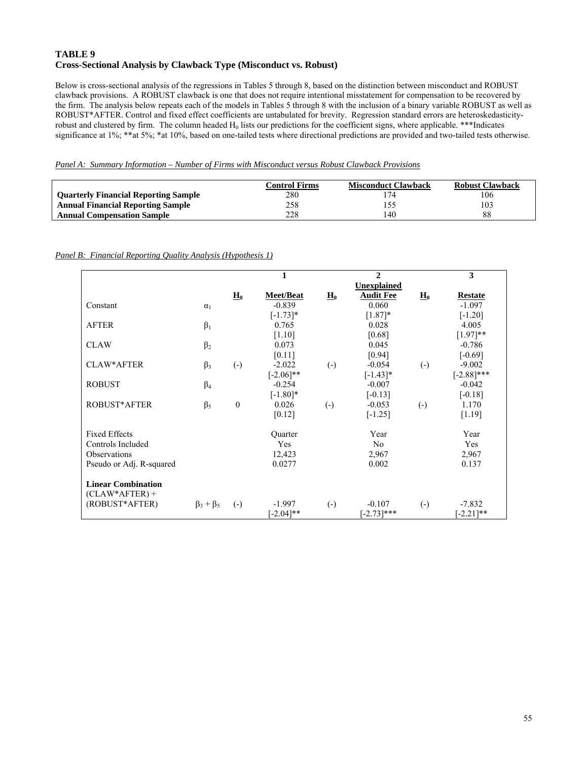**TABLE 9**
**Cross-Sectional Analysis by Clawback Type (Misconduct vs. Robust)**

Below is cross-sectional analysis of the regressions in Tables 5 through 8, based on the distinction between misconduct and ROBUST clawback provisions. A ROBUST clawback is one that does not require intentional misstatement for compensation to be recovered by the firm. The analysis below repeats each of the models in Tables 5 through 8 with the inclusion of a binary variable ROBUST as well as ROBUST*AFTER. Control and fixed effect coefficients are untabulated for brevity. Regression standard errors are heteroskedasticity-robust and clustered by firm. The column headed $H_0$ lists our predictions for the coefficient signs, where applicable. ***Indicates significance at 1%; **at 5%; *at 10%, based on one-tailed tests where directional predictions are provided and two-tailed tests otherwise.

*Panel A: Summary Information – Number of Firms with Misconduct versus Robust Clawback Provisions*

| | Control Firms | Misconduct Clawback | Robust Clawback |
|---|---|---|---|
| **Quarterly Financial Reporting Sample** | 280 | 174 | 106 |
| **Annual Financial Reporting Sample** | 258 | 155 | 103 |
| **Annual Compensation Sample** | 228 | 140 | 88 |

*Panel B: Financial Reporting Quality Analysis (Hypothesis 1)*

| | | | 1 | | 2 | | 3 |
|---|---|---|---|---|---|---|---|
| | | $H_0$ | Meet/Beat | $H_0$ | Unexplained Audit Fee | $H_0$ | Restate |
| Constant | $\alpha_1$ | | -0.839 | | 0.060 | | -1.097 |
| | | | [-1.73]* | | [1.87]* | | [-1.20] |
| AFTER | $\beta_1$ | | 0.765 | | 0.028 | | 4.005 |
| | | | [1.10] | | [0.68] | | [1.97]** |
| CLAW | $\beta_2$ | | 0.073 | | 0.045 | | -0.786 |
| | | | [0.11] | | [0.94] | | [-0.69] |
| CLAW*AFTER | $\beta_3$ | (-) | -2.022 | (-) | -0.054 | (-) | -9.002 |
| | | | [-2.06]** | | [-1.43]* | | [-2.88]*** |
| ROBUST | $\beta_4$ | | -0.254 | | -0.007 | | -0.042 |
| | | | [-1.80]* | | [-0.13] | | [-0.18] |
| ROBUST*AFTER | $\beta_5$ | 0 | 0.026 | (-) | -0.053 | (-) | 1.170 |
| | | | [0.12] | | [-1.25] | | [1.19] |
| Fixed Effects | | | Quarter | | Year | | Year |
| Controls Included | | | Yes | | No | | Yes |
| Observations | | | 12,423 | | 2,967 | | 2,967 |
| Pseudo or Adj. R-squared | | | 0.0277 | | 0.002 | | 0.137 |
| **Linear Combination** (CLAW*AFTER) + (ROBUST*AFTER) | $\beta_3 + \beta_5$ | (-) | -1.997 | (-) | -0.107 | (-) | -7.832 |
| | | | [-2.04]** | | [-2.73]*** | | [-2.21]** |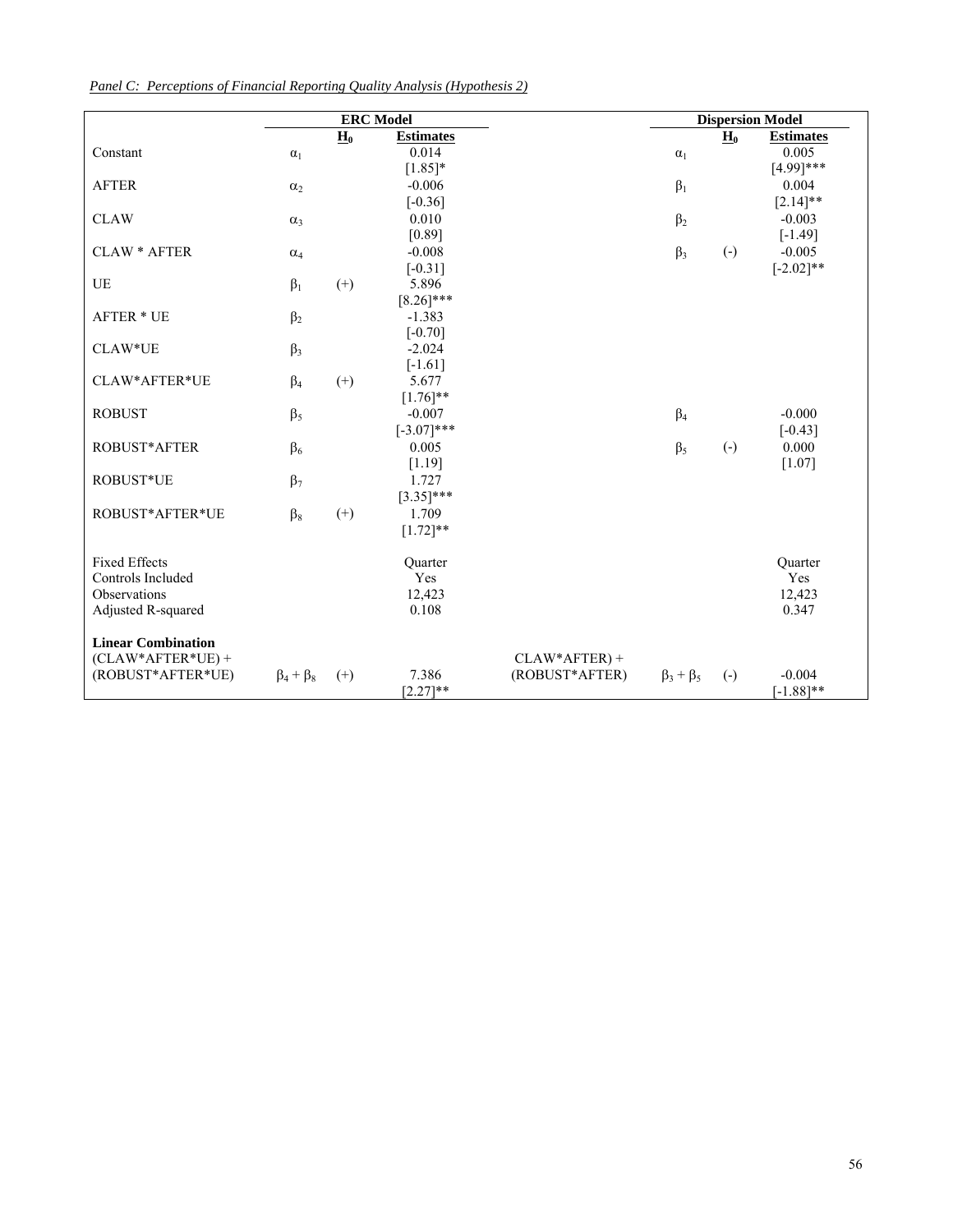*Panel C: Perceptions of Financial Reporting Quality Analysis (Hypothesis 2)*

| | ERC Model | | | | Dispersion Model | | |
|---|---|---|---|---|---|---|---|
| | | $H_0$ | Estimates | | | $H_0$ | Estimates |
| Constant | $\alpha_1$ | | 0.014 | | $\alpha_1$ | | 0.005 |
| | | | [1.85]* | | | | [4.99]*** |
| AFTER | $\alpha_2$ | | -0.006 | | $\beta_1$ | | 0.004 |
| | | | [-0.36] | | | | [2.14]** |
| CLAW | $\alpha_3$ | | 0.010 | | $\beta_2$ | | -0.003 |
| | | | [0.89] | | | | [-1.49] |
| CLAW * AFTER | $\alpha_4$ | | -0.008 | | $\beta_3$ | (-) | -0.005 |
| | | | [-0.31] | | | | [-2.02]** |
| UE | $\beta_1$ | (+) | 5.896 | | | | |
| | | | [8.26]*** | | | | |
| AFTER * UE | $\beta_2$ | | -1.383 | | | | |
| | | | [-0.70] | | | | |
| CLAW*UE | $\beta_3$ | | -2.024 | | | | |
| | | | [-1.61] | | | | |
| CLAW*AFTER*UE | $\beta_4$ | (+) | 5.677 | | | | |
| | | | [1.76]** | | | | |
| ROBUST | $\beta_5$ | | -0.007 | | $\beta_4$ | | -0.000 |
| | | | [-3.07]*** | | | | [-0.43] |
| ROBUST*AFTER | $\beta_6$ | | 0.005 | | $\beta_5$ | (-) | 0.000 |
| | | | [1.19] | | | | [1.07] |
| ROBUST*UE | $\beta_7$ | | 1.727 | | | | |
| | | | [3.35]*** | | | | |
| ROBUST*AFTER*UE | $\beta_8$ | (+) | 1.709 | | | | |
| | | | [1.72]** | | | | |
| Fixed Effects | | | Quarter | | | | Quarter |
| Controls Included | | | Yes | | | | Yes |
| Observations | | | 12,423 | | | | 12,423 |
| Adjusted R-squared | | | 0.108 | | | | 0.347 |
| **Linear Combination** | | | | | | | |
| (CLAW*AFTER*UE) + (ROBUST*AFTER*UE) | $\beta_4 + \beta_8$ | (+) | 7.386 | CLAW*AFTER) + (ROBUST*AFTER) | $\beta_3 + \beta_5$ | (-) | -0.004 |
| | | | [2.27]** | | | | [-1.88]** |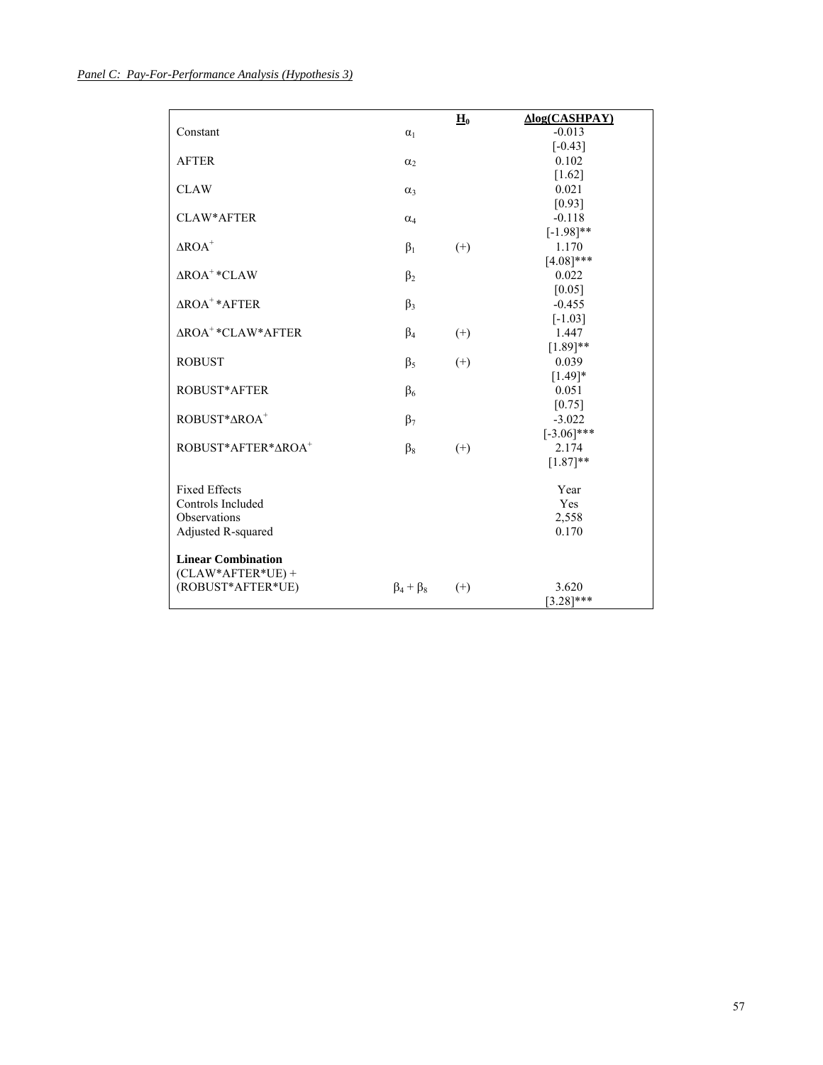*Panel C: Pay-For-Performance Analysis (Hypothesis 3)*

| | | $H_0$ | $\Delta$log(CASHPAY) |
|---|---|---|---|
| Constant | $\alpha_1$ | | -0.013 |
| | | | [-0.43] |
| AFTER | $\alpha_2$ | | 0.102 |
| | | | [1.62] |
| CLAW | $\alpha_3$ | | 0.021 |
| | | | [0.93] |
| CLAW*AFTER | $\alpha_4$ | | -0.118 |
| | | | [-1.98]** |
| $\Delta ROA^+$ | $\beta_1$ | (+) | 1.170 |
| | | | [4.08]*** |
| $\Delta ROA^+$*CLAW | $\beta_2$ | | 0.022 |
| | | | [0.05] |
| $\Delta ROA^+$*AFTER | $\beta_3$ | | -0.455 |
| | | | [-1.03] |
| $\Delta ROA^+$*CLAW*AFTER | $\beta_4$ | (+) | 1.447 |
| | | | [1.89]** |
| ROBUST | $\beta_5$ | (+) | 0.039 |
| | | | [1.49]* |
| ROBUST*AFTER | $\beta_6$ | | 0.051 |
| | | | [0.75] |
| ROBUST*$\Delta ROA^+$ | $\beta_7$ | | -3.022 |
| | | | [-3.06]*** |
| ROBUST*AFTER*$\Delta ROA^+$ | $\beta_8$ | (+) | 2.174 |
| | | | [1.87]** |
| | | | |
| Fixed Effects | | | Year |
| Controls Included | | | Yes |
| Observations | | | 2,558 |
| Adjusted R-squared | | | 0.170 |
| | | | |
| **Linear Combination** | | | |
| (CLAW*AFTER*UE) + (ROBUST*AFTER*UE) | $\beta_4 + \beta_8$ | (+) | 3.620 |
| | | | [3.28]*** |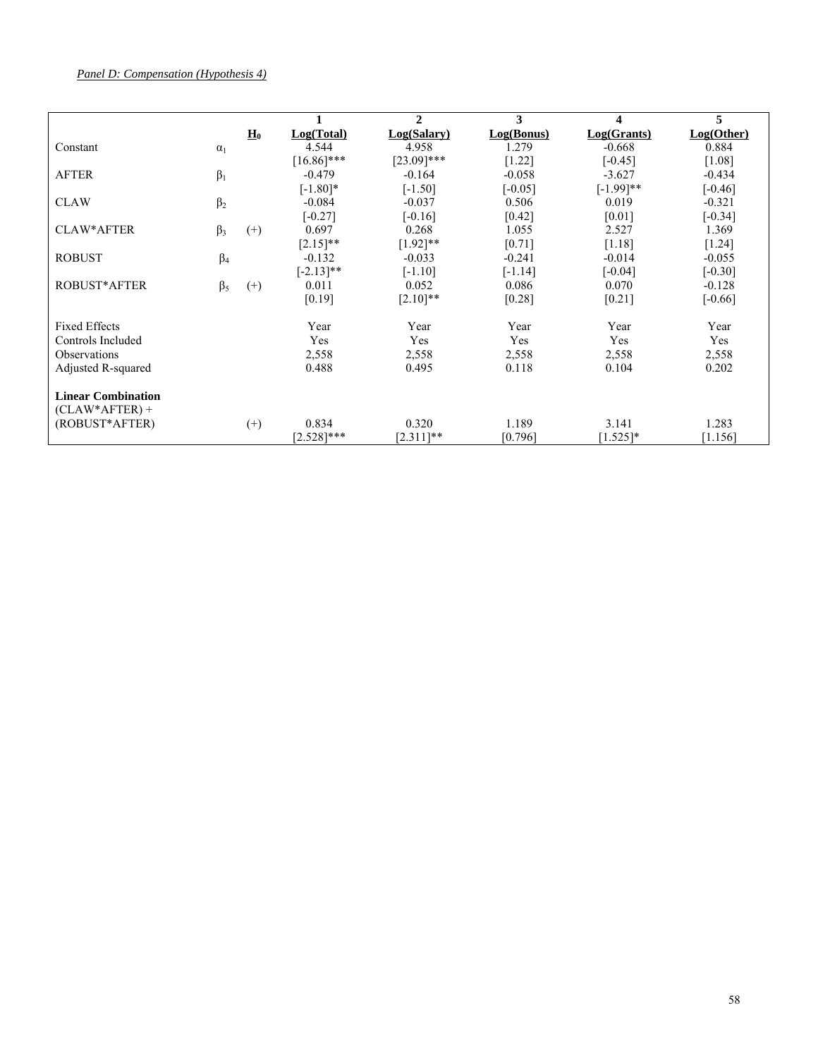*Panel D: Compensation (Hypothesis 4)*

| | | $H_0$ | 1<br>Log(Total) | 2<br>Log(Salary) | 3<br>Log(Bonus) | 4<br>Log(Grants) | 5<br>Log(Other) |
|---|---|---|---|---|---|---|---|
| Constant | $\alpha_1$ | | 4.544 | 4.958 | 1.279 | -0.668 | 0.884 |
| | | | [16.86]*** | [23.09]*** | [1.22] | [-0.45] | [1.08] |
| AFTER | $\beta_1$ | | -0.479 | -0.164 | -0.058 | -3.627 | -0.434 |
| | | | [-1.80]* | [-1.50] | [-0.05] | [-1.99]** | [-0.46] |
| CLAW | $\beta_2$ | | -0.084 | -0.037 | 0.506 | 0.019 | -0.321 |
| | | | [-0.27] | [-0.16] | [0.42] | [0.01] | [-0.34] |
| CLAW*AFTER | $\beta_3$ | (+) | 0.697 | 0.268 | 1.055 | 2.527 | 1.369 |
| | | | [2.15]** | [1.92]** | [0.71] | [1.18] | [1.24] |
| ROBUST | $\beta_4$ | | -0.132 | -0.033 | -0.241 | -0.014 | -0.055 |
| | | | [-2.13]** | [-1.10] | [-1.14] | [-0.04] | [-0.30] |
| ROBUST*AFTER | $\beta_5$ | (+) | 0.011 | 0.052 | 0.086 | 0.070 | -0.128 |
| | | | [0.19] | [2.10]** | [0.28] | [0.21] | [-0.66] |
| Fixed Effects | | | Year | Year | Year | Year | Year |
| Controls Included | | | Yes | Yes | Yes | Yes | Yes |
| Observations | | | 2,558 | 2,558 | 2,558 | 2,558 | 2,558 |
| Adjusted R-squared | | | 0.488 | 0.495 | 0.118 | 0.104 | 0.202 |
| **Linear Combination** (CLAW*AFTER) + (ROBUST*AFTER) | | (+) | 0.834 | 0.320 | 1.189 | 3.141 | 1.283 |
| | | | [2.528]*** | [2.311]** | [0.796] | [1.525]* | [1.156] |